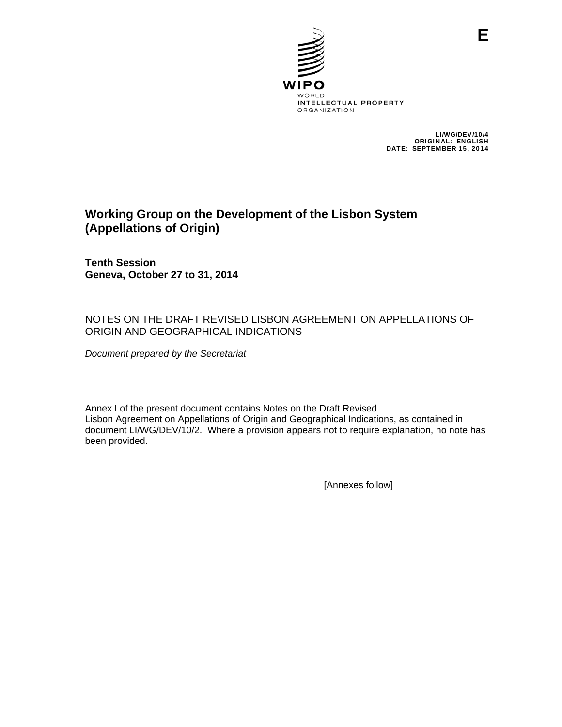E

WIPO
WORLD
INTELLECTUAL PROPERTY
ORGANIZATION

LI/WG/DEV/10/4
ORIGINAL: ENGLISH
DATE: SEPTEMBER 15, 2014

# Working Group on the Development of the Lisbon System (Appellations of Origin)

**Tenth Session**
**Geneva, October 27 to 31, 2014**

NOTES ON THE DRAFT REVISED LISBON AGREEMENT ON APPELLATIONS OF ORIGIN AND GEOGRAPHICAL INDICATIONS

*Document prepared by the Secretariat*

Annex I of the present document contains Notes on the Draft Revised Lisbon Agreement on Appellations of Origin and Geographical Indications, as contained in document LI/WG/DEV/10/2. Where a provision appears not to require explanation, no note has been provided.

[Annexes follow]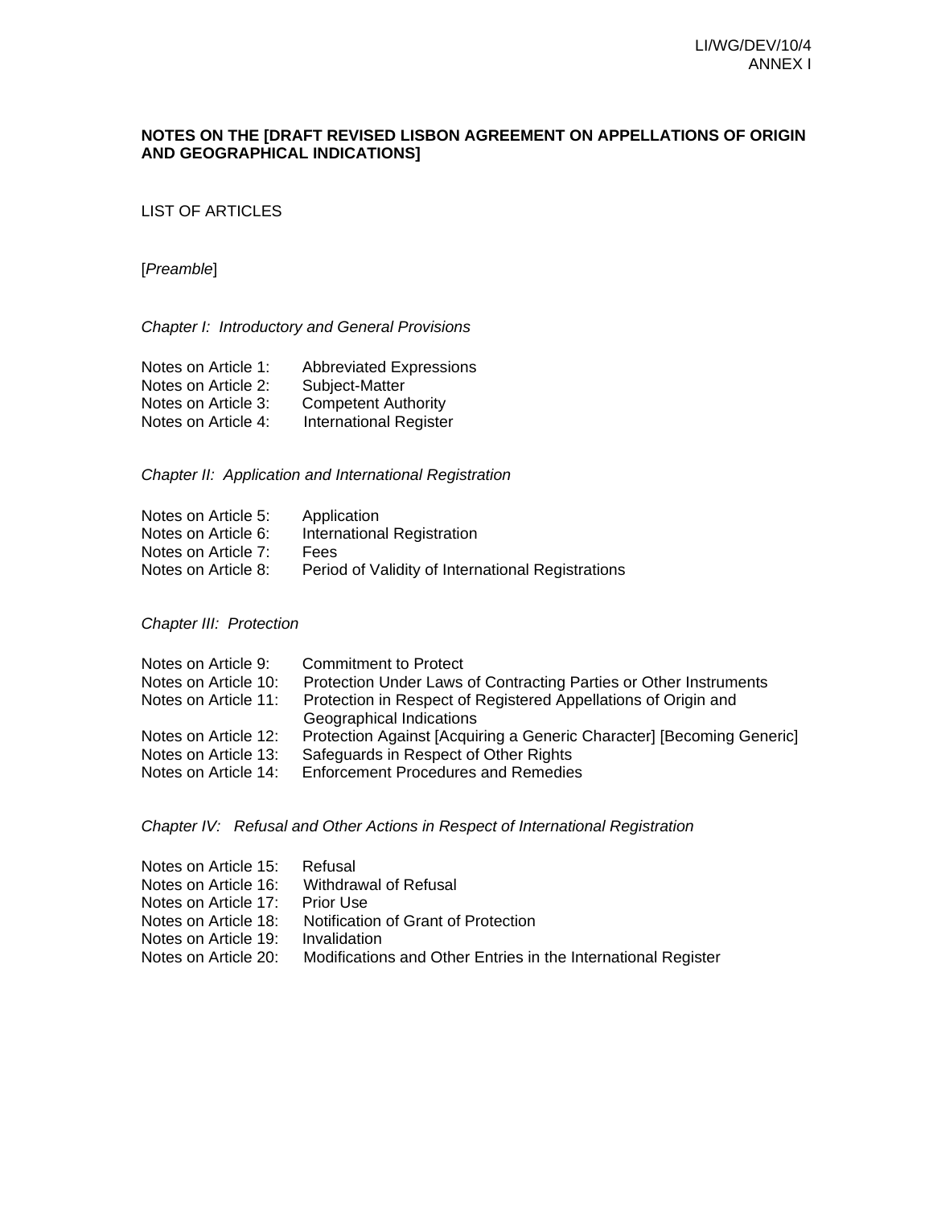**NOTES ON THE [DRAFT REVISED LISBON AGREEMENT ON APPELLATIONS OF ORIGIN AND GEOGRAPHICAL INDICATIONS]**

LIST OF ARTICLES

[*Preamble*]

*Chapter I: Introductory and General Provisions*

Notes on Article 1: Abbreviated Expressions
Notes on Article 2: Subject-Matter
Notes on Article 3: Competent Authority
Notes on Article 4: International Register

*Chapter II: Application and International Registration*

Notes on Article 5: Application
Notes on Article 6: International Registration
Notes on Article 7: Fees
Notes on Article 8: Period of Validity of International Registrations

*Chapter III: Protection*

Notes on Article 9: Commitment to Protect
Notes on Article 10: Protection Under Laws of Contracting Parties or Other Instruments
Notes on Article 11: Protection in Respect of Registered Appellations of Origin and Geographical Indications
Notes on Article 12: Protection Against [Acquiring a Generic Character] [Becoming Generic]
Notes on Article 13: Safeguards in Respect of Other Rights
Notes on Article 14: Enforcement Procedures and Remedies

*Chapter IV: Refusal and Other Actions in Respect of International Registration*

Notes on Article 15: Refusal
Notes on Article 16: Withdrawal of Refusal
Notes on Article 17: Prior Use
Notes on Article 18: Notification of Grant of Protection
Notes on Article 19: Invalidation
Notes on Article 20: Modifications and Other Entries in the International Register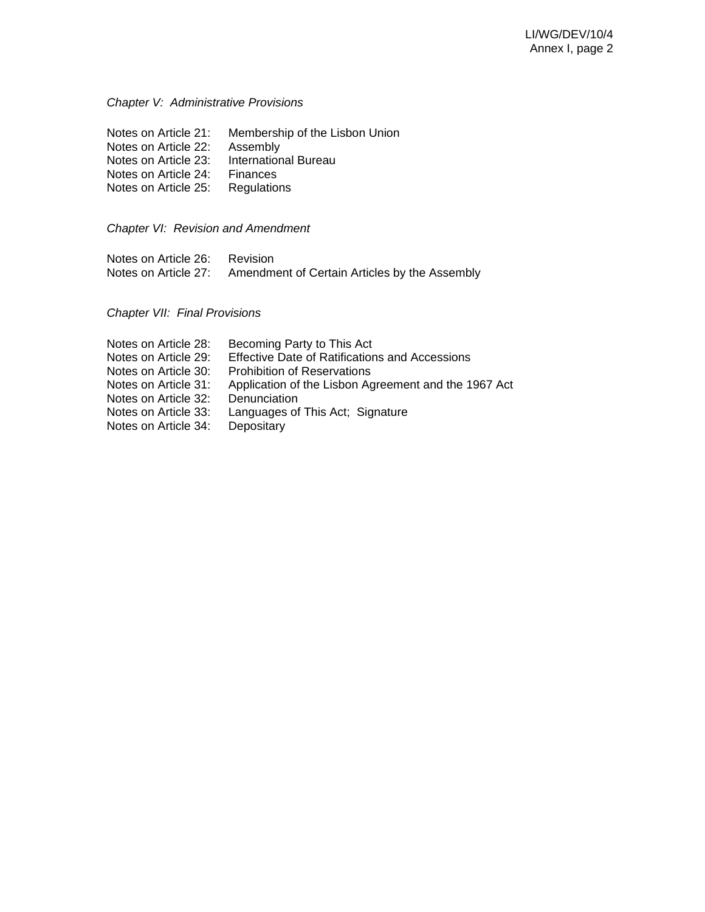*Chapter V: Administrative Provisions*

Notes on Article 21: Membership of the Lisbon Union
Notes on Article 22: Assembly
Notes on Article 23: International Bureau
Notes on Article 24: Finances
Notes on Article 25: Regulations

*Chapter VI: Revision and Amendment*

Notes on Article 26: Revision
Notes on Article 27: Amendment of Certain Articles by the Assembly

*Chapter VII: Final Provisions*

Notes on Article 28: Becoming Party to This Act
Notes on Article 29: Effective Date of Ratifications and Accessions
Notes on Article 30: Prohibition of Reservations
Notes on Article 31: Application of the Lisbon Agreement and the 1967 Act
Notes on Article 32: Denunciation
Notes on Article 33: Languages of This Act; Signature
Notes on Article 34: Depositary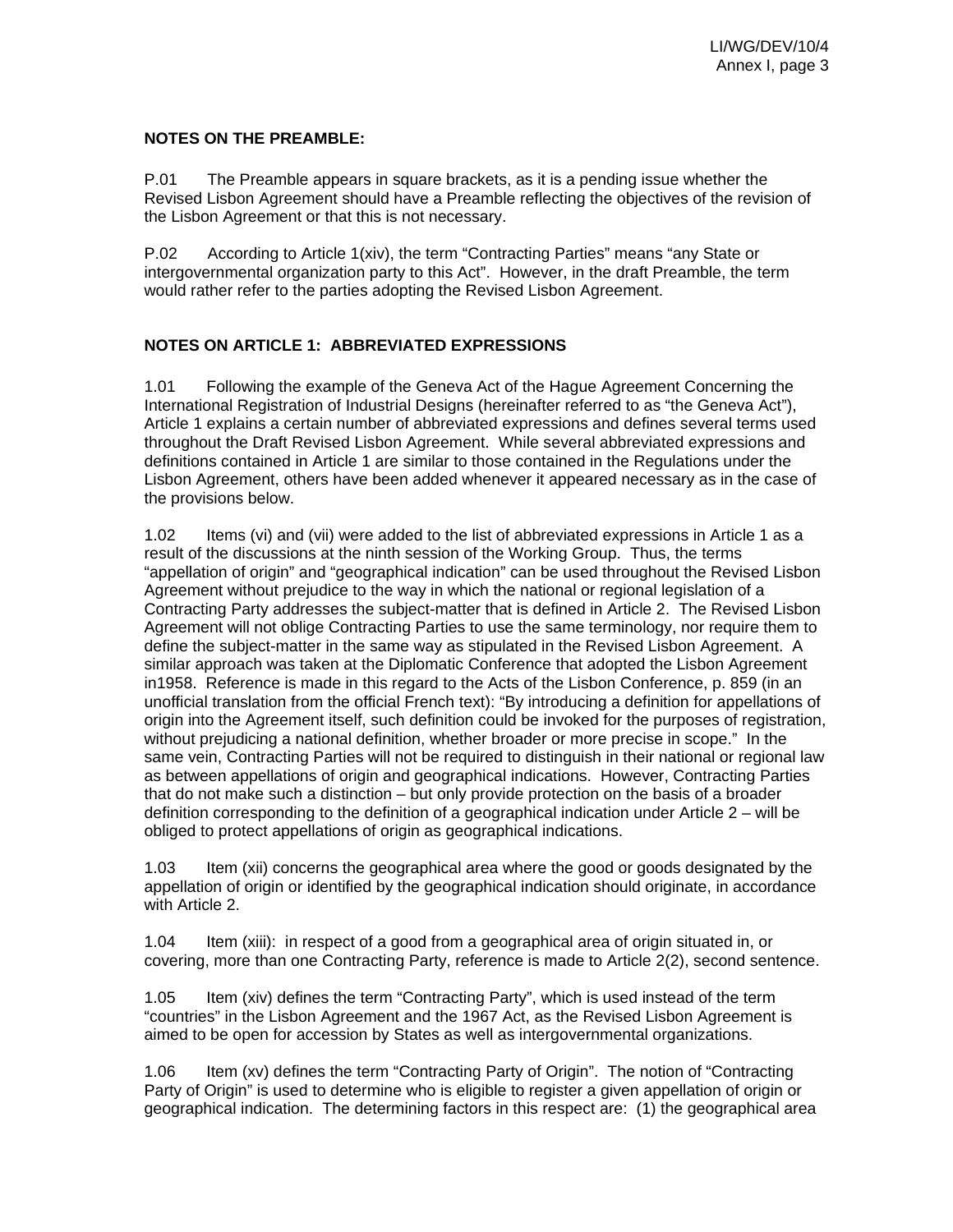**NOTES ON THE PREAMBLE:**

P.01 The Preamble appears in square brackets, as it is a pending issue whether the Revised Lisbon Agreement should have a Preamble reflecting the objectives of the revision of the Lisbon Agreement or that this is not necessary.

P.02 According to Article 1(xiv), the term "Contracting Parties" means "any State or intergovernmental organization party to this Act". However, in the draft Preamble, the term would rather refer to the parties adopting the Revised Lisbon Agreement.

**NOTES ON ARTICLE 1: ABBREVIATED EXPRESSIONS**

1.01 Following the example of the Geneva Act of the Hague Agreement Concerning the International Registration of Industrial Designs (hereinafter referred to as "the Geneva Act"), Article 1 explains a certain number of abbreviated expressions and defines several terms used throughout the Draft Revised Lisbon Agreement. While several abbreviated expressions and definitions contained in Article 1 are similar to those contained in the Regulations under the Lisbon Agreement, others have been added whenever it appeared necessary as in the case of the provisions below.

1.02 Items (vi) and (vii) were added to the list of abbreviated expressions in Article 1 as a result of the discussions at the ninth session of the Working Group. Thus, the terms "appellation of origin" and "geographical indication" can be used throughout the Revised Lisbon Agreement without prejudice to the way in which the national or regional legislation of a Contracting Party addresses the subject-matter that is defined in Article 2. The Revised Lisbon Agreement will not oblige Contracting Parties to use the same terminology, nor require them to define the subject-matter in the same way as stipulated in the Revised Lisbon Agreement. A similar approach was taken at the Diplomatic Conference that adopted the Lisbon Agreement in1958. Reference is made in this regard to the Acts of the Lisbon Conference, p. 859 (in an unofficial translation from the official French text): "By introducing a definition for appellations of origin into the Agreement itself, such definition could be invoked for the purposes of registration, without prejudicing a national definition, whether broader or more precise in scope." In the same vein, Contracting Parties will not be required to distinguish in their national or regional law as between appellations of origin and geographical indications. However, Contracting Parties that do not make such a distinction – but only provide protection on the basis of a broader definition corresponding to the definition of a geographical indication under Article 2 – will be obliged to protect appellations of origin as geographical indications.

1.03 Item (xii) concerns the geographical area where the good or goods designated by the appellation of origin or identified by the geographical indication should originate, in accordance with Article 2.

1.04 Item (xiii): in respect of a good from a geographical area of origin situated in, or covering, more than one Contracting Party, reference is made to Article 2(2), second sentence.

1.05 Item (xiv) defines the term "Contracting Party", which is used instead of the term "countries" in the Lisbon Agreement and the 1967 Act, as the Revised Lisbon Agreement is aimed to be open for accession by States as well as intergovernmental organizations.

1.06 Item (xv) defines the term "Contracting Party of Origin". The notion of "Contracting Party of Origin" is used to determine who is eligible to register a given appellation of origin or geographical indication. The determining factors in this respect are: (1) the geographical area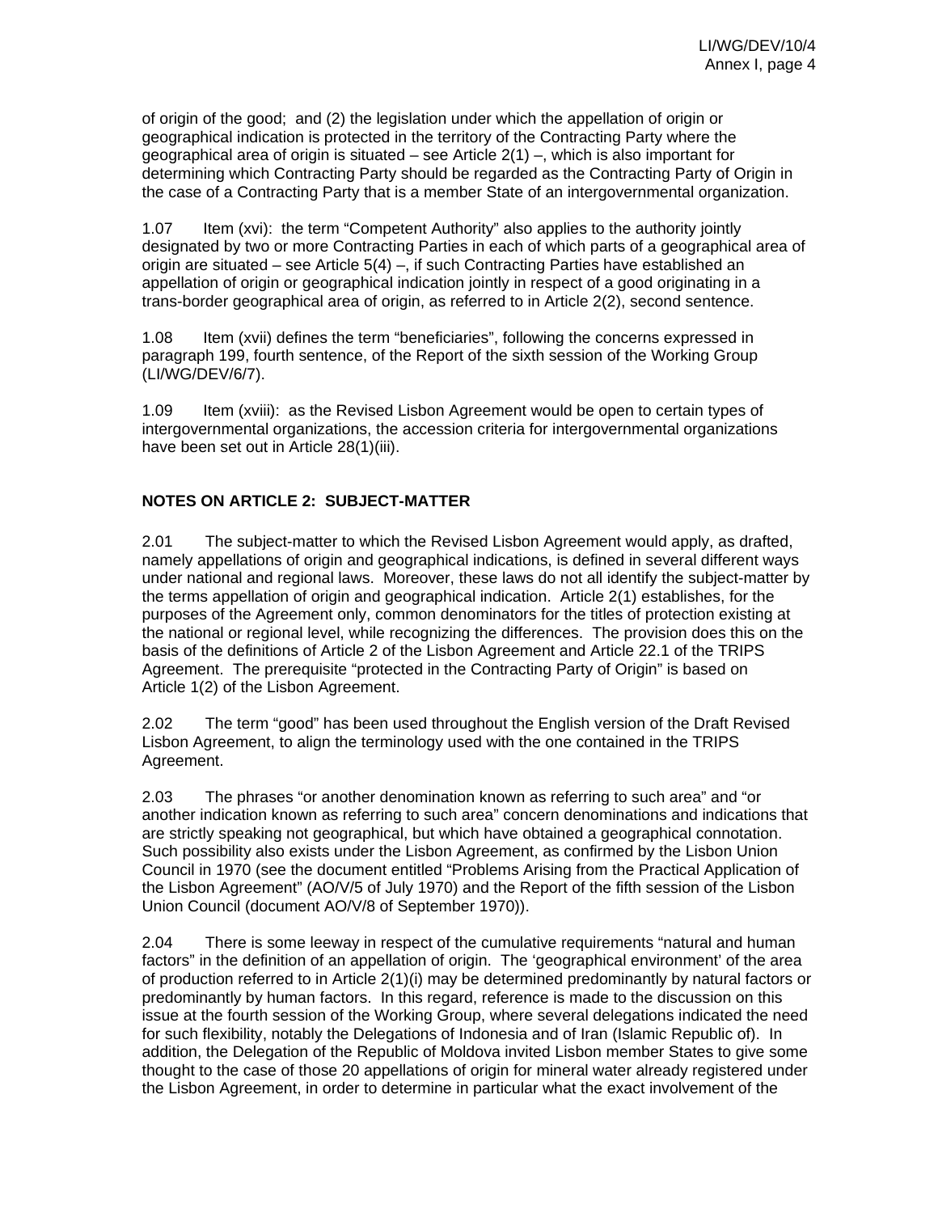of origin of the good;  and (2) the legislation under which the appellation of origin or geographical indication is protected in the territory of the Contracting Party where the geographical area of origin is situated – see Article 2(1) –, which is also important for determining which Contracting Party should be regarded as the Contracting Party of Origin in the case of a Contracting Party that is a member State of an intergovernmental organization.

1.07 Item (xvi):  the term "Competent Authority" also applies to the authority jointly designated by two or more Contracting Parties in each of which parts of a geographical area of origin are situated – see Article 5(4) –, if such Contracting Parties have established an appellation of origin or geographical indication jointly in respect of a good originating in a trans-border geographical area of origin, as referred to in Article 2(2), second sentence.

1.08 Item (xvii) defines the term "beneficiaries", following the concerns expressed in paragraph 199, fourth sentence, of the Report of the sixth session of the Working Group (LI/WG/DEV/6/7).

1.09 Item (xviii):  as the Revised Lisbon Agreement would be open to certain types of intergovernmental organizations, the accession criteria for intergovernmental organizations have been set out in Article 28(1)(iii).

**NOTES ON ARTICLE 2:  SUBJECT-MATTER**

2.01 The subject-matter to which the Revised Lisbon Agreement would apply, as drafted, namely appellations of origin and geographical indications, is defined in several different ways under national and regional laws.  Moreover, these laws do not all identify the subject-matter by the terms appellation of origin and geographical indication.  Article 2(1) establishes, for the purposes of the Agreement only, common denominators for the titles of protection existing at the national or regional level, while recognizing the differences.  The provision does this on the basis of the definitions of Article 2 of the Lisbon Agreement and Article 22.1 of the TRIPS Agreement.  The prerequisite "protected in the Contracting Party of Origin" is based on Article 1(2) of the Lisbon Agreement.

2.02 The term "good" has been used throughout the English version of the Draft Revised Lisbon Agreement, to align the terminology used with the one contained in the TRIPS Agreement.

2.03 The phrases "or another denomination known as referring to such area" and "or another indication known as referring to such area" concern denominations and indications that are strictly speaking not geographical, but which have obtained a geographical connotation. Such possibility also exists under the Lisbon Agreement, as confirmed by the Lisbon Union Council in 1970 (see the document entitled "Problems Arising from the Practical Application of the Lisbon Agreement" (AO/V/5 of July 1970) and the Report of the fifth session of the Lisbon Union Council (document AO/V/8 of September 1970)).

2.04 There is some leeway in respect of the cumulative requirements "natural and human factors" in the definition of an appellation of origin.  The 'geographical environment' of the area of production referred to in Article 2(1)(i) may be determined predominantly by natural factors or predominantly by human factors.  In this regard, reference is made to the discussion on this issue at the fourth session of the Working Group, where several delegations indicated the need for such flexibility, notably the Delegations of Indonesia and of Iran (Islamic Republic of).  In addition, the Delegation of the Republic of Moldova invited Lisbon member States to give some thought to the case of those 20 appellations of origin for mineral water already registered under the Lisbon Agreement, in order to determine in particular what the exact involvement of the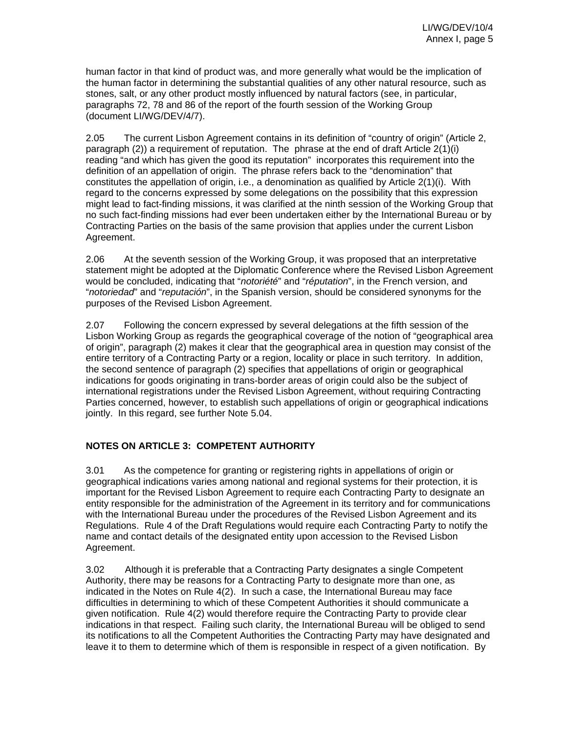human factor in that kind of product was, and more generally what would be the implication of the human factor in determining the substantial qualities of any other natural resource, such as stones, salt, or any other product mostly influenced by natural factors (see, in particular, paragraphs 72, 78 and 86 of the report of the fourth session of the Working Group (document LI/WG/DEV/4/7).

2.05 The current Lisbon Agreement contains in its definition of "country of origin" (Article 2, paragraph (2)) a requirement of reputation. The phrase at the end of draft Article 2(1)(i) reading "and which has given the good its reputation" incorporates this requirement into the definition of an appellation of origin. The phrase refers back to the "denomination" that constitutes the appellation of origin, i.e., a denomination as qualified by Article 2(1)(i). With regard to the concerns expressed by some delegations on the possibility that this expression might lead to fact-finding missions, it was clarified at the ninth session of the Working Group that no such fact-finding missions had ever been undertaken either by the International Bureau or by Contracting Parties on the basis of the same provision that applies under the current Lisbon Agreement.

2.06 At the seventh session of the Working Group, it was proposed that an interpretative statement might be adopted at the Diplomatic Conference where the Revised Lisbon Agreement would be concluded, indicating that "*notoriété*" and "*réputation*", in the French version, and "*notoriedad*" and "*reputación*", in the Spanish version, should be considered synonyms for the purposes of the Revised Lisbon Agreement.

2.07 Following the concern expressed by several delegations at the fifth session of the Lisbon Working Group as regards the geographical coverage of the notion of "geographical area of origin", paragraph (2) makes it clear that the geographical area in question may consist of the entire territory of a Contracting Party or a region, locality or place in such territory. In addition, the second sentence of paragraph (2) specifies that appellations of origin or geographical indications for goods originating in trans-border areas of origin could also be the subject of international registrations under the Revised Lisbon Agreement, without requiring Contracting Parties concerned, however, to establish such appellations of origin or geographical indications jointly. In this regard, see further Note 5.04.

## NOTES ON ARTICLE 3: COMPETENT AUTHORITY

3.01 As the competence for granting or registering rights in appellations of origin or geographical indications varies among national and regional systems for their protection, it is important for the Revised Lisbon Agreement to require each Contracting Party to designate an entity responsible for the administration of the Agreement in its territory and for communications with the International Bureau under the procedures of the Revised Lisbon Agreement and its Regulations. Rule 4 of the Draft Regulations would require each Contracting Party to notify the name and contact details of the designated entity upon accession to the Revised Lisbon Agreement.

3.02 Although it is preferable that a Contracting Party designates a single Competent Authority, there may be reasons for a Contracting Party to designate more than one, as indicated in the Notes on Rule 4(2). In such a case, the International Bureau may face difficulties in determining to which of these Competent Authorities it should communicate a given notification. Rule 4(2) would therefore require the Contracting Party to provide clear indications in that respect. Failing such clarity, the International Bureau will be obliged to send its notifications to all the Competent Authorities the Contracting Party may have designated and leave it to them to determine which of them is responsible in respect of a given notification. By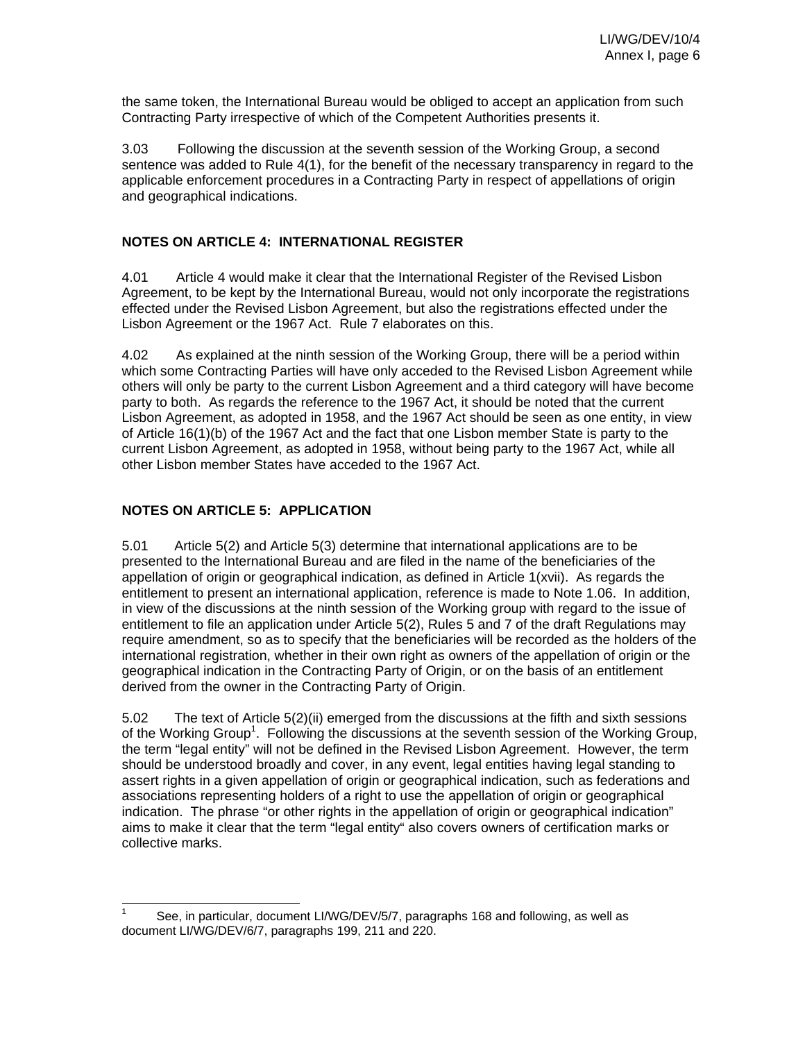the same token, the International Bureau would be obliged to accept an application from such Contracting Party irrespective of which of the Competent Authorities presents it.

3.03 Following the discussion at the seventh session of the Working Group, a second sentence was added to Rule 4(1), for the benefit of the necessary transparency in regard to the applicable enforcement procedures in a Contracting Party in respect of appellations of origin and geographical indications.

## NOTES ON ARTICLE 4: INTERNATIONAL REGISTER

4.01 Article 4 would make it clear that the International Register of the Revised Lisbon Agreement, to be kept by the International Bureau, would not only incorporate the registrations effected under the Revised Lisbon Agreement, but also the registrations effected under the Lisbon Agreement or the 1967 Act. Rule 7 elaborates on this.

4.02 As explained at the ninth session of the Working Group, there will be a period within which some Contracting Parties will have only acceded to the Revised Lisbon Agreement while others will only be party to the current Lisbon Agreement and a third category will have become party to both. As regards the reference to the 1967 Act, it should be noted that the current Lisbon Agreement, as adopted in 1958, and the 1967 Act should be seen as one entity, in view of Article 16(1)(b) of the 1967 Act and the fact that one Lisbon member State is party to the current Lisbon Agreement, as adopted in 1958, without being party to the 1967 Act, while all other Lisbon member States have acceded to the 1967 Act.

## NOTES ON ARTICLE 5: APPLICATION

5.01 Article 5(2) and Article 5(3) determine that international applications are to be presented to the International Bureau and are filed in the name of the beneficiaries of the appellation of origin or geographical indication, as defined in Article 1(xvii). As regards the entitlement to present an international application, reference is made to Note 1.06. In addition, in view of the discussions at the ninth session of the Working group with regard to the issue of entitlement to file an application under Article 5(2), Rules 5 and 7 of the draft Regulations may require amendment, so as to specify that the beneficiaries will be recorded as the holders of the international registration, whether in their own right as owners of the appellation of origin or the geographical indication in the Contracting Party of Origin, or on the basis of an entitlement derived from the owner in the Contracting Party of Origin.

5.02 The text of Article 5(2)(ii) emerged from the discussions at the fifth and sixth sessions of the Working Group[1]. Following the discussions at the seventh session of the Working Group, the term "legal entity" will not be defined in the Revised Lisbon Agreement. However, the term should be understood broadly and cover, in any event, legal entities having legal standing to assert rights in a given appellation of origin or geographical indication, such as federations and associations representing holders of a right to use the appellation of origin or geographical indication. The phrase "or other rights in the appellation of origin or geographical indication" aims to make it clear that the term "legal entity" also covers owners of certification marks or collective marks.

---

[1] See, in particular, document LI/WG/DEV/5/7, paragraphs 168 and following, as well as document LI/WG/DEV/6/7, paragraphs 199, 211 and 220.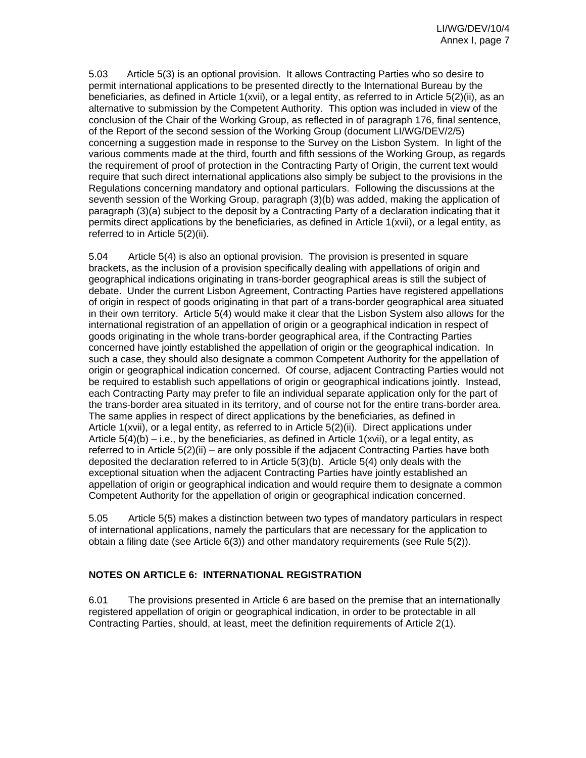5.03 Article 5(3) is an optional provision. It allows Contracting Parties who so desire to permit international applications to be presented directly to the International Bureau by the beneficiaries, as defined in Article 1(xvii), or a legal entity, as referred to in Article 5(2)(ii), as an alternative to submission by the Competent Authority. This option was included in view of the conclusion of the Chair of the Working Group, as reflected in of paragraph 176, final sentence, of the Report of the second session of the Working Group (document LI/WG/DEV/2/5) concerning a suggestion made in response to the Survey on the Lisbon System. In light of the various comments made at the third, fourth and fifth sessions of the Working Group, as regards the requirement of proof of protection in the Contracting Party of Origin, the current text would require that such direct international applications also simply be subject to the provisions in the Regulations concerning mandatory and optional particulars. Following the discussions at the seventh session of the Working Group, paragraph (3)(b) was added, making the application of paragraph (3)(a) subject to the deposit by a Contracting Party of a declaration indicating that it permits direct applications by the beneficiaries, as defined in Article 1(xvii), or a legal entity, as referred to in Article 5(2)(ii).

5.04 Article 5(4) is also an optional provision. The provision is presented in square brackets, as the inclusion of a provision specifically dealing with appellations of origin and geographical indications originating in trans-border geographical areas is still the subject of debate. Under the current Lisbon Agreement, Contracting Parties have registered appellations of origin in respect of goods originating in that part of a trans-border geographical area situated in their own territory. Article 5(4) would make it clear that the Lisbon System also allows for the international registration of an appellation of origin or a geographical indication in respect of goods originating in the whole trans-border geographical area, if the Contracting Parties concerned have jointly established the appellation of origin or the geographical indication. In such a case, they should also designate a common Competent Authority for the appellation of origin or geographical indication concerned. Of course, adjacent Contracting Parties would not be required to establish such appellations of origin or geographical indications jointly. Instead, each Contracting Party may prefer to file an individual separate application only for the part of the trans-border area situated in its territory, and of course not for the entire trans-border area. The same applies in respect of direct applications by the beneficiaries, as defined in Article 1(xvii), or a legal entity, as referred to in Article 5(2)(ii). Direct applications under Article 5(4)(b) – i.e., by the beneficiaries, as defined in Article 1(xvii), or a legal entity, as referred to in Article 5(2)(ii) – are only possible if the adjacent Contracting Parties have both deposited the declaration referred to in Article 5(3)(b). Article 5(4) only deals with the exceptional situation when the adjacent Contracting Parties have jointly established an appellation of origin or geographical indication and would require them to designate a common Competent Authority for the appellation of origin or geographical indication concerned.

5.05 Article 5(5) makes a distinction between two types of mandatory particulars in respect of international applications, namely the particulars that are necessary for the application to obtain a filing date (see Article 6(3)) and other mandatory requirements (see Rule 5(2)).

## NOTES ON ARTICLE 6: INTERNATIONAL REGISTRATION

6.01 The provisions presented in Article 6 are based on the premise that an internationally registered appellation of origin or geographical indication, in order to be protectable in all Contracting Parties, should, at least, meet the definition requirements of Article 2(1).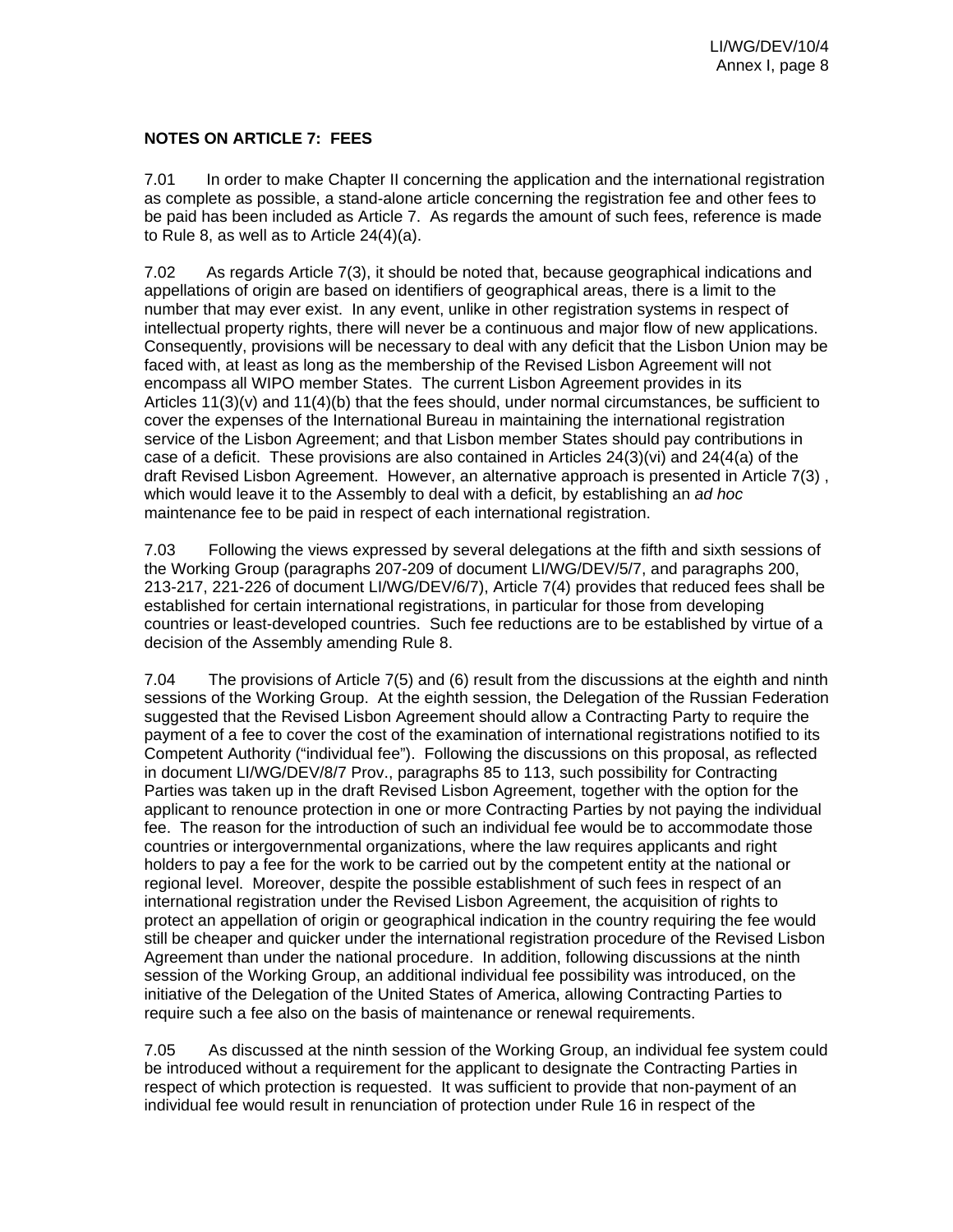**NOTES ON ARTICLE 7: FEES**

7.01 In order to make Chapter II concerning the application and the international registration as complete as possible, a stand-alone article concerning the registration fee and other fees to be paid has been included as Article 7. As regards the amount of such fees, reference is made to Rule 8, as well as to Article 24(4)(a).

7.02 As regards Article 7(3), it should be noted that, because geographical indications and appellations of origin are based on identifiers of geographical areas, there is a limit to the number that may ever exist. In any event, unlike in other registration systems in respect of intellectual property rights, there will never be a continuous and major flow of new applications. Consequently, provisions will be necessary to deal with any deficit that the Lisbon Union may be faced with, at least as long as the membership of the Revised Lisbon Agreement will not encompass all WIPO member States. The current Lisbon Agreement provides in its Articles 11(3)(v) and 11(4)(b) that the fees should, under normal circumstances, be sufficient to cover the expenses of the International Bureau in maintaining the international registration service of the Lisbon Agreement; and that Lisbon member States should pay contributions in case of a deficit. These provisions are also contained in Articles 24(3)(vi) and 24(4(a) of the draft Revised Lisbon Agreement. However, an alternative approach is presented in Article 7(3) , which would leave it to the Assembly to deal with a deficit, by establishing an *ad hoc* maintenance fee to be paid in respect of each international registration.

7.03 Following the views expressed by several delegations at the fifth and sixth sessions of the Working Group (paragraphs 207-209 of document LI/WG/DEV/5/7, and paragraphs 200, 213-217, 221-226 of document LI/WG/DEV/6/7), Article 7(4) provides that reduced fees shall be established for certain international registrations, in particular for those from developing countries or least-developed countries. Such fee reductions are to be established by virtue of a decision of the Assembly amending Rule 8.

7.04 The provisions of Article 7(5) and (6) result from the discussions at the eighth and ninth sessions of the Working Group. At the eighth session, the Delegation of the Russian Federation suggested that the Revised Lisbon Agreement should allow a Contracting Party to require the payment of a fee to cover the cost of the examination of international registrations notified to its Competent Authority ("individual fee"). Following the discussions on this proposal, as reflected in document LI/WG/DEV/8/7 Prov., paragraphs 85 to 113, such possibility for Contracting Parties was taken up in the draft Revised Lisbon Agreement, together with the option for the applicant to renounce protection in one or more Contracting Parties by not paying the individual fee. The reason for the introduction of such an individual fee would be to accommodate those countries or intergovernmental organizations, where the law requires applicants and right holders to pay a fee for the work to be carried out by the competent entity at the national or regional level. Moreover, despite the possible establishment of such fees in respect of an international registration under the Revised Lisbon Agreement, the acquisition of rights to protect an appellation of origin or geographical indication in the country requiring the fee would still be cheaper and quicker under the international registration procedure of the Revised Lisbon Agreement than under the national procedure. In addition, following discussions at the ninth session of the Working Group, an additional individual fee possibility was introduced, on the initiative of the Delegation of the United States of America, allowing Contracting Parties to require such a fee also on the basis of maintenance or renewal requirements.

7.05 As discussed at the ninth session of the Working Group, an individual fee system could be introduced without a requirement for the applicant to designate the Contracting Parties in respect of which protection is requested. It was sufficient to provide that non-payment of an individual fee would result in renunciation of protection under Rule 16 in respect of the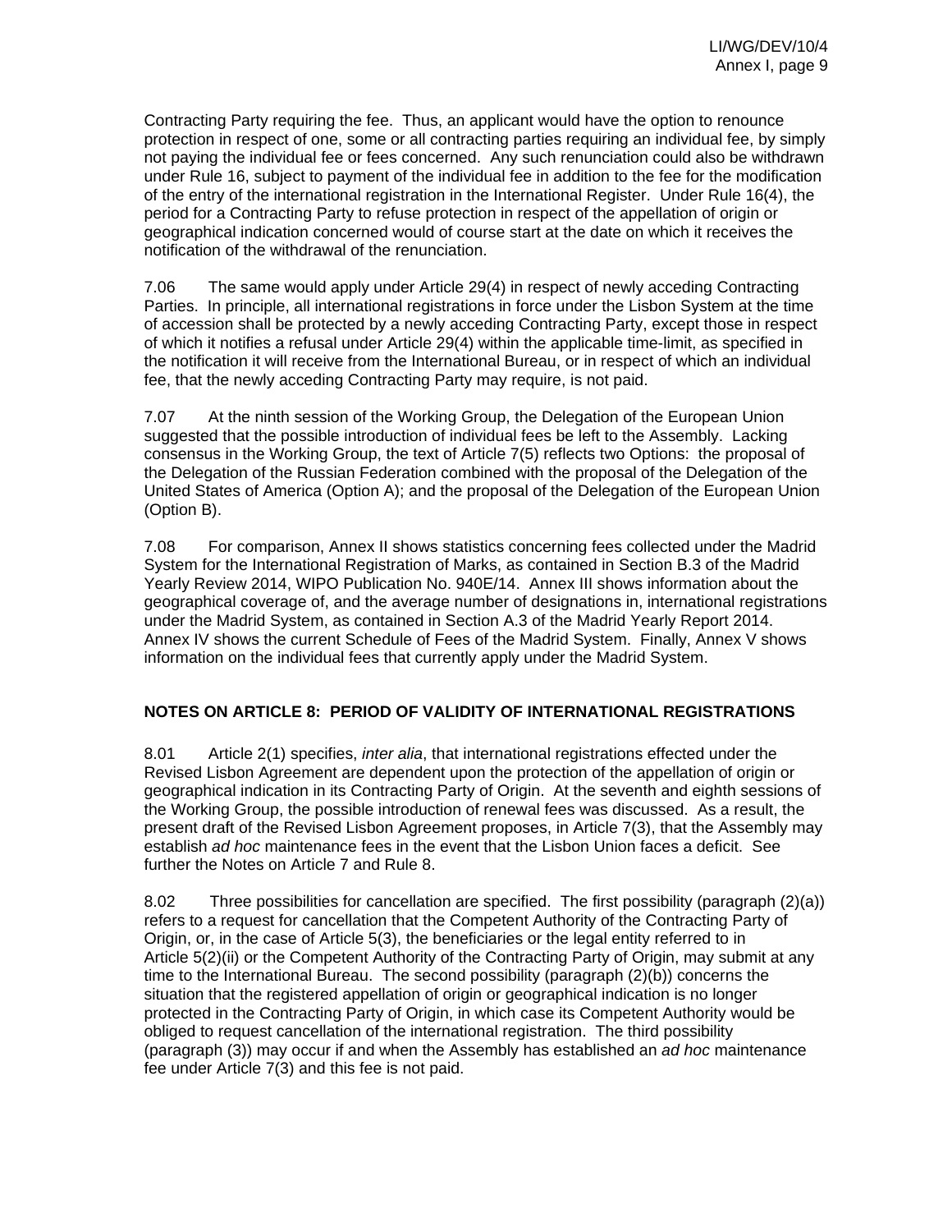Contracting Party requiring the fee. Thus, an applicant would have the option to renounce protection in respect of one, some or all contracting parties requiring an individual fee, by simply not paying the individual fee or fees concerned. Any such renunciation could also be withdrawn under Rule 16, subject to payment of the individual fee in addition to the fee for the modification of the entry of the international registration in the International Register. Under Rule 16(4), the period for a Contracting Party to refuse protection in respect of the appellation of origin or geographical indication concerned would of course start at the date on which it receives the notification of the withdrawal of the renunciation.

7.06 The same would apply under Article 29(4) in respect of newly acceding Contracting Parties. In principle, all international registrations in force under the Lisbon System at the time of accession shall be protected by a newly acceding Contracting Party, except those in respect of which it notifies a refusal under Article 29(4) within the applicable time-limit, as specified in the notification it will receive from the International Bureau, or in respect of which an individual fee, that the newly acceding Contracting Party may require, is not paid.

7.07 At the ninth session of the Working Group, the Delegation of the European Union suggested that the possible introduction of individual fees be left to the Assembly. Lacking consensus in the Working Group, the text of Article 7(5) reflects two Options: the proposal of the Delegation of the Russian Federation combined with the proposal of the Delegation of the United States of America (Option A); and the proposal of the Delegation of the European Union (Option B).

7.08 For comparison, Annex II shows statistics concerning fees collected under the Madrid System for the International Registration of Marks, as contained in Section B.3 of the Madrid Yearly Review 2014, WIPO Publication No. 940E/14. Annex III shows information about the geographical coverage of, and the average number of designations in, international registrations under the Madrid System, as contained in Section A.3 of the Madrid Yearly Report 2014. Annex IV shows the current Schedule of Fees of the Madrid System. Finally, Annex V shows information on the individual fees that currently apply under the Madrid System.

## NOTES ON ARTICLE 8: PERIOD OF VALIDITY OF INTERNATIONAL REGISTRATIONS

8.01 Article 2(1) specifies, *inter alia*, that international registrations effected under the Revised Lisbon Agreement are dependent upon the protection of the appellation of origin or geographical indication in its Contracting Party of Origin. At the seventh and eighth sessions of the Working Group, the possible introduction of renewal fees was discussed. As a result, the present draft of the Revised Lisbon Agreement proposes, in Article 7(3), that the Assembly may establish *ad hoc* maintenance fees in the event that the Lisbon Union faces a deficit. See further the Notes on Article 7 and Rule 8.

8.02 Three possibilities for cancellation are specified. The first possibility (paragraph (2)(a)) refers to a request for cancellation that the Competent Authority of the Contracting Party of Origin, or, in the case of Article 5(3), the beneficiaries or the legal entity referred to in Article 5(2)(ii) or the Competent Authority of the Contracting Party of Origin, may submit at any time to the International Bureau. The second possibility (paragraph (2)(b)) concerns the situation that the registered appellation of origin or geographical indication is no longer protected in the Contracting Party of Origin, in which case its Competent Authority would be obliged to request cancellation of the international registration. The third possibility (paragraph (3)) may occur if and when the Assembly has established an *ad hoc* maintenance fee under Article 7(3) and this fee is not paid.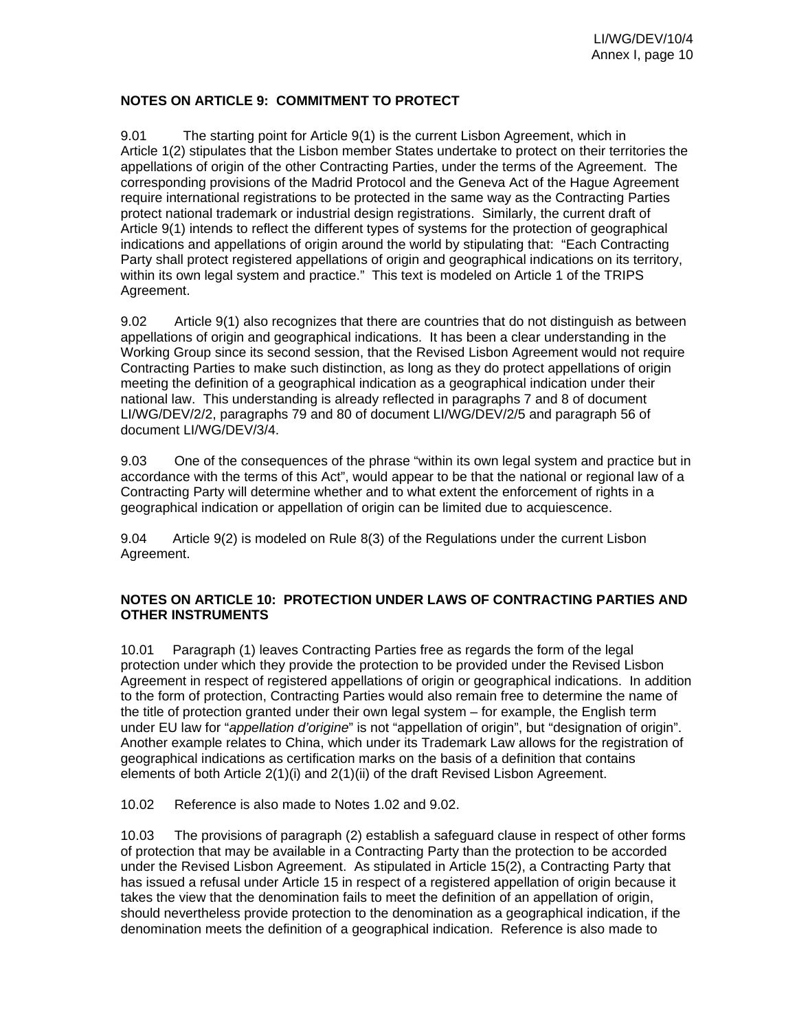**NOTES ON ARTICLE 9: COMMITMENT TO PROTECT**

9.01 The starting point for Article 9(1) is the current Lisbon Agreement, which in Article 1(2) stipulates that the Lisbon member States undertake to protect on their territories the appellations of origin of the other Contracting Parties, under the terms of the Agreement. The corresponding provisions of the Madrid Protocol and the Geneva Act of the Hague Agreement require international registrations to be protected in the same way as the Contracting Parties protect national trademark or industrial design registrations. Similarly, the current draft of Article 9(1) intends to reflect the different types of systems for the protection of geographical indications and appellations of origin around the world by stipulating that: "Each Contracting Party shall protect registered appellations of origin and geographical indications on its territory, within its own legal system and practice." This text is modeled on Article 1 of the TRIPS Agreement.

9.02 Article 9(1) also recognizes that there are countries that do not distinguish as between appellations of origin and geographical indications. It has been a clear understanding in the Working Group since its second session, that the Revised Lisbon Agreement would not require Contracting Parties to make such distinction, as long as they do protect appellations of origin meeting the definition of a geographical indication as a geographical indication under their national law. This understanding is already reflected in paragraphs 7 and 8 of document LI/WG/DEV/2/2, paragraphs 79 and 80 of document LI/WG/DEV/2/5 and paragraph 56 of document LI/WG/DEV/3/4.

9.03 One of the consequences of the phrase "within its own legal system and practice but in accordance with the terms of this Act", would appear to be that the national or regional law of a Contracting Party will determine whether and to what extent the enforcement of rights in a geographical indication or appellation of origin can be limited due to acquiescence.

9.04 Article 9(2) is modeled on Rule 8(3) of the Regulations under the current Lisbon Agreement.

**NOTES ON ARTICLE 10: PROTECTION UNDER LAWS OF CONTRACTING PARTIES AND OTHER INSTRUMENTS**

10.01 Paragraph (1) leaves Contracting Parties free as regards the form of the legal protection under which they provide the protection to be provided under the Revised Lisbon Agreement in respect of registered appellations of origin or geographical indications. In addition to the form of protection, Contracting Parties would also remain free to determine the name of the title of protection granted under their own legal system – for example, the English term under EU law for "*appellation d'origine*" is not "appellation of origin", but "designation of origin". Another example relates to China, which under its Trademark Law allows for the registration of geographical indications as certification marks on the basis of a definition that contains elements of both Article 2(1)(i) and 2(1)(ii) of the draft Revised Lisbon Agreement.

10.02 Reference is also made to Notes 1.02 and 9.02.

10.03 The provisions of paragraph (2) establish a safeguard clause in respect of other forms of protection that may be available in a Contracting Party than the protection to be accorded under the Revised Lisbon Agreement. As stipulated in Article 15(2), a Contracting Party that has issued a refusal under Article 15 in respect of a registered appellation of origin because it takes the view that the denomination fails to meet the definition of an appellation of origin, should nevertheless provide protection to the denomination as a geographical indication, if the denomination meets the definition of a geographical indication. Reference is also made to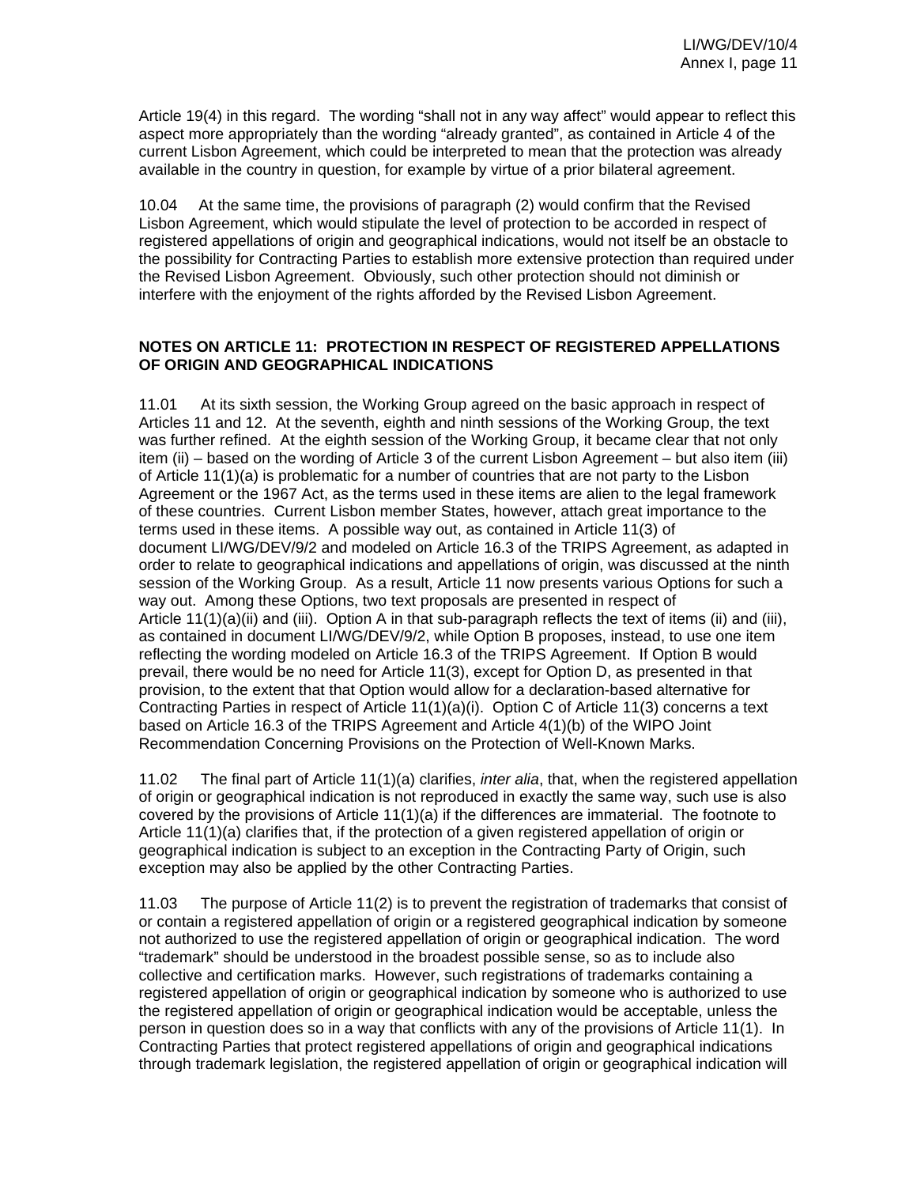Article 19(4) in this regard. The wording "shall not in any way affect" would appear to reflect this aspect more appropriately than the wording "already granted", as contained in Article 4 of the current Lisbon Agreement, which could be interpreted to mean that the protection was already available in the country in question, for example by virtue of a prior bilateral agreement.

10.04 At the same time, the provisions of paragraph (2) would confirm that the Revised Lisbon Agreement, which would stipulate the level of protection to be accorded in respect of registered appellations of origin and geographical indications, would not itself be an obstacle to the possibility for Contracting Parties to establish more extensive protection than required under the Revised Lisbon Agreement. Obviously, such other protection should not diminish or interfere with the enjoyment of the rights afforded by the Revised Lisbon Agreement.

## NOTES ON ARTICLE 11: PROTECTION IN RESPECT OF REGISTERED APPELLATIONS OF ORIGIN AND GEOGRAPHICAL INDICATIONS

11.01 At its sixth session, the Working Group agreed on the basic approach in respect of Articles 11 and 12. At the seventh, eighth and ninth sessions of the Working Group, the text was further refined. At the eighth session of the Working Group, it became clear that not only item (ii) – based on the wording of Article 3 of the current Lisbon Agreement – but also item (iii) of Article 11(1)(a) is problematic for a number of countries that are not party to the Lisbon Agreement or the 1967 Act, as the terms used in these items are alien to the legal framework of these countries. Current Lisbon member States, however, attach great importance to the terms used in these items. A possible way out, as contained in Article 11(3) of document LI/WG/DEV/9/2 and modeled on Article 16.3 of the TRIPS Agreement, as adapted in order to relate to geographical indications and appellations of origin, was discussed at the ninth session of the Working Group. As a result, Article 11 now presents various Options for such a way out. Among these Options, two text proposals are presented in respect of Article 11(1)(a)(ii) and (iii). Option A in that sub-paragraph reflects the text of items (ii) and (iii), as contained in document LI/WG/DEV/9/2, while Option B proposes, instead, to use one item reflecting the wording modeled on Article 16.3 of the TRIPS Agreement. If Option B would prevail, there would be no need for Article 11(3), except for Option D, as presented in that provision, to the extent that that Option would allow for a declaration-based alternative for Contracting Parties in respect of Article 11(1)(a)(i). Option C of Article 11(3) concerns a text based on Article 16.3 of the TRIPS Agreement and Article 4(1)(b) of the WIPO Joint Recommendation Concerning Provisions on the Protection of Well-Known Marks.

11.02 The final part of Article 11(1)(a) clarifies, *inter alia*, that, when the registered appellation of origin or geographical indication is not reproduced in exactly the same way, such use is also covered by the provisions of Article 11(1)(a) if the differences are immaterial. The footnote to Article 11(1)(a) clarifies that, if the protection of a given registered appellation of origin or geographical indication is subject to an exception in the Contracting Party of Origin, such exception may also be applied by the other Contracting Parties.

11.03 The purpose of Article 11(2) is to prevent the registration of trademarks that consist of or contain a registered appellation of origin or a registered geographical indication by someone not authorized to use the registered appellation of origin or geographical indication. The word "trademark" should be understood in the broadest possible sense, so as to include also collective and certification marks. However, such registrations of trademarks containing a registered appellation of origin or geographical indication by someone who is authorized to use the registered appellation of origin or geographical indication would be acceptable, unless the person in question does so in a way that conflicts with any of the provisions of Article 11(1). In Contracting Parties that protect registered appellations of origin and geographical indications through trademark legislation, the registered appellation of origin or geographical indication will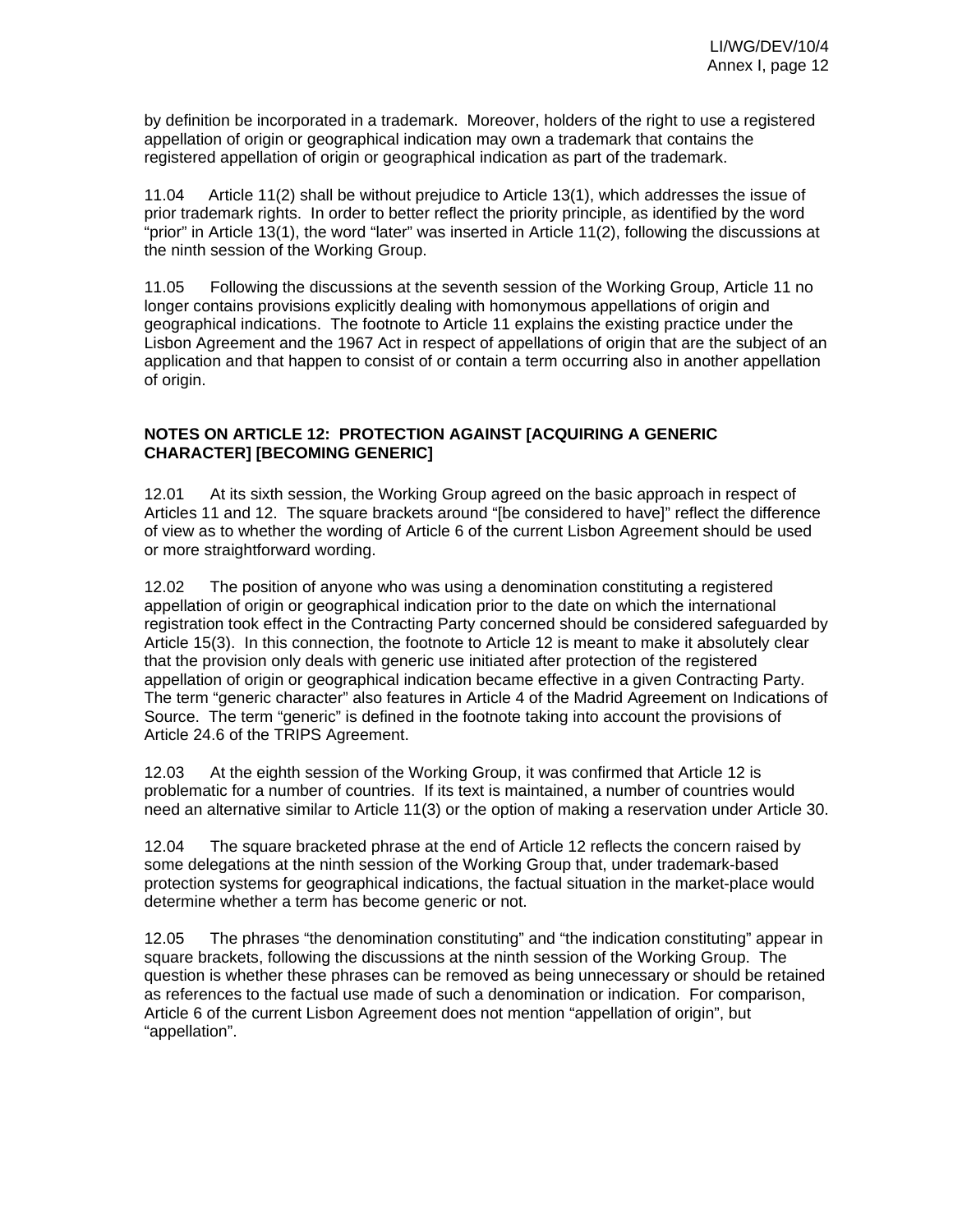by definition be incorporated in a trademark.  Moreover, holders of the right to use a registered appellation of origin or geographical indication may own a trademark that contains the registered appellation of origin or geographical indication as part of the trademark.

11.04 Article 11(2) shall be without prejudice to Article 13(1), which addresses the issue of prior trademark rights.  In order to better reflect the priority principle, as identified by the word "prior" in Article 13(1), the word "later" was inserted in Article 11(2), following the discussions at the ninth session of the Working Group.

11.05 Following the discussions at the seventh session of the Working Group, Article 11 no longer contains provisions explicitly dealing with homonymous appellations of origin and geographical indications.  The footnote to Article 11 explains the existing practice under the Lisbon Agreement and the 1967 Act in respect of appellations of origin that are the subject of an application and that happen to consist of or contain a term occurring also in another appellation of origin.

## NOTES ON ARTICLE 12:  PROTECTION AGAINST [ACQUIRING A GENERIC CHARACTER] [BECOMING GENERIC]

12.01 At its sixth session, the Working Group agreed on the basic approach in respect of Articles 11 and 12.  The square brackets around "[be considered to have]" reflect the difference of view as to whether the wording of Article 6 of the current Lisbon Agreement should be used or more straightforward wording.

12.02 The position of anyone who was using a denomination constituting a registered appellation of origin or geographical indication prior to the date on which the international registration took effect in the Contracting Party concerned should be considered safeguarded by Article 15(3).  In this connection, the footnote to Article 12 is meant to make it absolutely clear that the provision only deals with generic use initiated after protection of the registered appellation of origin or geographical indication became effective in a given Contracting Party.  The term "generic character" also features in Article 4 of the Madrid Agreement on Indications of Source.  The term "generic" is defined in the footnote taking into account the provisions of Article 24.6 of the TRIPS Agreement.

12.03 At the eighth session of the Working Group, it was confirmed that Article 12 is problematic for a number of countries.  If its text is maintained, a number of countries would need an alternative similar to Article 11(3) or the option of making a reservation under Article 30.

12.04 The square bracketed phrase at the end of Article 12 reflects the concern raised by some delegations at the ninth session of the Working Group that, under trademark-based protection systems for geographical indications, the factual situation in the market-place would determine whether a term has become generic or not.

12.05 The phrases "the denomination constituting" and "the indication constituting" appear in square brackets, following the discussions at the ninth session of the Working Group.  The question is whether these phrases can be removed as being unnecessary or should be retained as references to the factual use made of such a denomination or indication.  For comparison, Article 6 of the current Lisbon Agreement does not mention "appellation of origin", but "appellation".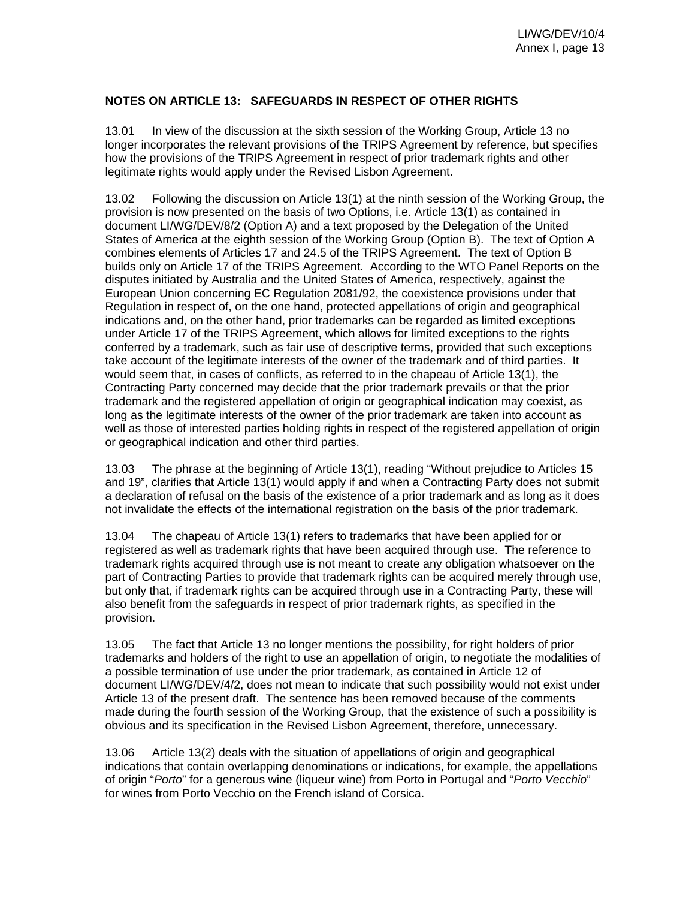**NOTES ON ARTICLE 13: SAFEGUARDS IN RESPECT OF OTHER RIGHTS**

13.01 In view of the discussion at the sixth session of the Working Group, Article 13 no longer incorporates the relevant provisions of the TRIPS Agreement by reference, but specifies how the provisions of the TRIPS Agreement in respect of prior trademark rights and other legitimate rights would apply under the Revised Lisbon Agreement.

13.02 Following the discussion on Article 13(1) at the ninth session of the Working Group, the provision is now presented on the basis of two Options, i.e. Article 13(1) as contained in document LI/WG/DEV/8/2 (Option A) and a text proposed by the Delegation of the United States of America at the eighth session of the Working Group (Option B). The text of Option A combines elements of Articles 17 and 24.5 of the TRIPS Agreement. The text of Option B builds only on Article 17 of the TRIPS Agreement. According to the WTO Panel Reports on the disputes initiated by Australia and the United States of America, respectively, against the European Union concerning EC Regulation 2081/92, the coexistence provisions under that Regulation in respect of, on the one hand, protected appellations of origin and geographical indications and, on the other hand, prior trademarks can be regarded as limited exceptions under Article 17 of the TRIPS Agreement, which allows for limited exceptions to the rights conferred by a trademark, such as fair use of descriptive terms, provided that such exceptions take account of the legitimate interests of the owner of the trademark and of third parties. It would seem that, in cases of conflicts, as referred to in the chapeau of Article 13(1), the Contracting Party concerned may decide that the prior trademark prevails or that the prior trademark and the registered appellation of origin or geographical indication may coexist, as long as the legitimate interests of the owner of the prior trademark are taken into account as well as those of interested parties holding rights in respect of the registered appellation of origin or geographical indication and other third parties.

13.03 The phrase at the beginning of Article 13(1), reading "Without prejudice to Articles 15 and 19", clarifies that Article 13(1) would apply if and when a Contracting Party does not submit a declaration of refusal on the basis of the existence of a prior trademark and as long as it does not invalidate the effects of the international registration on the basis of the prior trademark.

13.04 The chapeau of Article 13(1) refers to trademarks that have been applied for or registered as well as trademark rights that have been acquired through use. The reference to trademark rights acquired through use is not meant to create any obligation whatsoever on the part of Contracting Parties to provide that trademark rights can be acquired merely through use, but only that, if trademark rights can be acquired through use in a Contracting Party, these will also benefit from the safeguards in respect of prior trademark rights, as specified in the provision.

13.05 The fact that Article 13 no longer mentions the possibility, for right holders of prior trademarks and holders of the right to use an appellation of origin, to negotiate the modalities of a possible termination of use under the prior trademark, as contained in Article 12 of document LI/WG/DEV/4/2, does not mean to indicate that such possibility would not exist under Article 13 of the present draft. The sentence has been removed because of the comments made during the fourth session of the Working Group, that the existence of such a possibility is obvious and its specification in the Revised Lisbon Agreement, therefore, unnecessary.

13.06 Article 13(2) deals with the situation of appellations of origin and geographical indications that contain overlapping denominations or indications, for example, the appellations of origin "*Porto*" for a generous wine (liqueur wine) from Porto in Portugal and "*Porto Vecchio*" for wines from Porto Vecchio on the French island of Corsica.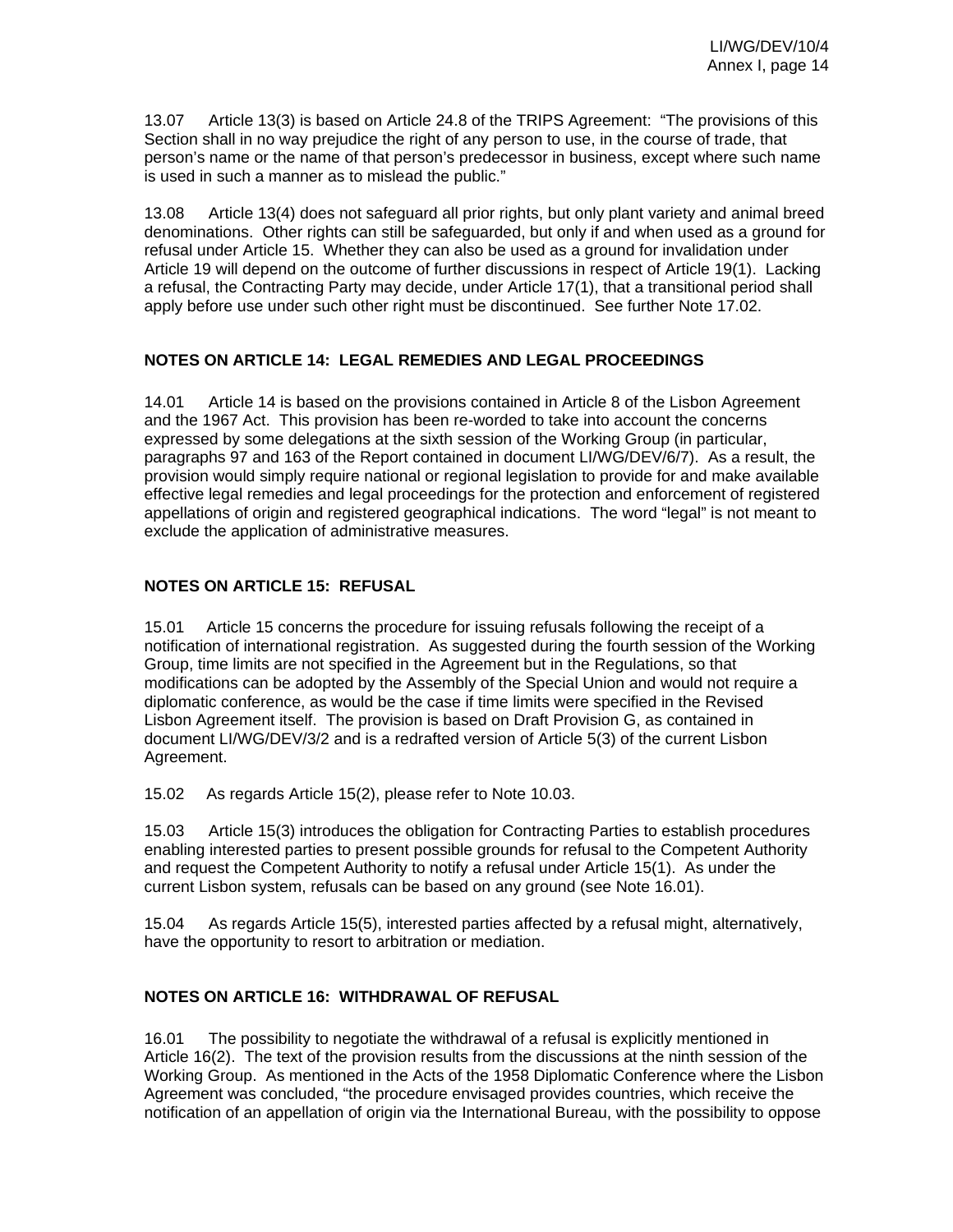13.07 Article 13(3) is based on Article 24.8 of the TRIPS Agreement: "The provisions of this Section shall in no way prejudice the right of any person to use, in the course of trade, that person's name or the name of that person's predecessor in business, except where such name is used in such a manner as to mislead the public."

13.08 Article 13(4) does not safeguard all prior rights, but only plant variety and animal breed denominations. Other rights can still be safeguarded, but only if and when used as a ground for refusal under Article 15. Whether they can also be used as a ground for invalidation under Article 19 will depend on the outcome of further discussions in respect of Article 19(1). Lacking a refusal, the Contracting Party may decide, under Article 17(1), that a transitional period shall apply before use under such other right must be discontinued. See further Note 17.02.

## NOTES ON ARTICLE 14: LEGAL REMEDIES AND LEGAL PROCEEDINGS

14.01 Article 14 is based on the provisions contained in Article 8 of the Lisbon Agreement and the 1967 Act. This provision has been re-worded to take into account the concerns expressed by some delegations at the sixth session of the Working Group (in particular, paragraphs 97 and 163 of the Report contained in document LI/WG/DEV/6/7). As a result, the provision would simply require national or regional legislation to provide for and make available effective legal remedies and legal proceedings for the protection and enforcement of registered appellations of origin and registered geographical indications. The word "legal" is not meant to exclude the application of administrative measures.

## NOTES ON ARTICLE 15: REFUSAL

15.01 Article 15 concerns the procedure for issuing refusals following the receipt of a notification of international registration. As suggested during the fourth session of the Working Group, time limits are not specified in the Agreement but in the Regulations, so that modifications can be adopted by the Assembly of the Special Union and would not require a diplomatic conference, as would be the case if time limits were specified in the Revised Lisbon Agreement itself. The provision is based on Draft Provision G, as contained in document LI/WG/DEV/3/2 and is a redrafted version of Article 5(3) of the current Lisbon Agreement.

15.02 As regards Article 15(2), please refer to Note 10.03.

15.03 Article 15(3) introduces the obligation for Contracting Parties to establish procedures enabling interested parties to present possible grounds for refusal to the Competent Authority and request the Competent Authority to notify a refusal under Article 15(1). As under the current Lisbon system, refusals can be based on any ground (see Note 16.01).

15.04 As regards Article 15(5), interested parties affected by a refusal might, alternatively, have the opportunity to resort to arbitration or mediation.

## NOTES ON ARTICLE 16: WITHDRAWAL OF REFUSAL

16.01 The possibility to negotiate the withdrawal of a refusal is explicitly mentioned in Article 16(2). The text of the provision results from the discussions at the ninth session of the Working Group. As mentioned in the Acts of the 1958 Diplomatic Conference where the Lisbon Agreement was concluded, "the procedure envisaged provides countries, which receive the notification of an appellation of origin via the International Bureau, with the possibility to oppose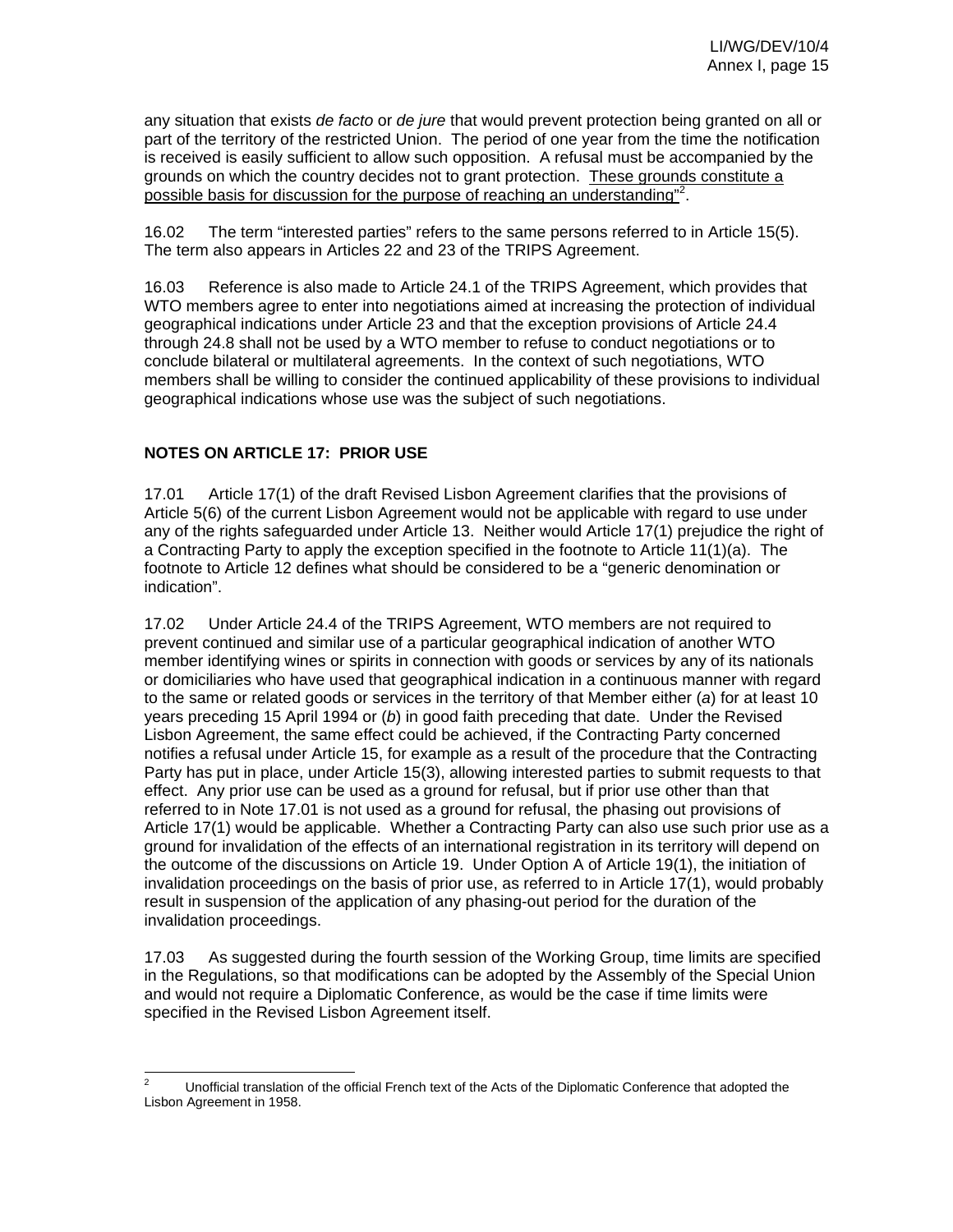any situation that exists *de facto* or *de jure* that would prevent protection being granted on all or part of the territory of the restricted Union. The period of one year from the time the notification is received is easily sufficient to allow such opposition. A refusal must be accompanied by the grounds on which the country decides not to grant protection. <u>These grounds constitute a possible basis for discussion for the purpose of reaching an understanding</u>"[2].

16.02 The term "interested parties" refers to the same persons referred to in Article 15(5). The term also appears in Articles 22 and 23 of the TRIPS Agreement.

16.03 Reference is also made to Article 24.1 of the TRIPS Agreement, which provides that WTO members agree to enter into negotiations aimed at increasing the protection of individual geographical indications under Article 23 and that the exception provisions of Article 24.4 through 24.8 shall not be used by a WTO member to refuse to conduct negotiations or to conclude bilateral or multilateral agreements. In the context of such negotiations, WTO members shall be willing to consider the continued applicability of these provisions to individual geographical indications whose use was the subject of such negotiations.

## NOTES ON ARTICLE 17: PRIOR USE

17.01 Article 17(1) of the draft Revised Lisbon Agreement clarifies that the provisions of Article 5(6) of the current Lisbon Agreement would not be applicable with regard to use under any of the rights safeguarded under Article 13. Neither would Article 17(1) prejudice the right of a Contracting Party to apply the exception specified in the footnote to Article 11(1)(a). The footnote to Article 12 defines what should be considered to be a "generic denomination or indication".

17.02 Under Article 24.4 of the TRIPS Agreement, WTO members are not required to prevent continued and similar use of a particular geographical indication of another WTO member identifying wines or spirits in connection with goods or services by any of its nationals or domiciliaries who have used that geographical indication in a continuous manner with regard to the same or related goods or services in the territory of that Member either (*a*) for at least 10 years preceding 15 April 1994 or (*b*) in good faith preceding that date. Under the Revised Lisbon Agreement, the same effect could be achieved, if the Contracting Party concerned notifies a refusal under Article 15, for example as a result of the procedure that the Contracting Party has put in place, under Article 15(3), allowing interested parties to submit requests to that effect. Any prior use can be used as a ground for refusal, but if prior use other than that referred to in Note 17.01 is not used as a ground for refusal, the phasing out provisions of Article 17(1) would be applicable. Whether a Contracting Party can also use such prior use as a ground for invalidation of the effects of an international registration in its territory will depend on the outcome of the discussions on Article 19. Under Option A of Article 19(1), the initiation of invalidation proceedings on the basis of prior use, as referred to in Article 17(1), would probably result in suspension of the application of any phasing-out period for the duration of the invalidation proceedings.

17.03 As suggested during the fourth session of the Working Group, time limits are specified in the Regulations, so that modifications can be adopted by the Assembly of the Special Union and would not require a Diplomatic Conference, as would be the case if time limits were specified in the Revised Lisbon Agreement itself.

---

[2] Unofficial translation of the official French text of the Acts of the Diplomatic Conference that adopted the Lisbon Agreement in 1958.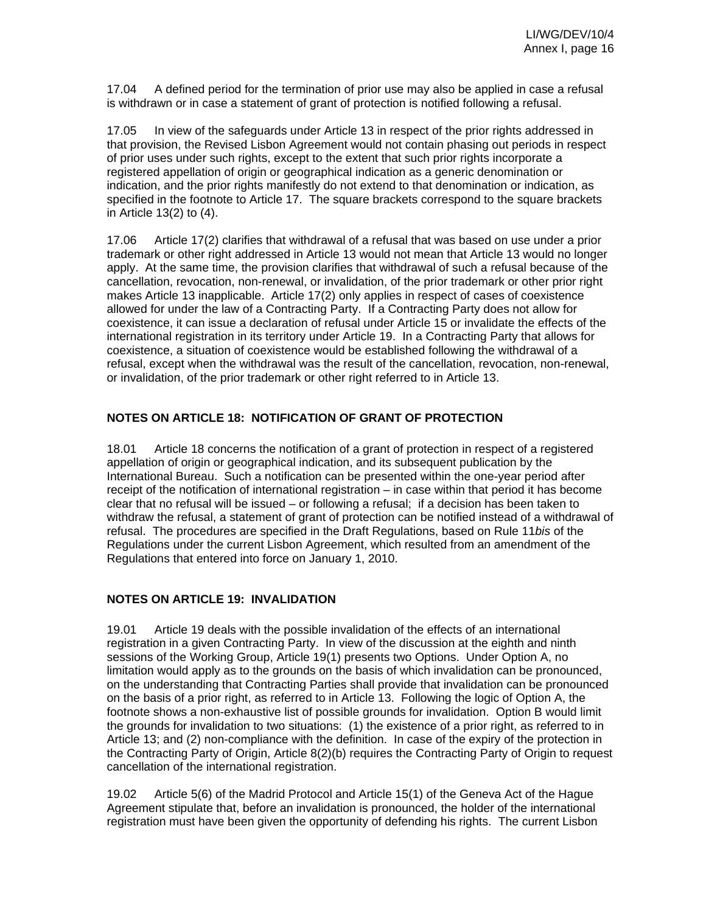17.04 A defined period for the termination of prior use may also be applied in case a refusal is withdrawn or in case a statement of grant of protection is notified following a refusal.

17.05 In view of the safeguards under Article 13 in respect of the prior rights addressed in that provision, the Revised Lisbon Agreement would not contain phasing out periods in respect of prior uses under such rights, except to the extent that such prior rights incorporate a registered appellation of origin or geographical indication as a generic denomination or indication, and the prior rights manifestly do not extend to that denomination or indication, as specified in the footnote to Article 17. The square brackets correspond to the square brackets in Article 13(2) to (4).

17.06 Article 17(2) clarifies that withdrawal of a refusal that was based on use under a prior trademark or other right addressed in Article 13 would not mean that Article 13 would no longer apply. At the same time, the provision clarifies that withdrawal of such a refusal because of the cancellation, revocation, non-renewal, or invalidation, of the prior trademark or other prior right makes Article 13 inapplicable. Article 17(2) only applies in respect of cases of coexistence allowed for under the law of a Contracting Party. If a Contracting Party does not allow for coexistence, it can issue a declaration of refusal under Article 15 or invalidate the effects of the international registration in its territory under Article 19. In a Contracting Party that allows for coexistence, a situation of coexistence would be established following the withdrawal of a refusal, except when the withdrawal was the result of the cancellation, revocation, non-renewal, or invalidation, of the prior trademark or other right referred to in Article 13.

## NOTES ON ARTICLE 18: NOTIFICATION OF GRANT OF PROTECTION

18.01 Article 18 concerns the notification of a grant of protection in respect of a registered appellation of origin or geographical indication, and its subsequent publication by the International Bureau. Such a notification can be presented within the one-year period after receipt of the notification of international registration – in case within that period it has become clear that no refusal will be issued – or following a refusal; if a decision has been taken to withdraw the refusal, a statement of grant of protection can be notified instead of a withdrawal of refusal. The procedures are specified in the Draft Regulations, based on Rule 11*bis* of the Regulations under the current Lisbon Agreement, which resulted from an amendment of the Regulations that entered into force on January 1, 2010.

## NOTES ON ARTICLE 19: INVALIDATION

19.01 Article 19 deals with the possible invalidation of the effects of an international registration in a given Contracting Party. In view of the discussion at the eighth and ninth sessions of the Working Group, Article 19(1) presents two Options. Under Option A, no limitation would apply as to the grounds on the basis of which invalidation can be pronounced, on the understanding that Contracting Parties shall provide that invalidation can be pronounced on the basis of a prior right, as referred to in Article 13. Following the logic of Option A, the footnote shows a non-exhaustive list of possible grounds for invalidation. Option B would limit the grounds for invalidation to two situations: (1) the existence of a prior right, as referred to in Article 13; and (2) non-compliance with the definition. In case of the expiry of the protection in the Contracting Party of Origin, Article 8(2)(b) requires the Contracting Party of Origin to request cancellation of the international registration.

19.02 Article 5(6) of the Madrid Protocol and Article 15(1) of the Geneva Act of the Hague Agreement stipulate that, before an invalidation is pronounced, the holder of the international registration must have been given the opportunity of defending his rights. The current Lisbon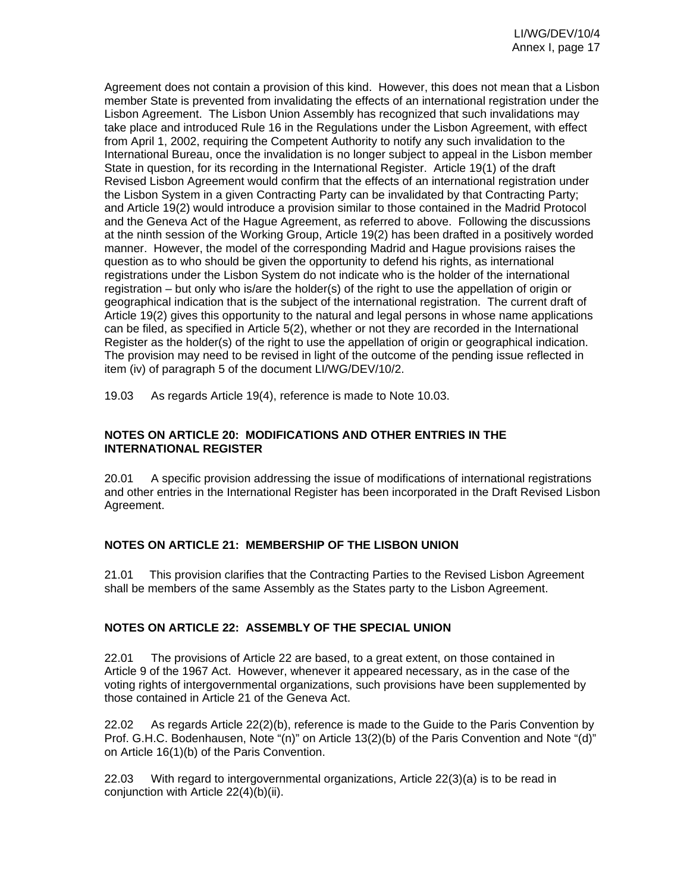Agreement does not contain a provision of this kind. However, this does not mean that a Lisbon member State is prevented from invalidating the effects of an international registration under the Lisbon Agreement. The Lisbon Union Assembly has recognized that such invalidations may take place and introduced Rule 16 in the Regulations under the Lisbon Agreement, with effect from April 1, 2002, requiring the Competent Authority to notify any such invalidation to the International Bureau, once the invalidation is no longer subject to appeal in the Lisbon member State in question, for its recording in the International Register. Article 19(1) of the draft Revised Lisbon Agreement would confirm that the effects of an international registration under the Lisbon System in a given Contracting Party can be invalidated by that Contracting Party; and Article 19(2) would introduce a provision similar to those contained in the Madrid Protocol and the Geneva Act of the Hague Agreement, as referred to above. Following the discussions at the ninth session of the Working Group, Article 19(2) has been drafted in a positively worded manner. However, the model of the corresponding Madrid and Hague provisions raises the question as to who should be given the opportunity to defend his rights, as international registrations under the Lisbon System do not indicate who is the holder of the international registration – but only who is/are the holder(s) of the right to use the appellation of origin or geographical indication that is the subject of the international registration. The current draft of Article 19(2) gives this opportunity to the natural and legal persons in whose name applications can be filed, as specified in Article 5(2), whether or not they are recorded in the International Register as the holder(s) of the right to use the appellation of origin or geographical indication. The provision may need to be revised in light of the outcome of the pending issue reflected in item (iv) of paragraph 5 of the document LI/WG/DEV/10/2.

19.03 As regards Article 19(4), reference is made to Note 10.03.

**NOTES ON ARTICLE 20: MODIFICATIONS AND OTHER ENTRIES IN THE INTERNATIONAL REGISTER**

20.01 A specific provision addressing the issue of modifications of international registrations and other entries in the International Register has been incorporated in the Draft Revised Lisbon Agreement.

**NOTES ON ARTICLE 21: MEMBERSHIP OF THE LISBON UNION**

21.01 This provision clarifies that the Contracting Parties to the Revised Lisbon Agreement shall be members of the same Assembly as the States party to the Lisbon Agreement.

**NOTES ON ARTICLE 22: ASSEMBLY OF THE SPECIAL UNION**

22.01 The provisions of Article 22 are based, to a great extent, on those contained in Article 9 of the 1967 Act. However, whenever it appeared necessary, as in the case of the voting rights of intergovernmental organizations, such provisions have been supplemented by those contained in Article 21 of the Geneva Act.

22.02 As regards Article 22(2)(b), reference is made to the Guide to the Paris Convention by Prof. G.H.C. Bodenhausen, Note "(n)" on Article 13(2)(b) of the Paris Convention and Note "(d)" on Article 16(1)(b) of the Paris Convention.

22.03 With regard to intergovernmental organizations, Article 22(3)(a) is to be read in conjunction with Article 22(4)(b)(ii).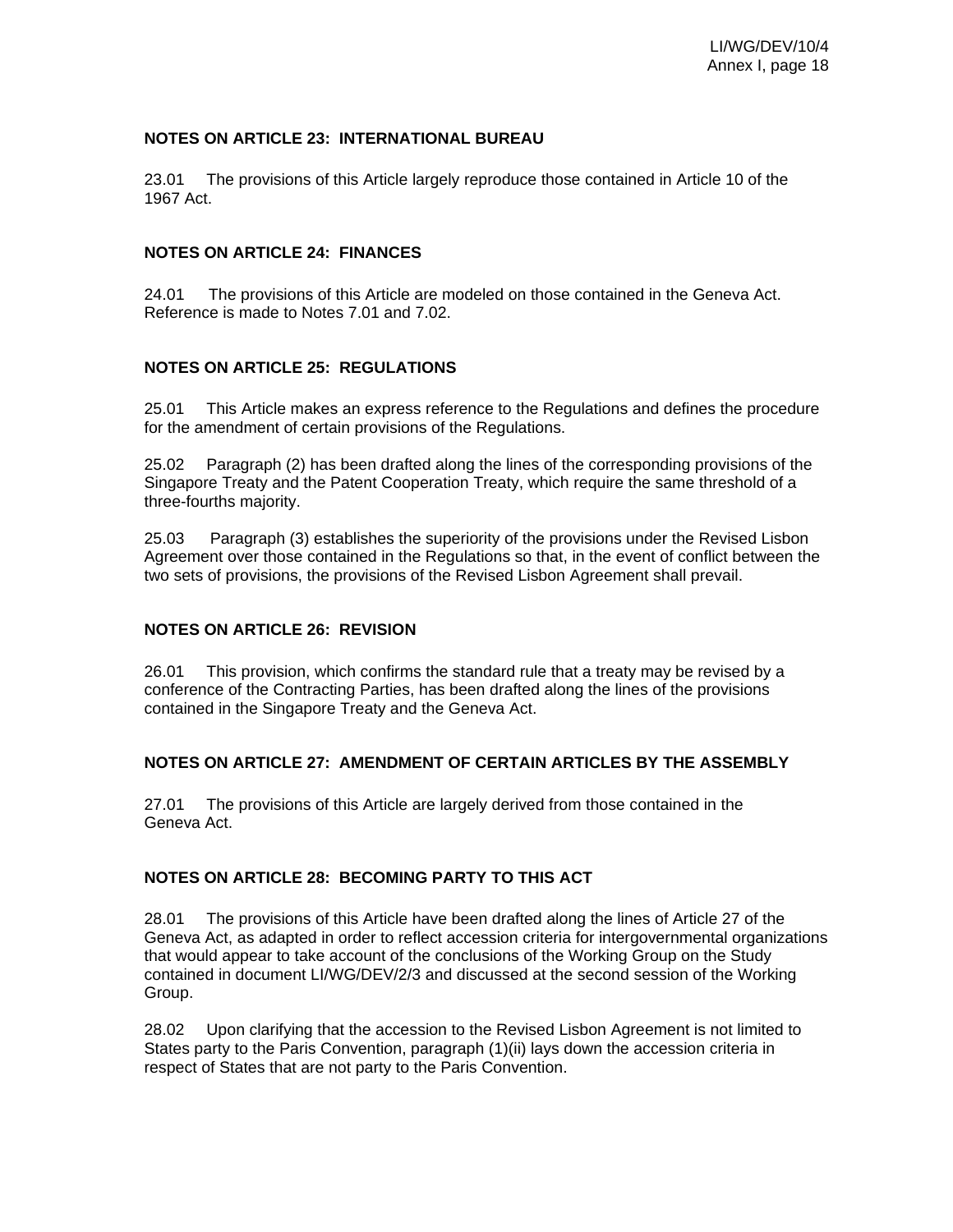**NOTES ON ARTICLE 23: INTERNATIONAL BUREAU**

23.01 The provisions of this Article largely reproduce those contained in Article 10 of the 1967 Act.

**NOTES ON ARTICLE 24: FINANCES**

24.01 The provisions of this Article are modeled on those contained in the Geneva Act. Reference is made to Notes 7.01 and 7.02.

**NOTES ON ARTICLE 25: REGULATIONS**

25.01 This Article makes an express reference to the Regulations and defines the procedure for the amendment of certain provisions of the Regulations.

25.02 Paragraph (2) has been drafted along the lines of the corresponding provisions of the Singapore Treaty and the Patent Cooperation Treaty, which require the same threshold of a three-fourths majority.

25.03 Paragraph (3) establishes the superiority of the provisions under the Revised Lisbon Agreement over those contained in the Regulations so that, in the event of conflict between the two sets of provisions, the provisions of the Revised Lisbon Agreement shall prevail.

**NOTES ON ARTICLE 26: REVISION**

26.01 This provision, which confirms the standard rule that a treaty may be revised by a conference of the Contracting Parties, has been drafted along the lines of the provisions contained in the Singapore Treaty and the Geneva Act.

**NOTES ON ARTICLE 27: AMENDMENT OF CERTAIN ARTICLES BY THE ASSEMBLY**

27.01 The provisions of this Article are largely derived from those contained in the Geneva Act.

**NOTES ON ARTICLE 28: BECOMING PARTY TO THIS ACT**

28.01 The provisions of this Article have been drafted along the lines of Article 27 of the Geneva Act, as adapted in order to reflect accession criteria for intergovernmental organizations that would appear to take account of the conclusions of the Working Group on the Study contained in document LI/WG/DEV/2/3 and discussed at the second session of the Working Group.

28.02 Upon clarifying that the accession to the Revised Lisbon Agreement is not limited to States party to the Paris Convention, paragraph (1)(ii) lays down the accession criteria in respect of States that are not party to the Paris Convention.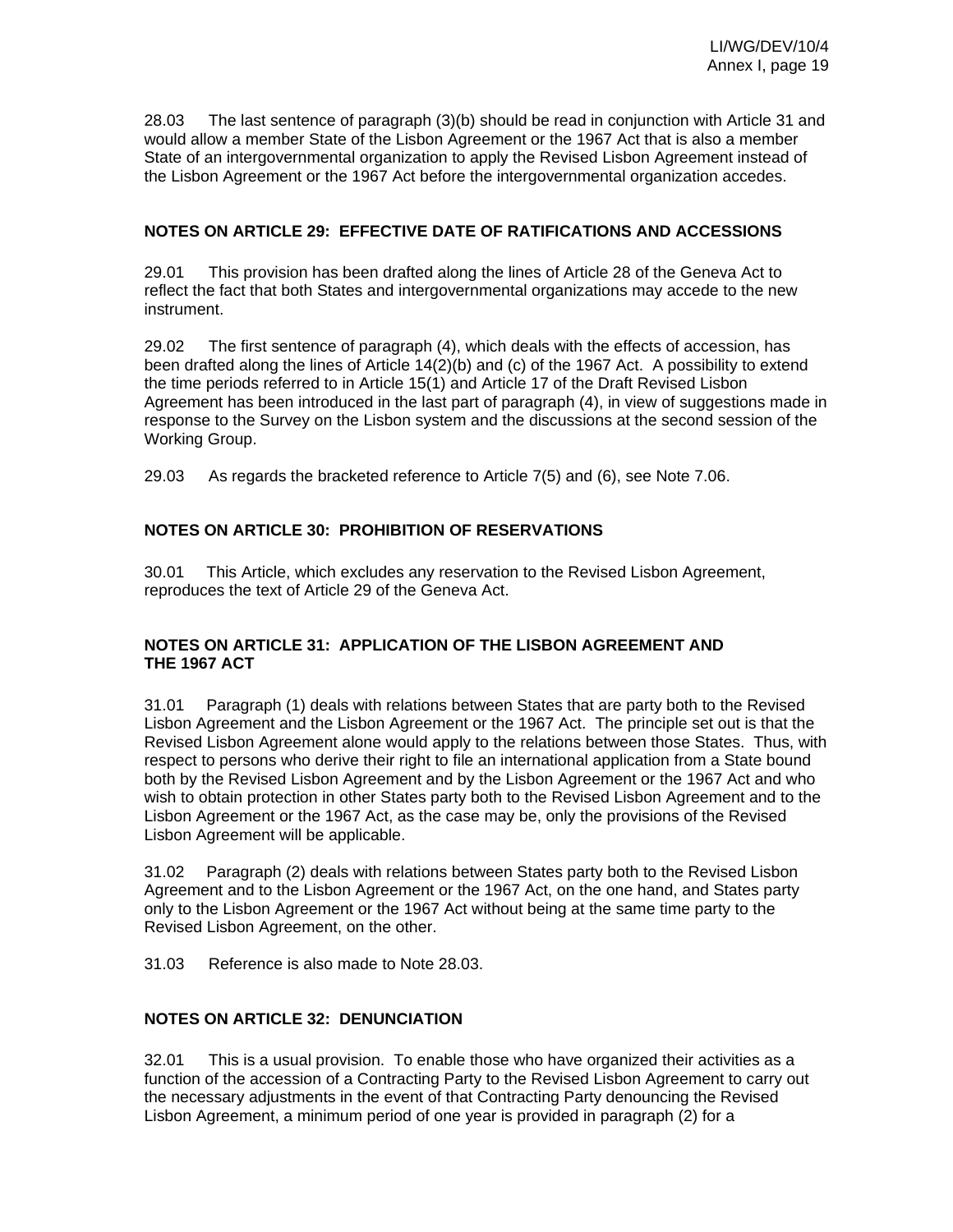28.03 The last sentence of paragraph (3)(b) should be read in conjunction with Article 31 and would allow a member State of the Lisbon Agreement or the 1967 Act that is also a member State of an intergovernmental organization to apply the Revised Lisbon Agreement instead of the Lisbon Agreement or the 1967 Act before the intergovernmental organization accedes.

## NOTES ON ARTICLE 29: EFFECTIVE DATE OF RATIFICATIONS AND ACCESSIONS

29.01 This provision has been drafted along the lines of Article 28 of the Geneva Act to reflect the fact that both States and intergovernmental organizations may accede to the new instrument.

29.02 The first sentence of paragraph (4), which deals with the effects of accession, has been drafted along the lines of Article 14(2)(b) and (c) of the 1967 Act. A possibility to extend the time periods referred to in Article 15(1) and Article 17 of the Draft Revised Lisbon Agreement has been introduced in the last part of paragraph (4), in view of suggestions made in response to the Survey on the Lisbon system and the discussions at the second session of the Working Group.

29.03 As regards the bracketed reference to Article 7(5) and (6), see Note 7.06.

## NOTES ON ARTICLE 30: PROHIBITION OF RESERVATIONS

30.01 This Article, which excludes any reservation to the Revised Lisbon Agreement, reproduces the text of Article 29 of the Geneva Act.

## NOTES ON ARTICLE 31: APPLICATION OF THE LISBON AGREEMENT AND THE 1967 ACT

31.01 Paragraph (1) deals with relations between States that are party both to the Revised Lisbon Agreement and the Lisbon Agreement or the 1967 Act. The principle set out is that the Revised Lisbon Agreement alone would apply to the relations between those States. Thus, with respect to persons who derive their right to file an international application from a State bound both by the Revised Lisbon Agreement and by the Lisbon Agreement or the 1967 Act and who wish to obtain protection in other States party both to the Revised Lisbon Agreement and to the Lisbon Agreement or the 1967 Act, as the case may be, only the provisions of the Revised Lisbon Agreement will be applicable.

31.02 Paragraph (2) deals with relations between States party both to the Revised Lisbon Agreement and to the Lisbon Agreement or the 1967 Act, on the one hand, and States party only to the Lisbon Agreement or the 1967 Act without being at the same time party to the Revised Lisbon Agreement, on the other.

31.03 Reference is also made to Note 28.03.

## NOTES ON ARTICLE 32: DENUNCIATION

32.01 This is a usual provision. To enable those who have organized their activities as a function of the accession of a Contracting Party to the Revised Lisbon Agreement to carry out the necessary adjustments in the event of that Contracting Party denouncing the Revised Lisbon Agreement, a minimum period of one year is provided in paragraph (2) for a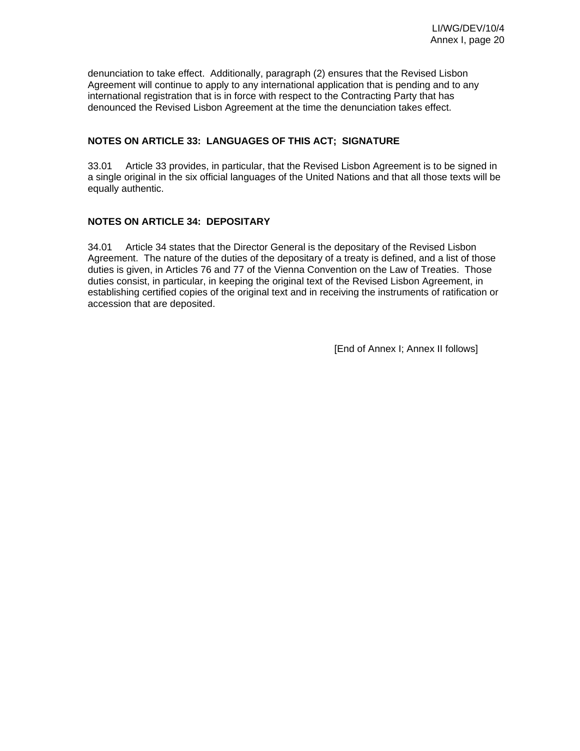denunciation to take effect. Additionally, paragraph (2) ensures that the Revised Lisbon Agreement will continue to apply to any international application that is pending and to any international registration that is in force with respect to the Contracting Party that has denounced the Revised Lisbon Agreement at the time the denunciation takes effect.

### NOTES ON ARTICLE 33: LANGUAGES OF THIS ACT; SIGNATURE

33.01 Article 33 provides, in particular, that the Revised Lisbon Agreement is to be signed in a single original in the six official languages of the United Nations and that all those texts will be equally authentic.

### NOTES ON ARTICLE 34: DEPOSITARY

34.01 Article 34 states that the Director General is the depositary of the Revised Lisbon Agreement. The nature of the duties of the depositary of a treaty is defined, and a list of those duties is given, in Articles 76 and 77 of the Vienna Convention on the Law of Treaties. Those duties consist, in particular, in keeping the original text of the Revised Lisbon Agreement, in establishing certified copies of the original text and in receiving the instruments of ratification or accession that are deposited.

[End of Annex I; Annex II follows]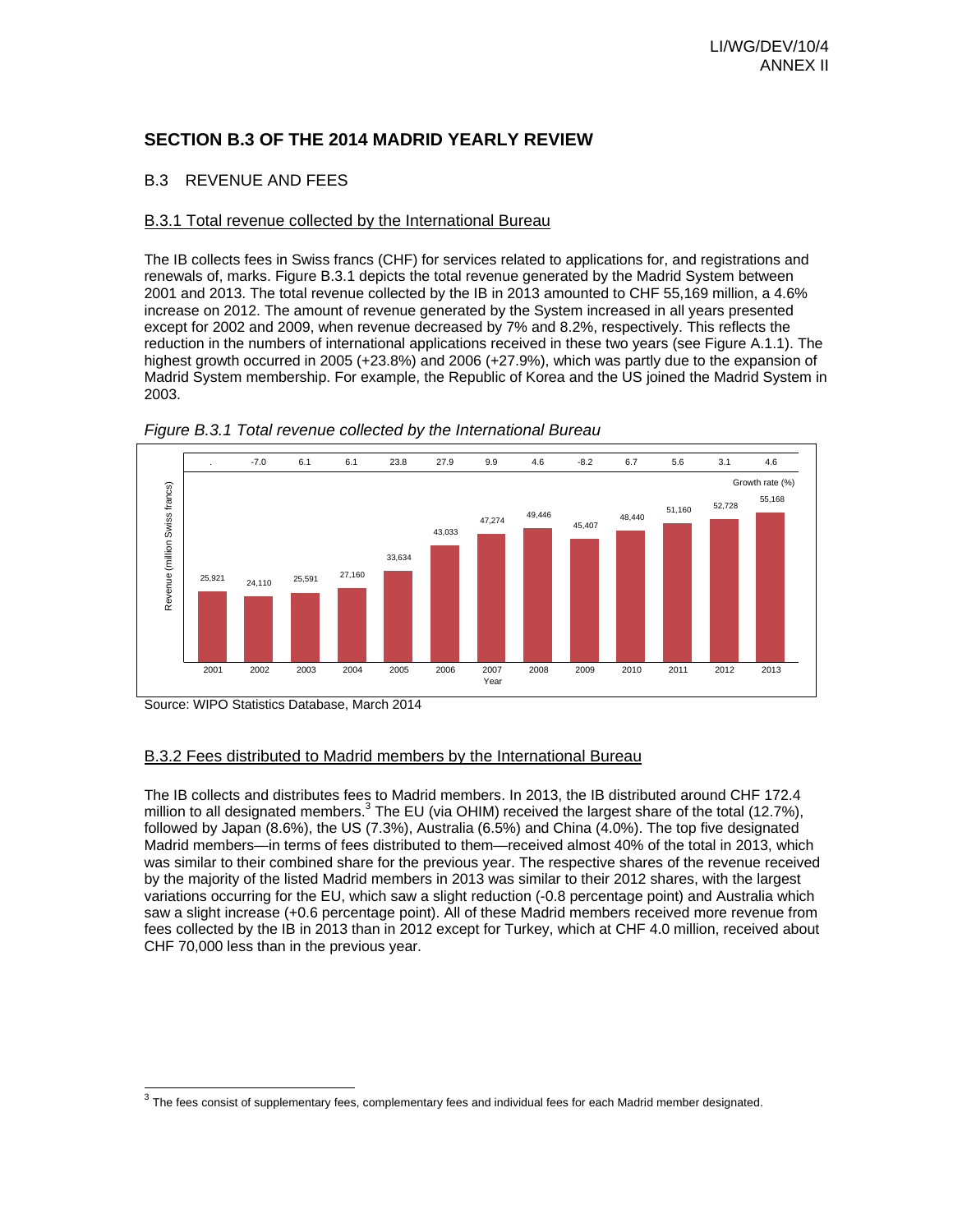## SECTION B.3 OF THE 2014 MADRID YEARLY REVIEW

### B.3 REVENUE AND FEES

#### B.3.1 Total revenue collected by the International Bureau

The IB collects fees in Swiss francs (CHF) for services related to applications for, and registrations and renewals of, marks. Figure B.3.1 depicts the total revenue generated by the Madrid System between 2001 and 2013. The total revenue collected by the IB in 2013 amounted to CHF 55,169 million, a 4.6% increase on 2012. The amount of revenue generated by the System increased in all years presented except for 2002 and 2009, when revenue decreased by 7% and 8.2%, respectively. This reflects the reduction in the numbers of international applications received in these two years (see Figure A.1.1). The highest growth occurred in 2005 (+23.8%) and 2006 (+27.9%), which was partly due to the expansion of Madrid System membership. For example, the Republic of Korea and the US joined the Madrid System in 2003.

*Figure B.3.1 Total revenue collected by the International Bureau*

| Year | 2001 | 2002 | 2003 | 2004 | 2005 | 2006 | 2007 | 2008 | 2009 | 2010 | 2011 | 2012 | 2013 |
|---|---|---|---|---|---|---|---|---|---|---|---|---|---|
| Revenue (million Swiss francs) | 25,921 | 24,110 | 25,591 | 27,160 | 33,634 | 43,033 | 47,274 | 49,446 | 45,407 | 48,440 | 51,160 | 52,728 | 55,168 |
| Growth rate (%) | . | -7.0 | 6.1 | 6.1 | 23.8 | 27.9 | 9.9 | 4.6 | -8.2 | 6.7 | 5.6 | 3.1 | 4.6 |

Source: WIPO Statistics Database, March 2014

#### B.3.2 Fees distributed to Madrid members by the International Bureau

The IB collects and distributes fees to Madrid members. In 2013, the IB distributed around CHF 172.4 million to all designated members.[3] The EU (via OHIM) received the largest share of the total (12.7%), followed by Japan (8.6%), the US (7.3%), Australia (6.5%) and China (4.0%). The top five designated Madrid members—in terms of fees distributed to them—received almost 40% of the total in 2013, which was similar to their combined share for the previous year. The respective shares of the revenue received by the majority of the listed Madrid members in 2013 was similar to their 2012 shares, with the largest variations occurring for the EU, which saw a slight reduction (-0.8 percentage point) and Australia which saw a slight increase (+0.6 percentage point). All of these Madrid members received more revenue from fees collected by the IB in 2013 than in 2012 except for Turkey, which at CHF 4.0 million, received about CHF 70,000 less than in the previous year.

---

[3] The fees consist of supplementary fees, complementary fees and individual fees for each Madrid member designated.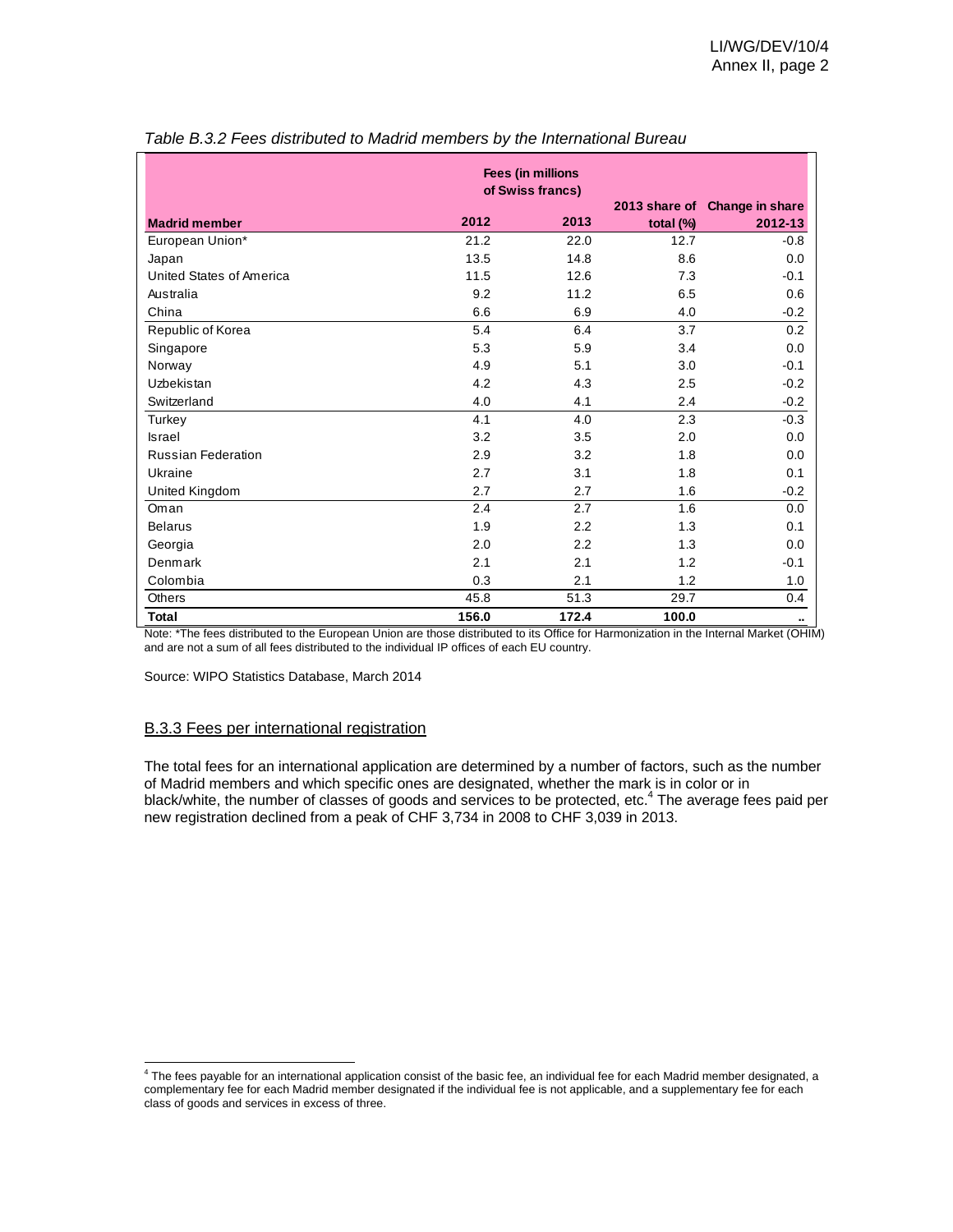*Table B.3.2 Fees distributed to Madrid members by the International Bureau*

| Madrid member | Fees (in millions of Swiss francs) 2012 | 2013 | 2013 share of total (%) | Change in share 2012-13 |
|---|---|---|---|---|
| European Union* | 21.2 | 22.0 | 12.7 | -0.8 |
| Japan | 13.5 | 14.8 | 8.6 | 0.0 |
| United States of America | 11.5 | 12.6 | 7.3 | -0.1 |
| Australia | 9.2 | 11.2 | 6.5 | 0.6 |
| China | 6.6 | 6.9 | 4.0 | -0.2 |
| Republic of Korea | 5.4 | 6.4 | 3.7 | 0.2 |
| Singapore | 5.3 | 5.9 | 3.4 | 0.0 |
| Norway | 4.9 | 5.1 | 3.0 | -0.1 |
| Uzbekistan | 4.2 | 4.3 | 2.5 | -0.2 |
| Switzerland | 4.0 | 4.1 | 2.4 | -0.2 |
| Turkey | 4.1 | 4.0 | 2.3 | -0.3 |
| Israel | 3.2 | 3.5 | 2.0 | 0.0 |
| Russian Federation | 2.9 | 3.2 | 1.8 | 0.0 |
| Ukraine | 2.7 | 3.1 | 1.8 | 0.1 |
| United Kingdom | 2.7 | 2.7 | 1.6 | -0.2 |
| Oman | 2.4 | 2.7 | 1.6 | 0.0 |
| Belarus | 1.9 | 2.2 | 1.3 | 0.1 |
| Georgia | 2.0 | 2.2 | 1.3 | 0.0 |
| Denmark | 2.1 | 2.1 | 1.2 | -0.1 |
| Colombia | 0.3 | 2.1 | 1.2 | 1.0 |
| Others | 45.8 | 51.3 | 29.7 | 0.4 |
| **Total** | **156.0** | **172.4** | **100.0** | .. |

Note: *The fees distributed to the European Union are those distributed to its Office for Harmonization in the Internal Market (OHIM) and are not a sum of all fees distributed to the individual IP offices of each EU country.

Source: WIPO Statistics Database, March 2014

## B.3.3 Fees per international registration

The total fees for an international application are determined by a number of factors, such as the number of Madrid members and which specific ones are designated, whether the mark is in color or in black/white, the number of classes of goods and services to be protected, etc.[4] The average fees paid per new registration declined from a peak of CHF 3,734 in 2008 to CHF 3,039 in 2013.

[4] The fees payable for an international application consist of the basic fee, an individual fee for each Madrid member designated, a complementary fee for each Madrid member designated if the individual fee is not applicable, and a supplementary fee for each class of goods and services in excess of three.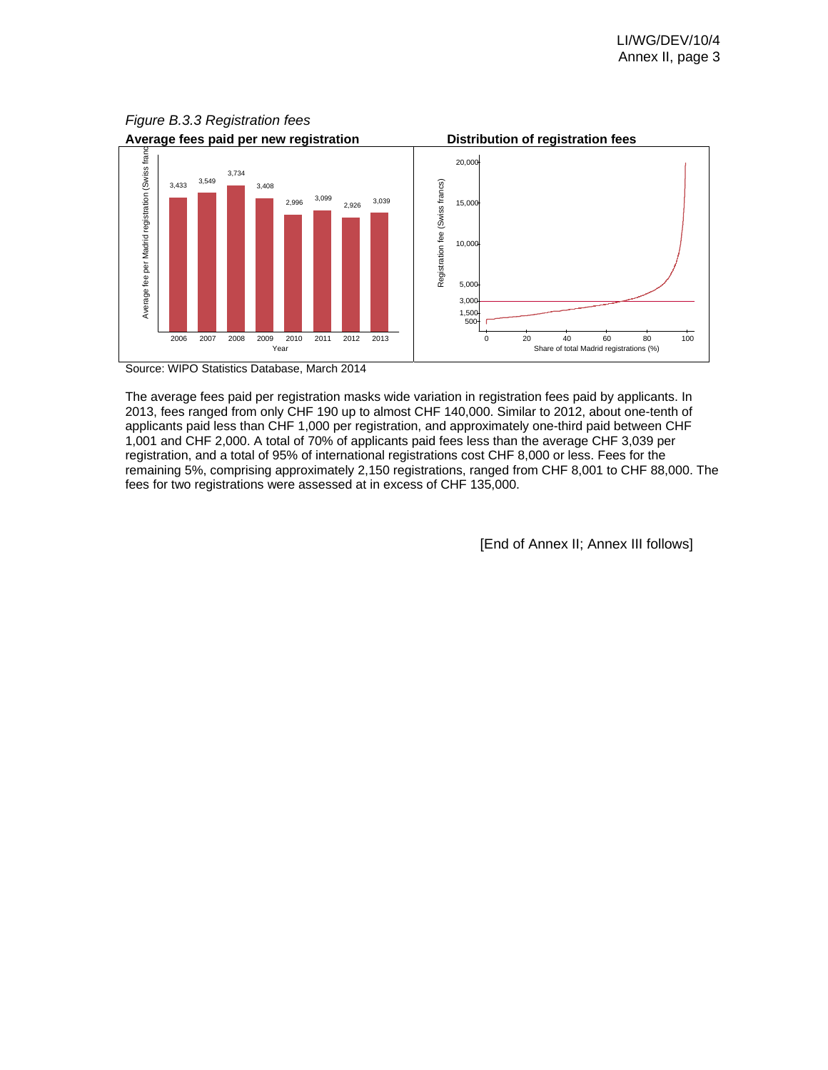*Figure B.3.3 Registration fees*

**Average fees paid per new registration**

| Year | Average fee per Madrid registration (Swiss francs) |
| --- | --- |
| 2006 | 3,433 |
| 2007 | 3,549 |
| 2008 | 3,734 |
| 2009 | 3,408 |
| 2010 | 2,996 |
| 2011 | 3,099 |
| 2012 | 2,926 |
| 2013 | 3,039 |

**Distribution of registration fees**

Source: WIPO Statistics Database, March 2014

The average fees paid per registration masks wide variation in registration fees paid by applicants. In 2013, fees ranged from only CHF 190 up to almost CHF 140,000. Similar to 2012, about one-tenth of applicants paid less than CHF 1,000 per registration, and approximately one-third paid between CHF 1,001 and CHF 2,000. A total of 70% of applicants paid fees less than the average CHF 3,039 per registration, and a total of 95% of international registrations cost CHF 8,000 or less. Fees for the remaining 5%, comprising approximately 2,150 registrations, ranged from CHF 8,001 to CHF 88,000. The fees for two registrations were assessed at in excess of CHF 135,000.

[End of Annex II; Annex III follows]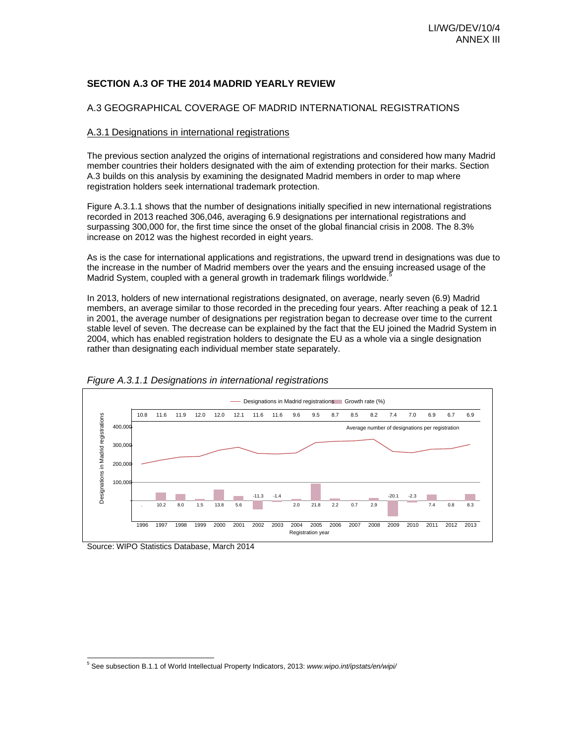## SECTION A.3 OF THE 2014 MADRID YEARLY REVIEW

### A.3 GEOGRAPHICAL COVERAGE OF MADRID INTERNATIONAL REGISTRATIONS

#### A.3.1 Designations in international registrations

The previous section analyzed the origins of international registrations and considered how many Madrid member countries their holders designated with the aim of extending protection for their marks. Section A.3 builds on this analysis by examining the designated Madrid members in order to map where registration holders seek international trademark protection.

Figure A.3.1.1 shows that the number of designations initially specified in new international registrations recorded in 2013 reached 306,046, averaging 6.9 designations per international registrations and surpassing 300,000 for, the first time since the onset of the global financial crisis in 2008. The 8.3% increase on 2012 was the highest recorded in eight years.

As is the case for international applications and registrations, the upward trend in designations was due to the increase in the number of Madrid members over the years and the ensuing increased usage of the Madrid System, coupled with a general growth in trademark filings worldwide.[5]

In 2013, holders of new international registrations designated, on average, nearly seven (6.9) Madrid members, an average similar to those recorded in the preceding four years. After reaching a peak of 12.1 in 2001, the average number of designations per registration began to decrease over time to the current stable level of seven. The decrease can be explained by the fact that the EU joined the Madrid System in 2004, which has enabled registration holders to designate the EU as a whole via a single designation rather than designating each individual member state separately.

*Figure A.3.1.1 Designations in international registrations*

| Registration year | 1996 | 1997 | 1998 | 1999 | 2000 | 2001 | 2002 | 2003 | 2004 | 2005 | 2006 | 2007 | 2008 | 2009 | 2010 | 2011 | 2012 | 2013 |
|---|---|---|---|---|---|---|---|---|---|---|---|---|---|---|---|---|---|---|
| Average number of designations per registration | 10.8 | 11.6 | 11.9 | 12.0 | 12.0 | 12.1 | 11.6 | 11.6 | 9.6 | 9.5 | 8.7 | 8.5 | 8.2 | 7.4 | 7.0 | 6.9 | 6.7 | 6.9 |
| Growth rate (%) | . | 10.2 | 8.0 | 1.5 | 13.8 | 5.6 | -11.3 | -1.4 | 2.0 | 21.8 | 2.2 | 0.7 | 2.9 | -20.1 | -2.3 | 7.4 | 0.8 | 8.3 |

Source: WIPO Statistics Database, March 2014

[5] See subsection B.1.1 of World Intellectual Property Indicators, 2013: *www.wipo.int/ipstats/en/wipi/*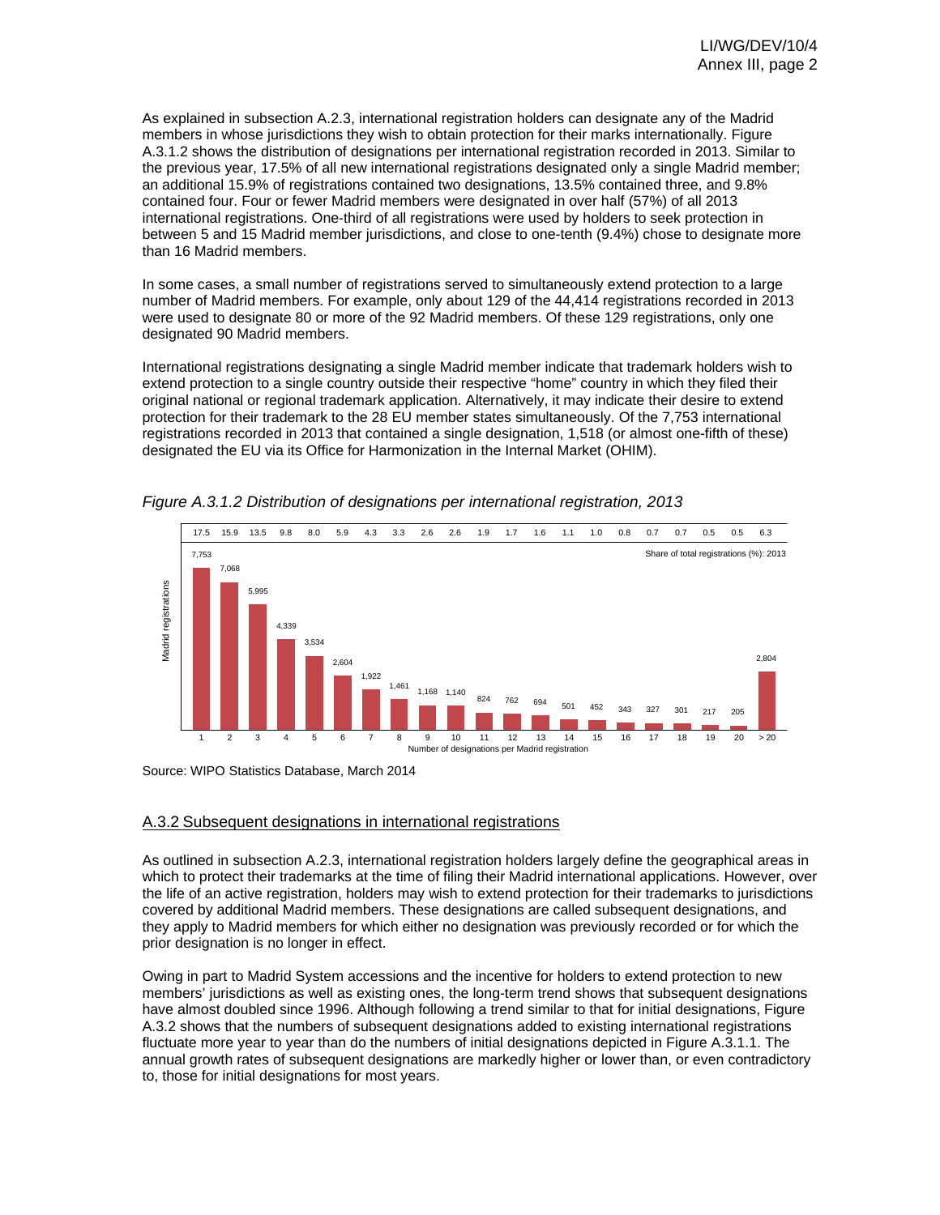As explained in subsection A.2.3, international registration holders can designate any of the Madrid members in whose jurisdictions they wish to obtain protection for their marks internationally. Figure A.3.1.2 shows the distribution of designations per international registration recorded in 2013. Similar to the previous year, 17.5% of all new international registrations designated only a single Madrid member; an additional 15.9% of registrations contained two designations, 13.5% contained three, and 9.8% contained four. Four or fewer Madrid members were designated in over half (57%) of all 2013 international registrations. One-third of all registrations were used by holders to seek protection in between 5 and 15 Madrid member jurisdictions, and close to one-tenth (9.4%) chose to designate more than 16 Madrid members.

In some cases, a small number of registrations served to simultaneously extend protection to a large number of Madrid members. For example, only about 129 of the 44,414 registrations recorded in 2013 were used to designate 80 or more of the 92 Madrid members. Of these 129 registrations, only one designated 90 Madrid members.

International registrations designating a single Madrid member indicate that trademark holders wish to extend protection to a single country outside their respective "home" country in which they filed their original national or regional trademark application. Alternatively, it may indicate their desire to extend protection for their trademark to the 28 EU member states simultaneously. Of the 7,753 international registrations recorded in 2013 that contained a single designation, 1,518 (or almost one-fifth of these) designated the EU via its Office for Harmonization in the Internal Market (OHIM).

*Figure A.3.1.2 Distribution of designations per international registration, 2013*

| Number of designations per Madrid registration | Madrid registrations | Share of total registrations (%): 2013 |
|---|---|---|
| 1 | 7,753 | 17.5 |
| 2 | 7,068 | 15.9 |
| 3 | 5,995 | 13.5 |
| 4 | 4,339 | 9.8 |
| 5 | 3,534 | 8.0 |
| 6 | 2,604 | 5.9 |
| 7 | 1,922 | 4.3 |
| 8 | 1,461 | 3.3 |
| 9 | 1,168 | 2.6 |
| 10 | 1,140 | 2.6 |
| 11 | 824 | 1.9 |
| 12 | 762 | 1.7 |
| 13 | 694 | 1.6 |
| 14 | 501 | 1.1 |
| 15 | 452 | 1.0 |
| 16 | 343 | 0.8 |
| 17 | 327 | 0.7 |
| 18 | 301 | 0.7 |
| 19 | 217 | 0.5 |
| 20 | 205 | 0.5 |
| > 20 | 2,804 | 6.3 |

Source: WIPO Statistics Database, March 2014

## A.3.2 Subsequent designations in international registrations

As outlined in subsection A.2.3, international registration holders largely define the geographical areas in which to protect their trademarks at the time of filing their Madrid international applications. However, over the life of an active registration, holders may wish to extend protection for their trademarks to jurisdictions covered by additional Madrid members. These designations are called subsequent designations, and they apply to Madrid members for which either no designation was previously recorded or for which the prior designation is no longer in effect.

Owing in part to Madrid System accessions and the incentive for holders to extend protection to new members' jurisdictions as well as existing ones, the long-term trend shows that subsequent designations have almost doubled since 1996. Although following a trend similar to that for initial designations, Figure A.3.2 shows that the numbers of subsequent designations added to existing international registrations fluctuate more year to year than do the numbers of initial designations depicted in Figure A.3.1.1. The annual growth rates of subsequent designations are markedly higher or lower than, or even contradictory to, those for initial designations for most years.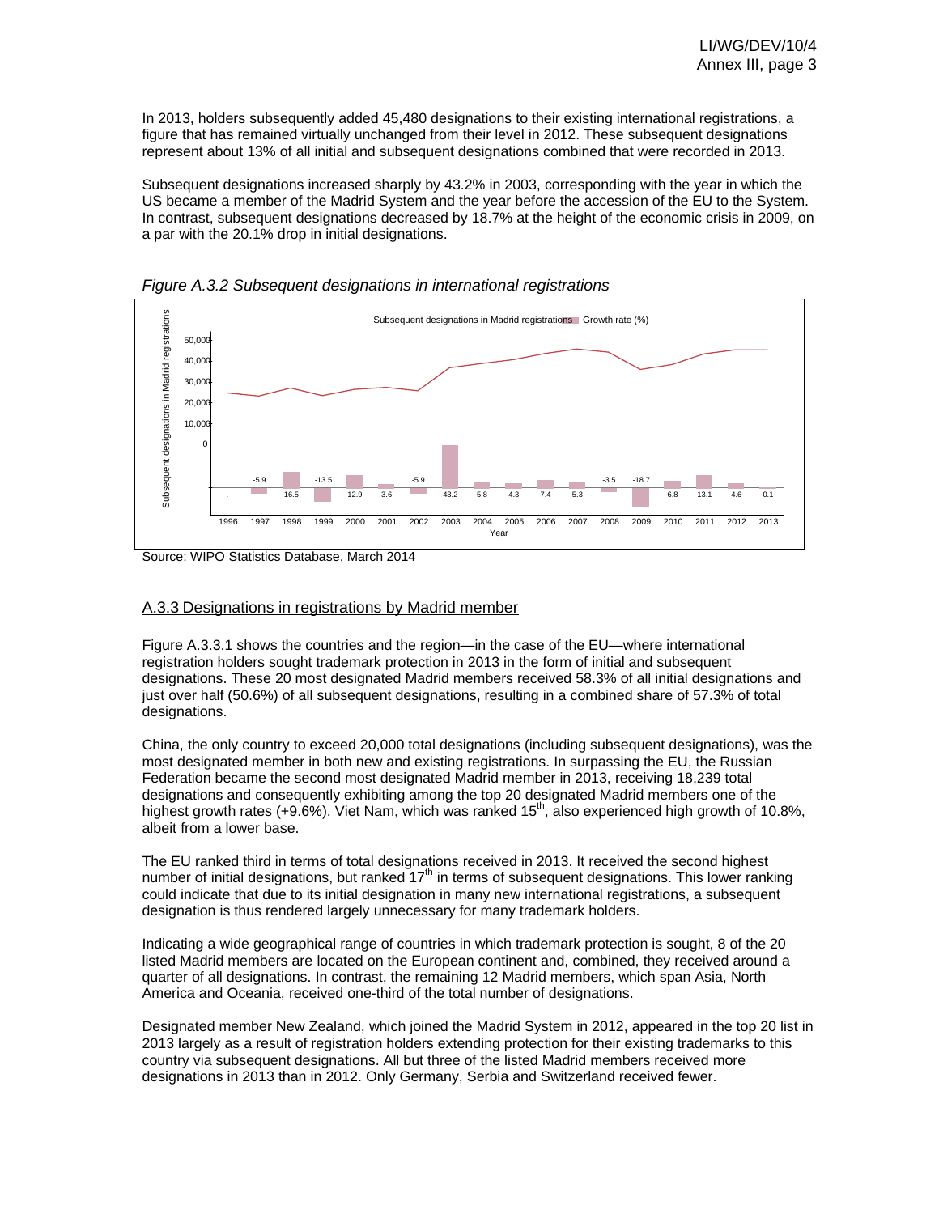In 2013, holders subsequently added 45,480 designations to their existing international registrations, a figure that has remained virtually unchanged from their level in 2012. These subsequent designations represent about 13% of all initial and subsequent designations combined that were recorded in 2013.

Subsequent designations increased sharply by 43.2% in 2003, corresponding with the year in which the US became a member of the Madrid System and the year before the accession of the EU to the System. In contrast, subsequent designations decreased by 18.7% at the height of the economic crisis in 2009, on a par with the 20.1% drop in initial designations.

*Figure A.3.2 Subsequent designations in international registrations*

| Year | 1996 | 1997 | 1998 | 1999 | 2000 | 2001 | 2002 | 2003 | 2004 | 2005 | 2006 | 2007 | 2008 | 2009 | 2010 | 2011 | 2012 | 2013 |
|---|---|---|---|---|---|---|---|---|---|---|---|---|---|---|---|---|---|---|
| Growth rate (%) | . | -5.9 | 16.5 | -13.5 | 12.9 | 3.6 | -5.9 | 43.2 | 5.8 | 4.3 | 7.4 | 5.3 | -3.5 | -18.7 | 6.8 | 13.1 | 4.6 | 0.1 |

Source: WIPO Statistics Database, March 2014

## A.3.3 Designations in registrations by Madrid member

Figure A.3.3.1 shows the countries and the region—in the case of the EU—where international registration holders sought trademark protection in 2013 in the form of initial and subsequent designations. These 20 most designated Madrid members received 58.3% of all initial designations and just over half (50.6%) of all subsequent designations, resulting in a combined share of 57.3% of total designations.

China, the only country to exceed 20,000 total designations (including subsequent designations), was the most designated member in both new and existing registrations. In surpassing the EU, the Russian Federation became the second most designated Madrid member in 2013, receiving 18,239 total designations and consequently exhibiting among the top 20 designated Madrid members one of the highest growth rates (+9.6%). Viet Nam, which was ranked 15th, also experienced high growth of 10.8%, albeit from a lower base.

The EU ranked third in terms of total designations received in 2013. It received the second highest number of initial designations, but ranked 17th in terms of subsequent designations. This lower ranking could indicate that due to its initial designation in many new international registrations, a subsequent designation is thus rendered largely unnecessary for many trademark holders.

Indicating a wide geographical range of countries in which trademark protection is sought, 8 of the 20 listed Madrid members are located on the European continent and, combined, they received around a quarter of all designations. In contrast, the remaining 12 Madrid members, which span Asia, North America and Oceania, received one-third of the total number of designations.

Designated member New Zealand, which joined the Madrid System in 2012, appeared in the top 20 list in 2013 largely as a result of registration holders extending protection for their existing trademarks to this country via subsequent designations. All but three of the listed Madrid members received more designations in 2013 than in 2012. Only Germany, Serbia and Switzerland received fewer.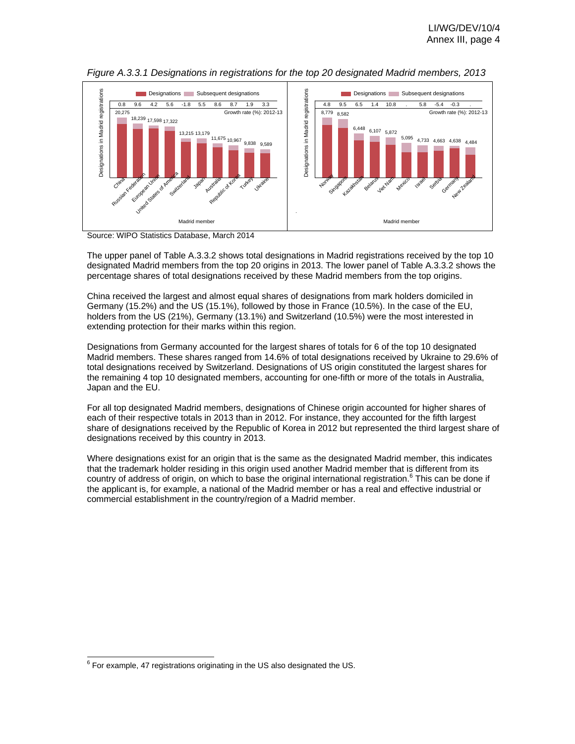*Figure A.3.3.1 Designations in registrations for the top 20 designated Madrid members, 2013*

| Madrid member | Designations in Madrid registrations | Growth rate (%): 2012-13 |
|---|---|---|
| China | 20,275 | 0.8 |
| Russian Federation | 18,239 | 9.6 |
| European Union | 17,598 | 4.2 |
| United States of America | 17,322 | 5.6 |
| Switzerland | 13,215 | -1.8 |
| Japan | 13,179 | 5.5 |
| Australia | 11,675 | 8.6 |
| Republic of Korea | 10,967 | 8.7 |
| Turkey | 9,838 | 1.9 |
| Ukraine | 9,589 | 3.3 |
| Norway | 8,779 | 4.8 |
| Singapore | 8,582 | 9.5 |
| Kazakhstan | 6,448 | 6.5 |
| Belarus | 6,107 | 1.4 |
| Viet Nam | 5,872 | 10.8 |
| Mexico | 5,095 | . |
| Israel | 4,733 | 5.8 |
| Serbia | 4,663 | -5.4 |
| Germany | 4,638 | -0.3 |
| New Zealand | 4,484 | . |

Legend: Designations, Subsequent designations

Source: WIPO Statistics Database, March 2014

The upper panel of Table A.3.3.2 shows total designations in Madrid registrations received by the top 10 designated Madrid members from the top 20 origins in 2013. The lower panel of Table A.3.3.2 shows the percentage shares of total designations received by these Madrid members from the top origins.

China received the largest and almost equal shares of designations from mark holders domiciled in Germany (15.2%) and the US (15.1%), followed by those in France (10.5%). In the case of the EU, holders from the US (21%), Germany (13.1%) and Switzerland (10.5%) were the most interested in extending protection for their marks within this region.

Designations from Germany accounted for the largest shares of totals for 6 of the top 10 designated Madrid members. These shares ranged from 14.6% of total designations received by Ukraine to 29.6% of total designations received by Switzerland. Designations of US origin constituted the largest shares for the remaining 4 top 10 designated members, accounting for one-fifth or more of the totals in Australia, Japan and the EU.

For all top designated Madrid members, designations of Chinese origin accounted for higher shares of each of their respective totals in 2013 than in 2012. For instance, they accounted for the fifth largest share of designations received by the Republic of Korea in 2012 but represented the third largest share of designations received by this country in 2013.

Where designations exist for an origin that is the same as the designated Madrid member, this indicates that the trademark holder residing in this origin used another Madrid member that is different from its country of address of origin, on which to base the original international registration.[6] This can be done if the applicant is, for example, a national of the Madrid member or has a real and effective industrial or commercial establishment in the country/region of a Madrid member.

[6] For example, 47 registrations originating in the US also designated the US.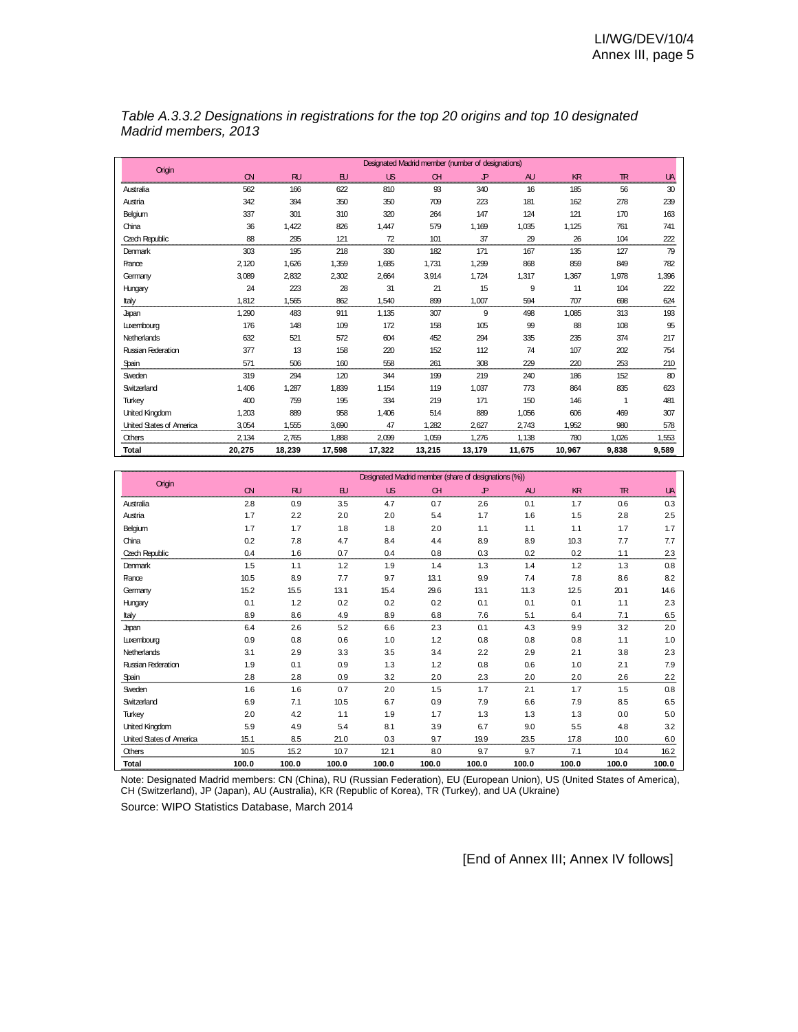*Table A.3.3.2 Designations in registrations for the top 20 origins and top 10 designated Madrid members, 2013*

| Origin | Designated Madrid member (number of designations) | | | | | | | | | |
|---|---|---|---|---|---|---|---|---|---|---|
| | CN | RU | EU | US | CH | JP | AU | KR | TR | UA |
| Australia | 562 | 166 | 622 | 810 | 93 | 340 | 16 | 185 | 56 | 30 |
| Austria | 342 | 394 | 350 | 350 | 709 | 223 | 181 | 162 | 278 | 239 |
| Belgium | 337 | 301 | 310 | 320 | 264 | 147 | 124 | 121 | 170 | 163 |
| China | 36 | 1,422 | 826 | 1,447 | 579 | 1,169 | 1,035 | 1,125 | 761 | 741 |
| Czech Republic | 88 | 295 | 121 | 72 | 101 | 37 | 29 | 26 | 104 | 222 |
| Denmark | 303 | 195 | 218 | 330 | 182 | 171 | 167 | 135 | 127 | 79 |
| France | 2,120 | 1,626 | 1,359 | 1,685 | 1,731 | 1,299 | 868 | 859 | 849 | 782 |
| Germany | 3,089 | 2,832 | 2,302 | 2,664 | 3,914 | 1,724 | 1,317 | 1,367 | 1,978 | 1,396 |
| Hungary | 24 | 223 | 28 | 31 | 21 | 15 | 9 | 11 | 104 | 222 |
| Italy | 1,812 | 1,565 | 862 | 1,540 | 899 | 1,007 | 594 | 707 | 698 | 624 |
| Japan | 1,290 | 483 | 911 | 1,135 | 307 | 9 | 498 | 1,085 | 313 | 193 |
| Luxembourg | 176 | 148 | 109 | 172 | 158 | 105 | 99 | 88 | 108 | 95 |
| Netherlands | 632 | 521 | 572 | 604 | 452 | 294 | 335 | 235 | 374 | 217 |
| Russian Federation | 377 | 13 | 158 | 220 | 152 | 112 | 74 | 107 | 202 | 754 |
| Spain | 571 | 506 | 160 | 558 | 261 | 308 | 229 | 220 | 253 | 210 |
| Sweden | 319 | 294 | 120 | 344 | 199 | 219 | 240 | 186 | 152 | 80 |
| Switzerland | 1,406 | 1,287 | 1,839 | 1,154 | 119 | 1,037 | 773 | 864 | 835 | 623 |
| Turkey | 400 | 759 | 195 | 334 | 219 | 171 | 150 | 146 | 1 | 481 |
| United Kingdom | 1,203 | 889 | 958 | 1,406 | 514 | 889 | 1,056 | 606 | 469 | 307 |
| United States of America | 3,054 | 1,555 | 3,690 | 47 | 1,282 | 2,627 | 2,743 | 1,952 | 980 | 578 |
| Others | 2,134 | 2,765 | 1,888 | 2,099 | 1,059 | 1,276 | 1,138 | 780 | 1,026 | 1,553 |
| **Total** | **20,275** | **18,239** | **17,598** | **17,322** | **13,215** | **13,179** | **11,675** | **10,967** | **9,838** | **9,589** |

| Origin | Designated Madrid member (share of designations (%)) | | | | | | | | | |
|---|---|---|---|---|---|---|---|---|---|---|
| | CN | RU | EU | US | CH | JP | AU | KR | TR | UA |
| Australia | 2.8 | 0.9 | 3.5 | 4.7 | 0.7 | 2.6 | 0.1 | 1.7 | 0.6 | 0.3 |
| Austria | 1.7 | 2.2 | 2.0 | 2.0 | 5.4 | 1.7 | 1.6 | 1.5 | 2.8 | 2.5 |
| Belgium | 1.7 | 1.7 | 1.8 | 1.8 | 2.0 | 1.1 | 1.1 | 1.1 | 1.7 | 1.7 |
| China | 0.2 | 7.8 | 4.7 | 8.4 | 4.4 | 8.9 | 8.9 | 10.3 | 7.7 | 7.7 |
| Czech Republic | 0.4 | 1.6 | 0.7 | 0.4 | 0.8 | 0.3 | 0.2 | 0.2 | 1.1 | 2.3 |
| Denmark | 1.5 | 1.1 | 1.2 | 1.9 | 1.4 | 1.3 | 1.4 | 1.2 | 1.3 | 0.8 |
| France | 10.5 | 8.9 | 7.7 | 9.7 | 13.1 | 9.9 | 7.4 | 7.8 | 8.6 | 8.2 |
| Germany | 15.2 | 15.5 | 13.1 | 15.4 | 29.6 | 13.1 | 11.3 | 12.5 | 20.1 | 14.6 |
| Hungary | 0.1 | 1.2 | 0.2 | 0.2 | 0.2 | 0.1 | 0.1 | 0.1 | 1.1 | 2.3 |
| Italy | 8.9 | 8.6 | 4.9 | 8.9 | 6.8 | 7.6 | 5.1 | 6.4 | 7.1 | 6.5 |
| Japan | 6.4 | 2.6 | 5.2 | 6.6 | 2.3 | 0.1 | 4.3 | 9.9 | 3.2 | 2.0 |
| Luxembourg | 0.9 | 0.8 | 0.6 | 1.0 | 1.2 | 0.8 | 0.8 | 0.8 | 1.1 | 1.0 |
| Netherlands | 3.1 | 2.9 | 3.3 | 3.5 | 3.4 | 2.2 | 2.9 | 2.1 | 3.8 | 2.3 |
| Russian Federation | 1.9 | 0.1 | 0.9 | 1.3 | 1.2 | 0.8 | 0.6 | 1.0 | 2.1 | 7.9 |
| Spain | 2.8 | 2.8 | 0.9 | 3.2 | 2.0 | 2.3 | 2.0 | 2.0 | 2.6 | 2.2 |
| Sweden | 1.6 | 1.6 | 0.7 | 2.0 | 1.5 | 1.7 | 2.1 | 1.7 | 1.5 | 0.8 |
| Switzerland | 6.9 | 7.1 | 10.5 | 6.7 | 0.9 | 7.9 | 6.6 | 7.9 | 8.5 | 6.5 |
| Turkey | 2.0 | 4.2 | 1.1 | 1.9 | 1.7 | 1.3 | 1.3 | 1.3 | 0.0 | 5.0 |
| United Kingdom | 5.9 | 4.9 | 5.4 | 8.1 | 3.9 | 6.7 | 9.0 | 5.5 | 4.8 | 3.2 |
| United States of America | 15.1 | 8.5 | 21.0 | 0.3 | 9.7 | 19.9 | 23.5 | 17.8 | 10.0 | 6.0 |
| Others | 10.5 | 15.2 | 10.7 | 12.1 | 8.0 | 9.7 | 9.7 | 7.1 | 10.4 | 16.2 |
| **Total** | **100.0** | **100.0** | **100.0** | **100.0** | **100.0** | **100.0** | **100.0** | **100.0** | **100.0** | **100.0** |

Note: Designated Madrid members: CN (China), RU (Russian Federation), EU (European Union), US (United States of America), CH (Switzerland), JP (Japan), AU (Australia), KR (Republic of Korea), TR (Turkey), and UA (Ukraine)

Source: WIPO Statistics Database, March 2014

[End of Annex III; Annex IV follows]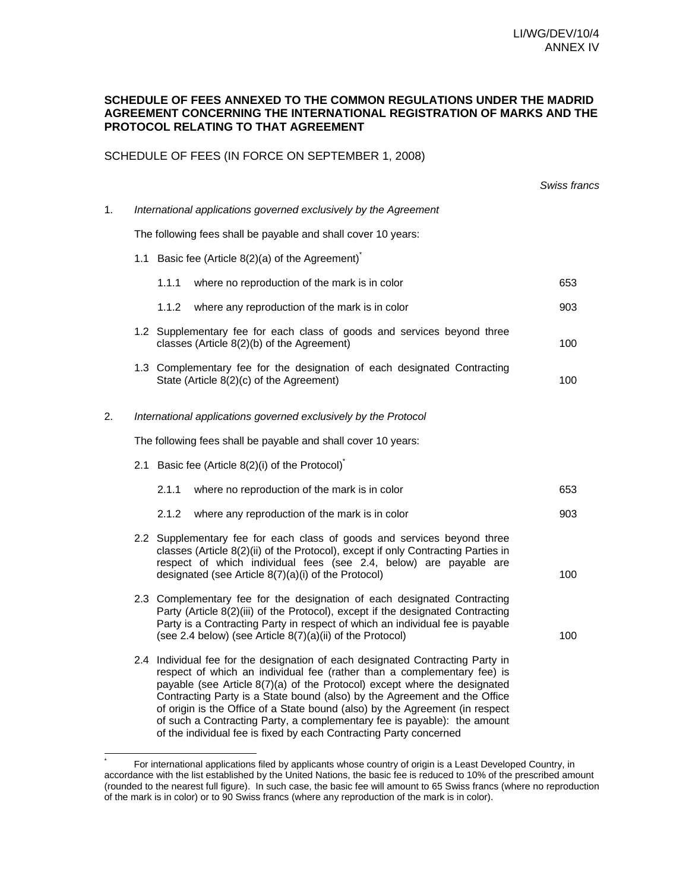# SCHEDULE OF FEES ANNEXED TO THE COMMON REGULATIONS UNDER THE MADRID AGREEMENT CONCERNING THE INTERNATIONAL REGISTRATION OF MARKS AND THE PROTOCOL RELATING TO THAT AGREEMENT

SCHEDULE OF FEES (IN FORCE ON SEPTEMBER 1, 2008)

*Swiss francs*

1. *International applications governed exclusively by the Agreement*

   The following fees shall be payable and shall cover 10 years:

   1.1 Basic fee (Article 8(2)(a) of the Agreement)*

   | | | |
   |---|---|---|
   | 1.1.1 | where no reproduction of the mark is in color | 653 |
   | 1.1.2 | where any reproduction of the mark is in color | 903 |

   1.2 Supplementary fee for each class of goods and services beyond three classes (Article 8(2)(b) of the Agreement) — 100

   1.3 Complementary fee for the designation of each designated Contracting State (Article 8(2)(c) of the Agreement) — 100

2. *International applications governed exclusively by the Protocol*

   The following fees shall be payable and shall cover 10 years:

   2.1 Basic fee (Article 8(2)(i) of the Protocol)*

   | | | |
   |---|---|---|
   | 2.1.1 | where no reproduction of the mark is in color | 653 |
   | 2.1.2 | where any reproduction of the mark is in color | 903 |

   2.2 Supplementary fee for each class of goods and services beyond three classes (Article 8(2)(ii) of the Protocol), except if only Contracting Parties in respect of which individual fees (see 2.4, below) are payable are designated (see Article 8(7)(a)(i) of the Protocol) — 100

   2.3 Complementary fee for the designation of each designated Contracting Party (Article 8(2)(iii) of the Protocol), except if the designated Contracting Party is a Contracting Party in respect of which an individual fee is payable (see 2.4 below) (see Article 8(7)(a)(ii) of the Protocol) — 100

   2.4 Individual fee for the designation of each designated Contracting Party in respect of which an individual fee (rather than a complementary fee) is payable (see Article 8(7)(a) of the Protocol) except where the designated Contracting Party is a State bound (also) by the Agreement and the Office of origin is the Office of a State bound (also) by the Agreement (in respect of such a Contracting Party, a complementary fee is payable): the amount of the individual fee is fixed by each Contracting Party concerned

---

* For international applications filed by applicants whose country of origin is a Least Developed Country, in accordance with the list established by the United Nations, the basic fee is reduced to 10% of the prescribed amount (rounded to the nearest full figure). In such case, the basic fee will amount to 65 Swiss francs (where no reproduction of the mark is in color) or to 90 Swiss francs (where any reproduction of the mark is in color).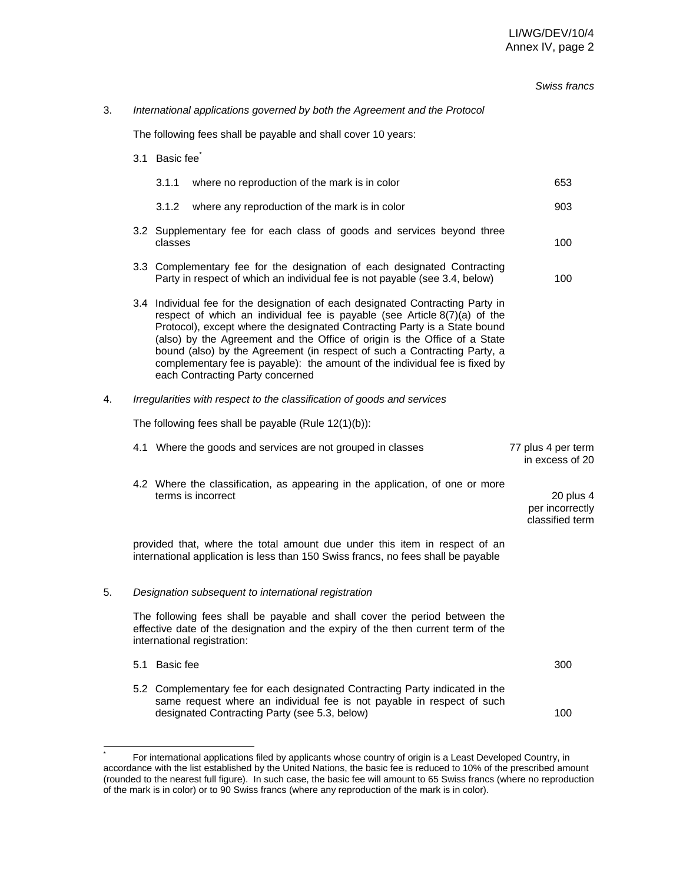*Swiss francs*

3. *International applications governed by both the Agreement and the Protocol*

   The following fees shall be payable and shall cover 10 years:

   3.1 Basic fee[*]

   | | | |
   |---|---|---|
   | 3.1.1 | where no reproduction of the mark is in color | 653 |
   | 3.1.2 | where any reproduction of the mark is in color | 903 |

   3.2 Supplementary fee for each class of goods and services beyond three classes — 100

   3.3 Complementary fee for the designation of each designated Contracting Party in respect of which an individual fee is not payable (see 3.4, below) — 100

   3.4 Individual fee for the designation of each designated Contracting Party in respect of which an individual fee is payable (see Article 8(7)(a) of the Protocol), except where the designated Contracting Party is a State bound (also) by the Agreement and the Office of origin is the Office of a State bound (also) by the Agreement (in respect of such a Contracting Party, a complementary fee is payable): the amount of the individual fee is fixed by each Contracting Party concerned

4. *Irregularities with respect to the classification of goods and services*

   The following fees shall be payable (Rule 12(1)(b)):

   4.1 Where the goods and services are not grouped in classes — 77 plus 4 per term in excess of 20

   4.2 Where the classification, as appearing in the application, of one or more terms is incorrect — 20 plus 4 per incorrectly classified term

   provided that, where the total amount due under this item in respect of an international application is less than 150 Swiss francs, no fees shall be payable

5. *Designation subsequent to international registration*

   The following fees shall be payable and shall cover the period between the effective date of the designation and the expiry of the then current term of the international registration:

   5.1 Basic fee — 300

   5.2 Complementary fee for each designated Contracting Party indicated in the same request where an individual fee is not payable in respect of such designated Contracting Party (see 5.3, below) — 100

---

[*] For international applications filed by applicants whose country of origin is a Least Developed Country, in accordance with the list established by the United Nations, the basic fee is reduced to 10% of the prescribed amount (rounded to the nearest full figure). In such case, the basic fee will amount to 65 Swiss francs (where no reproduction of the mark is in color) or to 90 Swiss francs (where any reproduction of the mark is in color).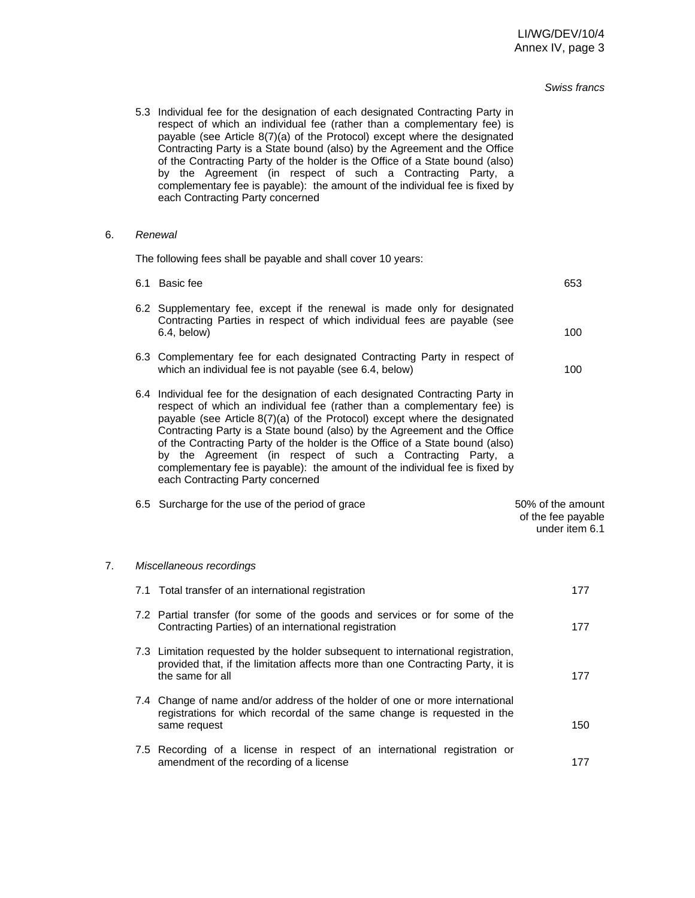*Swiss francs*

5.3 Individual fee for the designation of each designated Contracting Party in respect of which an individual fee (rather than a complementary fee) is payable (see Article 8(7)(a) of the Protocol) except where the designated Contracting Party is a State bound (also) by the Agreement and the Office of the Contracting Party of the holder is the Office of a State bound (also) by the Agreement (in respect of such a Contracting Party, a complementary fee is payable): the amount of the individual fee is fixed by each Contracting Party concerned

6. *Renewal*

The following fees shall be payable and shall cover 10 years:

| | |
|---|---|
| 6.1 Basic fee | 653 |
| 6.2 Supplementary fee, except if the renewal is made only for designated Contracting Parties in respect of which individual fees are payable (see 6.4, below) | 100 |
| 6.3 Complementary fee for each designated Contracting Party in respect of which an individual fee is not payable (see 6.4, below) | 100 |
| 6.4 Individual fee for the designation of each designated Contracting Party in respect of which an individual fee (rather than a complementary fee) is payable (see Article 8(7)(a) of the Protocol) except where the designated Contracting Party is a State bound (also) by the Agreement and the Office of the Contracting Party of the holder is the Office of a State bound (also) by the Agreement (in respect of such a Contracting Party, a complementary fee is payable): the amount of the individual fee is fixed by each Contracting Party concerned | |
| 6.5 Surcharge for the use of the period of grace | 50% of the amount of the fee payable under item 6.1 |

7. *Miscellaneous recordings*

| | |
|---|---|
| 7.1 Total transfer of an international registration | 177 |
| 7.2 Partial transfer (for some of the goods and services or for some of the Contracting Parties) of an international registration | 177 |
| 7.3 Limitation requested by the holder subsequent to international registration, provided that, if the limitation affects more than one Contracting Party, it is the same for all | 177 |
| 7.4 Change of name and/or address of the holder of one or more international registrations for which recordal of the same change is requested in the same request | 150 |
| 7.5 Recording of a license in respect of an international registration or amendment of the recording of a license | 177 |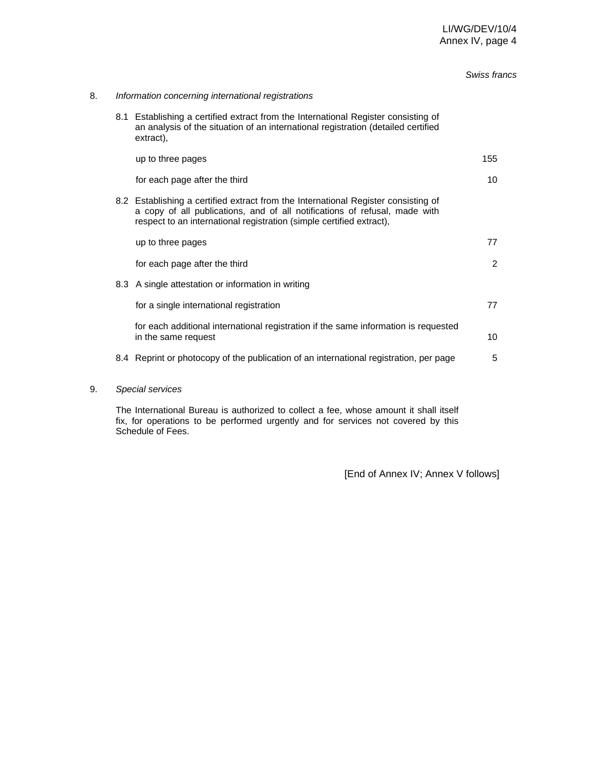*Swiss francs*

8. *Information concerning international registrations*

8.1 Establishing a certified extract from the International Register consisting of an analysis of the situation of an international registration (detailed certified extract),

| | |
|---|---|
| up to three pages | 155 |
| for each page after the third | 10 |

8.2 Establishing a certified extract from the International Register consisting of a copy of all publications, and of all notifications of refusal, made with respect to an international registration (simple certified extract),

| | |
|---|---|
| up to three pages | 77 |
| for each page after the third | 2 |

8.3 A single attestation or information in writing

| | |
|---|---|
| for a single international registration | 77 |
| for each additional international registration if the same information is requested in the same request | 10 |

| | |
|---|---|
| 8.4 Reprint or photocopy of the publication of an international registration, per page | 5 |

9. *Special services*

The International Bureau is authorized to collect a fee, whose amount it shall itself fix, for operations to be performed urgently and for services not covered by this Schedule of Fees.

[End of Annex IV; Annex V follows]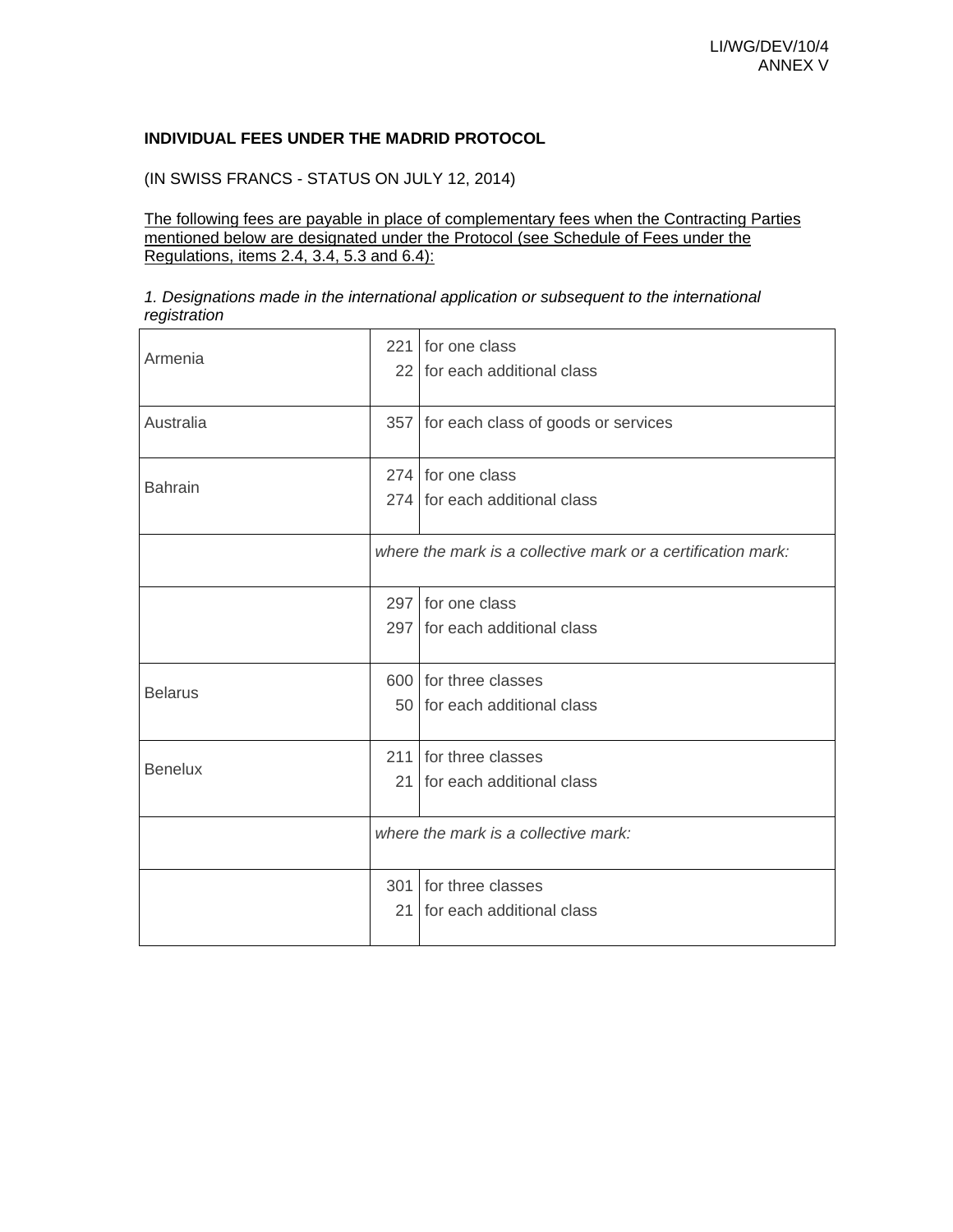**INDIVIDUAL FEES UNDER THE MADRID PROTOCOL**

(IN SWISS FRANCS - STATUS ON JULY 12, 2014)

<u>The following fees are payable in place of complementary fees when the Contracting Parties mentioned below are designated under the Protocol (see Schedule of Fees under the Regulations, items 2.4, 3.4, 5.3 and 6.4):</u>

*1. Designations made in the international application or subsequent to the international registration*

| | | |
|---|---|---|
| Armenia | 221<br>22 | for one class<br>for each additional class |
| Australia | 357 | for each class of goods or services |
| Bahrain | 274<br>274 | for one class<br>for each additional class |
| | *where the mark is a collective mark or a certification mark:* | |
| | 297<br>297 | for one class<br>for each additional class |
| Belarus | 600<br>50 | for three classes<br>for each additional class |
| Benelux | 211<br>21 | for three classes<br>for each additional class |
| | *where the mark is a collective mark:* | |
| | 301<br>21 | for three classes<br>for each additional class |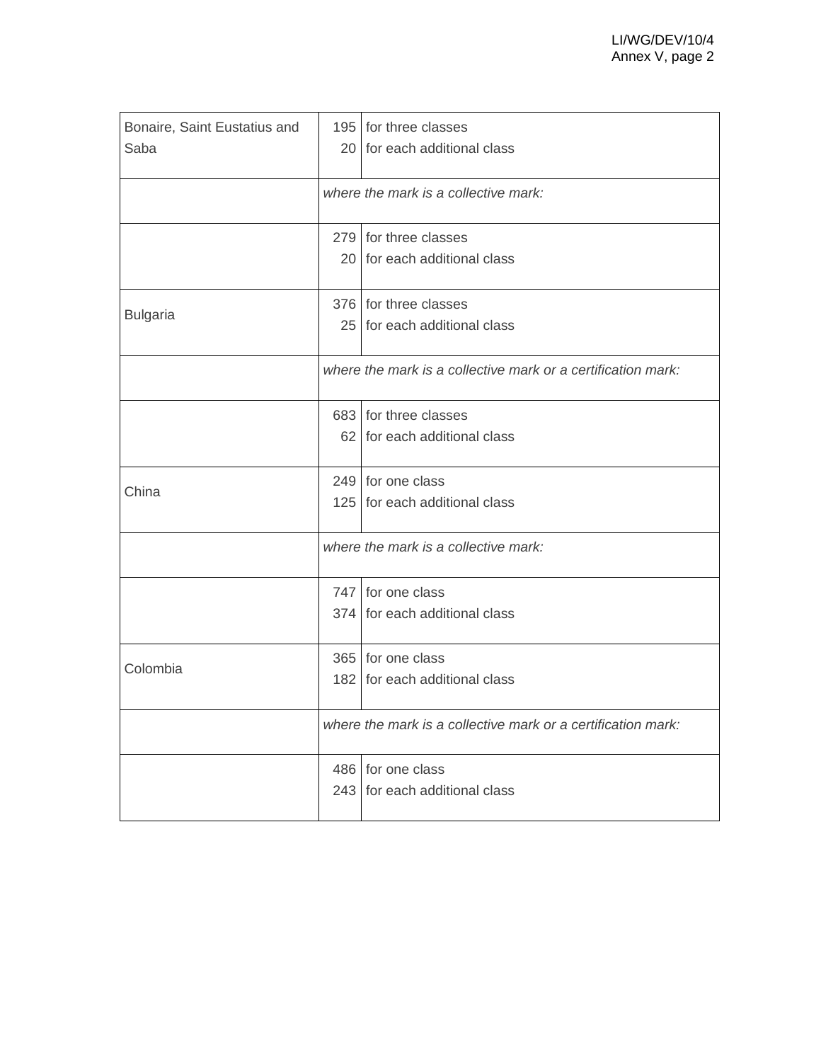| | | |
|---|---|---|
| Bonaire, Saint Eustatius and Saba | 195<br>20 | for three classes<br>for each additional class |
| | *where the mark is a collective mark:* | |
| | 279<br>20 | for three classes<br>for each additional class |
| Bulgaria | 376<br>25 | for three classes<br>for each additional class |
| | *where the mark is a collective mark or a certification mark:* | |
| | 683<br>62 | for three classes<br>for each additional class |
| China | 249<br>125 | for one class<br>for each additional class |
| | *where the mark is a collective mark:* | |
| | 747<br>374 | for one class<br>for each additional class |
| Colombia | 365<br>182 | for one class<br>for each additional class |
| | *where the mark is a collective mark or a certification mark:* | |
| | 486<br>243 | for one class<br>for each additional class |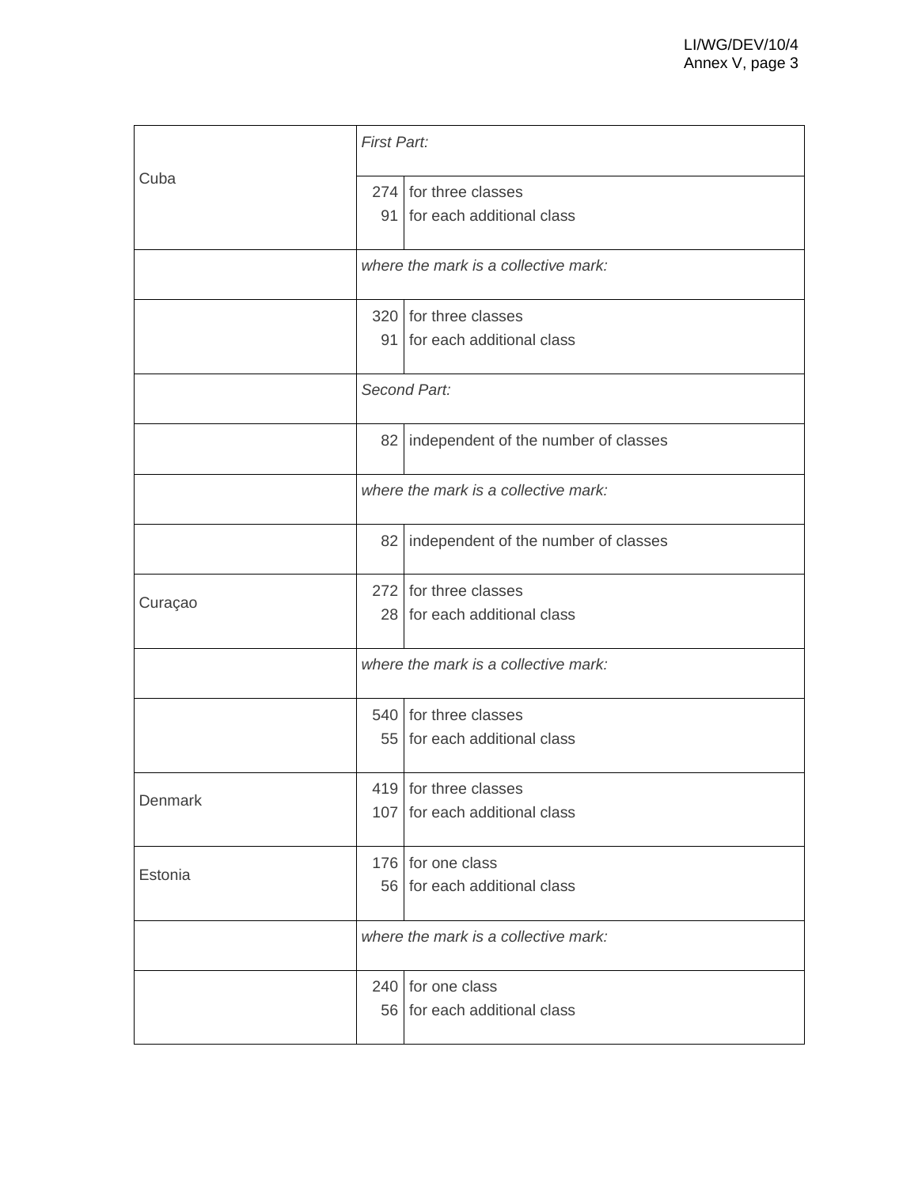| | | |
|---|---|---|
| Cuba | *First Part:* | |
| | 274<br>91 | for three classes<br>for each additional class |
| | *where the mark is a collective mark:* | |
| | 320<br>91 | for three classes<br>for each additional class |
| | *Second Part:* | |
| | 82 | independent of the number of classes |
| | *where the mark is a collective mark:* | |
| | 82 | independent of the number of classes |
| Curaçao | 272<br>28 | for three classes<br>for each additional class |
| | *where the mark is a collective mark:* | |
| | 540<br>55 | for three classes<br>for each additional class |
| Denmark | 419<br>107 | for three classes<br>for each additional class |
| Estonia | 176<br>56 | for one class<br>for each additional class |
| | *where the mark is a collective mark:* | |
| | 240<br>56 | for one class<br>for each additional class |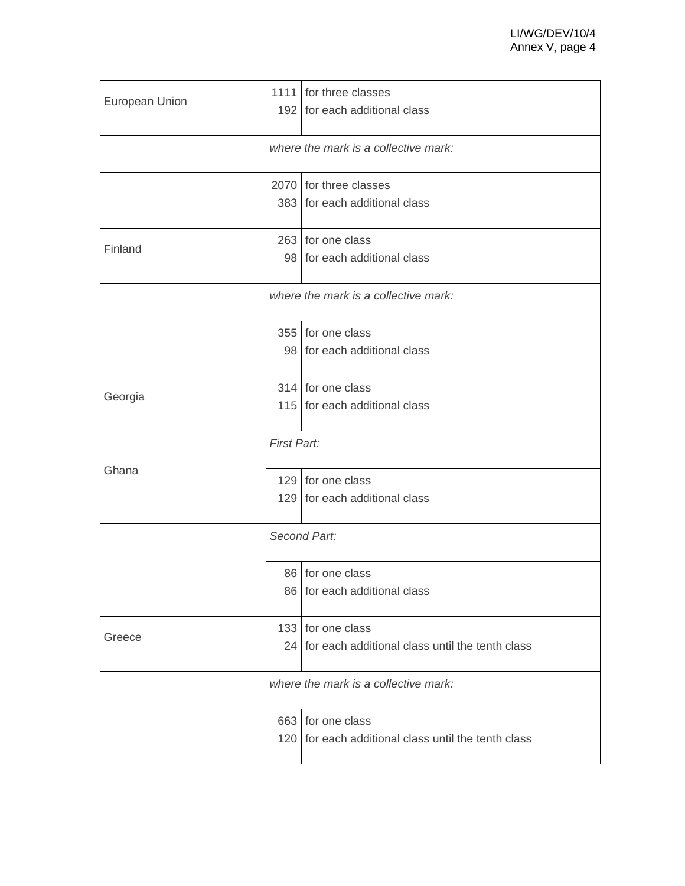| | | |
|---|---|---|
| European Union | 1111<br>192 | for three classes<br>for each additional class |
| | *where the mark is a collective mark:* | |
| | 2070<br>383 | for three classes<br>for each additional class |
| Finland | 263<br>98 | for one class<br>for each additional class |
| | *where the mark is a collective mark:* | |
| | 355<br>98 | for one class<br>for each additional class |
| Georgia | 314<br>115 | for one class<br>for each additional class |
| Ghana | *First Part:* | |
| | 129<br>129 | for one class<br>for each additional class |
| | *Second Part:* | |
| | 86<br>86 | for one class<br>for each additional class |
| Greece | 133<br>24 | for one class<br>for each additional class until the tenth class |
| | *where the mark is a collective mark:* | |
| | 663<br>120 | for one class<br>for each additional class until the tenth class |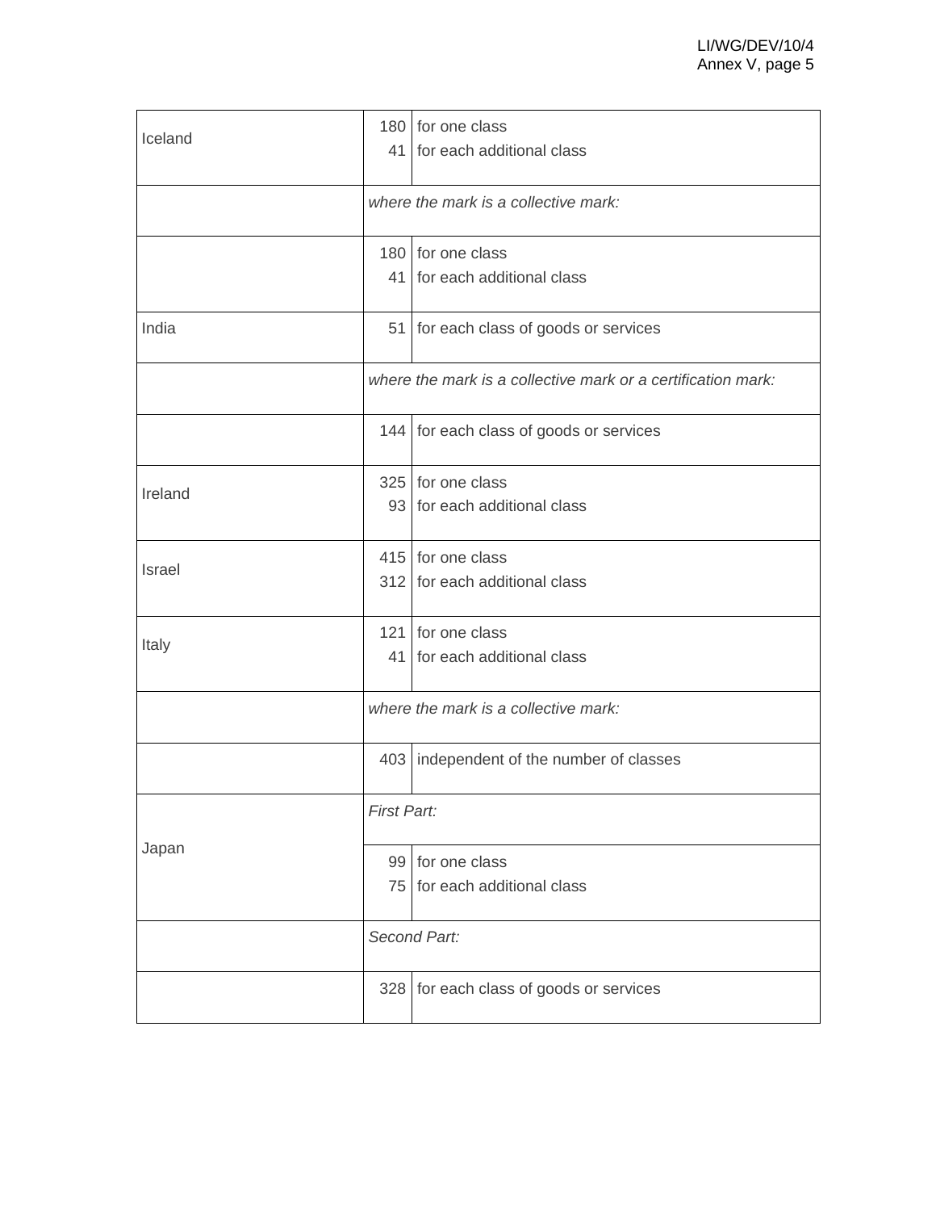| | | |
|---|---|---|
| Iceland | 180<br>41 | for one class<br>for each additional class |
| | *where the mark is a collective mark:* | |
| | 180<br>41 | for one class<br>for each additional class |
| India | 51 | for each class of goods or services |
| | *where the mark is a collective mark or a certification mark:* | |
| | 144 | for each class of goods or services |
| Ireland | 325<br>93 | for one class<br>for each additional class |
| Israel | 415<br>312 | for one class<br>for each additional class |
| Italy | 121<br>41 | for one class<br>for each additional class |
| | *where the mark is a collective mark:* | |
| | 403 | independent of the number of classes |
| Japan | *First Part:* | |
| | 99<br>75 | for one class<br>for each additional class |
| | *Second Part:* | |
| | 328 | for each class of goods or services |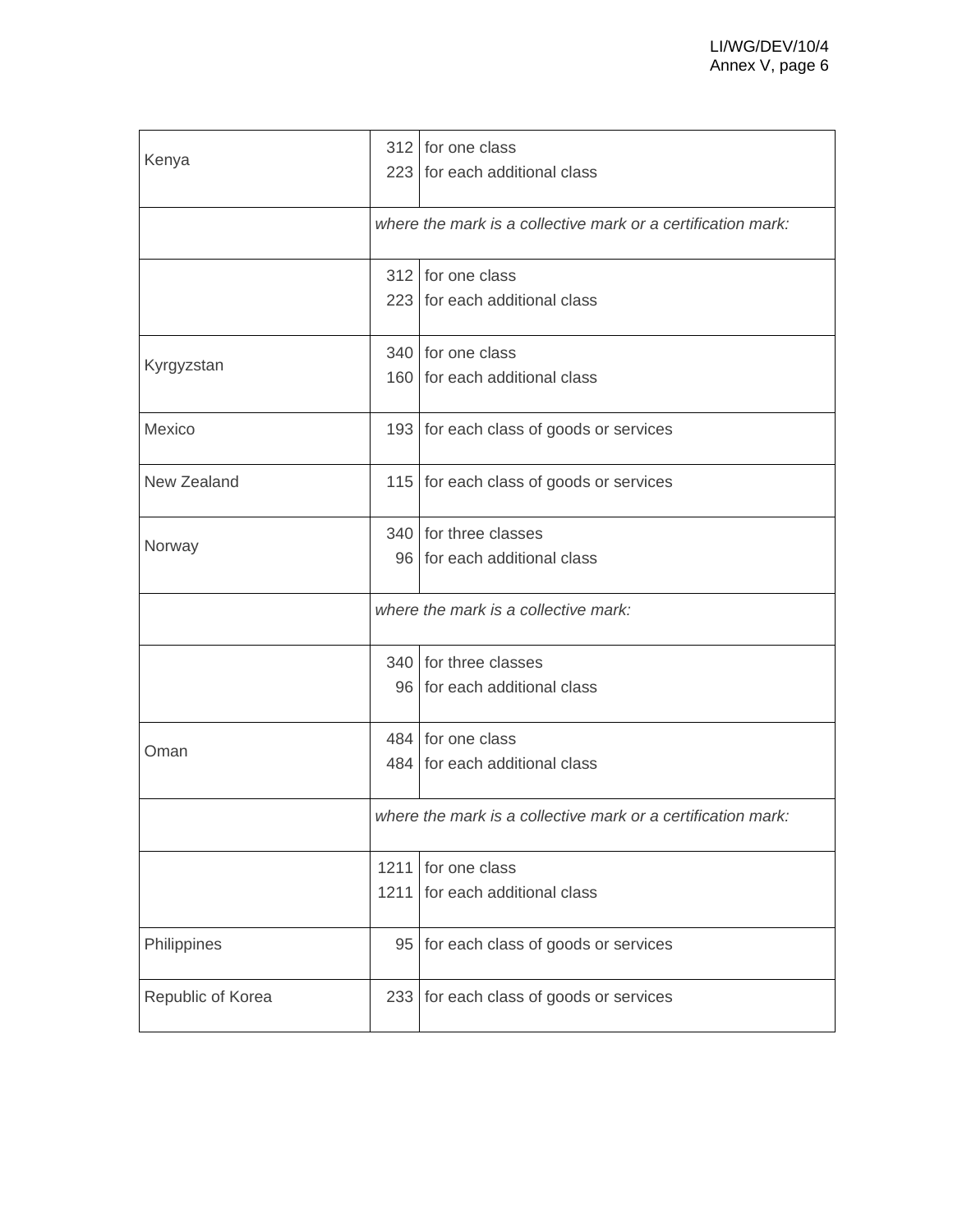| | | |
|---|---|---|
| Kenya | 312<br>223 | for one class<br>for each additional class |
| | *where the mark is a collective mark or a certification mark:* | |
| | 312<br>223 | for one class<br>for each additional class |
| Kyrgyzstan | 340<br>160 | for one class<br>for each additional class |
| Mexico | 193 | for each class of goods or services |
| New Zealand | 115 | for each class of goods or services |
| Norway | 340<br>96 | for three classes<br>for each additional class |
| | *where the mark is a collective mark:* | |
| | 340<br>96 | for three classes<br>for each additional class |
| Oman | 484<br>484 | for one class<br>for each additional class |
| | *where the mark is a collective mark or a certification mark:* | |
| | 1211<br>1211 | for one class<br>for each additional class |
| Philippines | 95 | for each class of goods or services |
| Republic of Korea | 233 | for each class of goods or services |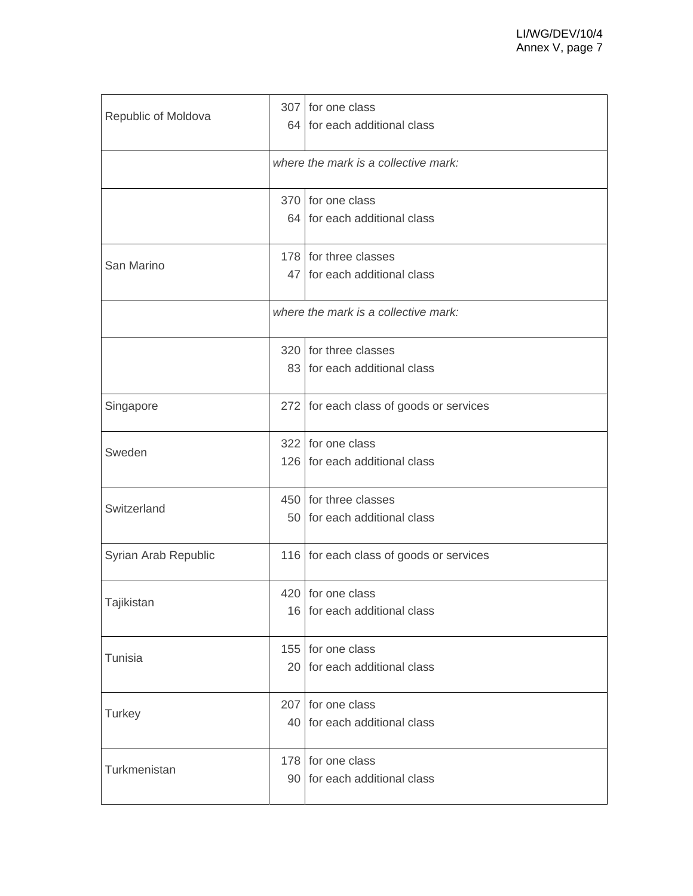| | | |
|---|---|---|
| Republic of Moldova | 307<br>64 | for one class<br>for each additional class |
| | *where the mark is a collective mark:* | |
| | 370<br>64 | for one class<br>for each additional class |
| San Marino | 178<br>47 | for three classes<br>for each additional class |
| | *where the mark is a collective mark:* | |
| | 320<br>83 | for three classes<br>for each additional class |
| Singapore | 272 | for each class of goods or services |
| Sweden | 322<br>126 | for one class<br>for each additional class |
| Switzerland | 450<br>50 | for three classes<br>for each additional class |
| Syrian Arab Republic | 116 | for each class of goods or services |
| Tajikistan | 420<br>16 | for one class<br>for each additional class |
| Tunisia | 155<br>20 | for one class<br>for each additional class |
| Turkey | 207<br>40 | for one class<br>for each additional class |
| Turkmenistan | 178<br>90 | for one class<br>for each additional class |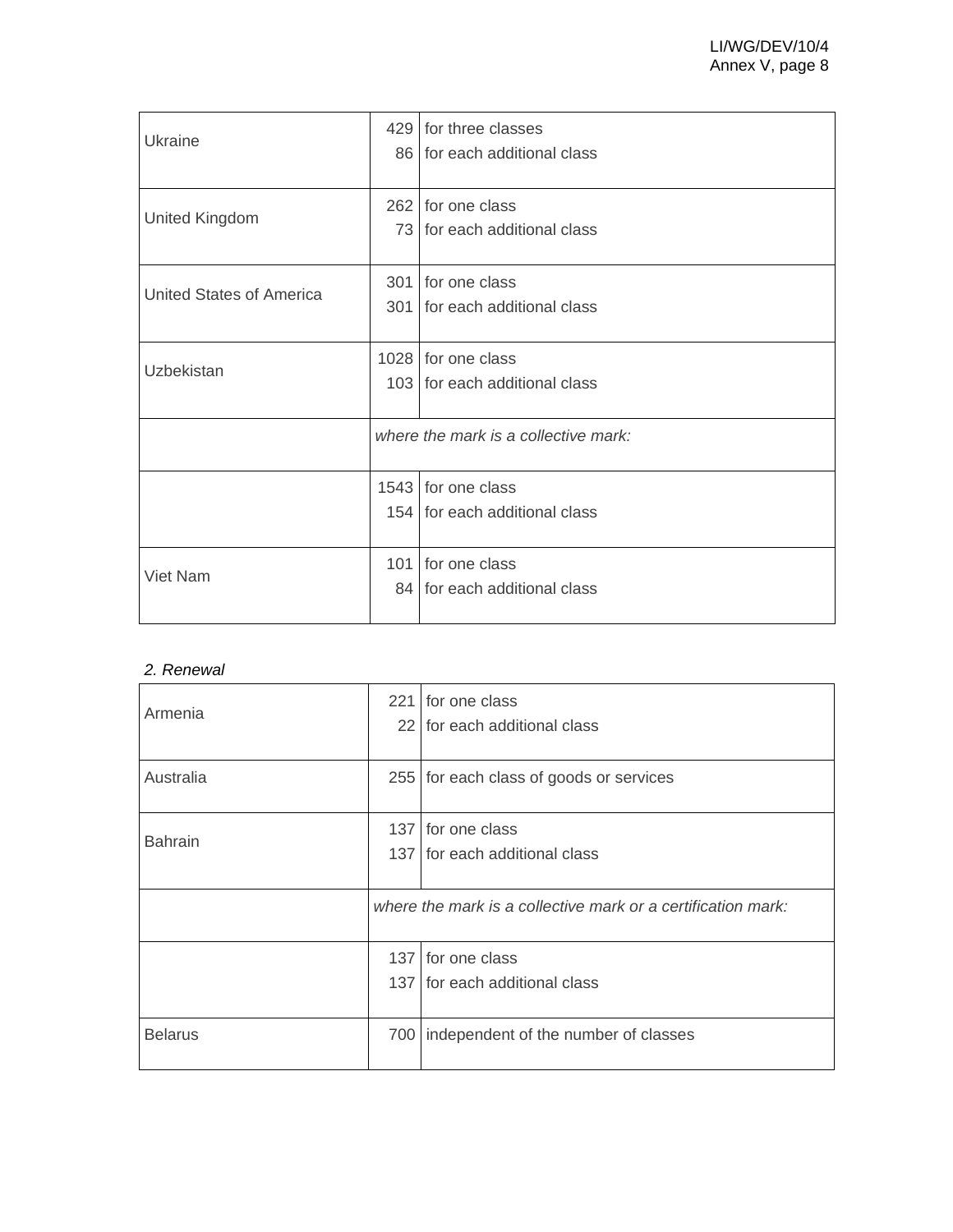| | | |
|---|---|---|
| Ukraine | 429<br>86 | for three classes<br>for each additional class |
| United Kingdom | 262<br>73 | for one class<br>for each additional class |
| United States of America | 301<br>301 | for one class<br>for each additional class |
| Uzbekistan | 1028<br>103 | for one class<br>for each additional class |
| | *where the mark is a collective mark:* | |
| | 1543<br>154 | for one class<br>for each additional class |
| Viet Nam | 101<br>84 | for one class<br>for each additional class |

*2. Renewal*

| | | |
|---|---|---|
| Armenia | 221<br>22 | for one class<br>for each additional class |
| Australia | 255 | for each class of goods or services |
| Bahrain | 137<br>137 | for one class<br>for each additional class |
| | *where the mark is a collective mark or a certification mark:* | |
| | 137<br>137 | for one class<br>for each additional class |
| Belarus | 700 | independent of the number of classes |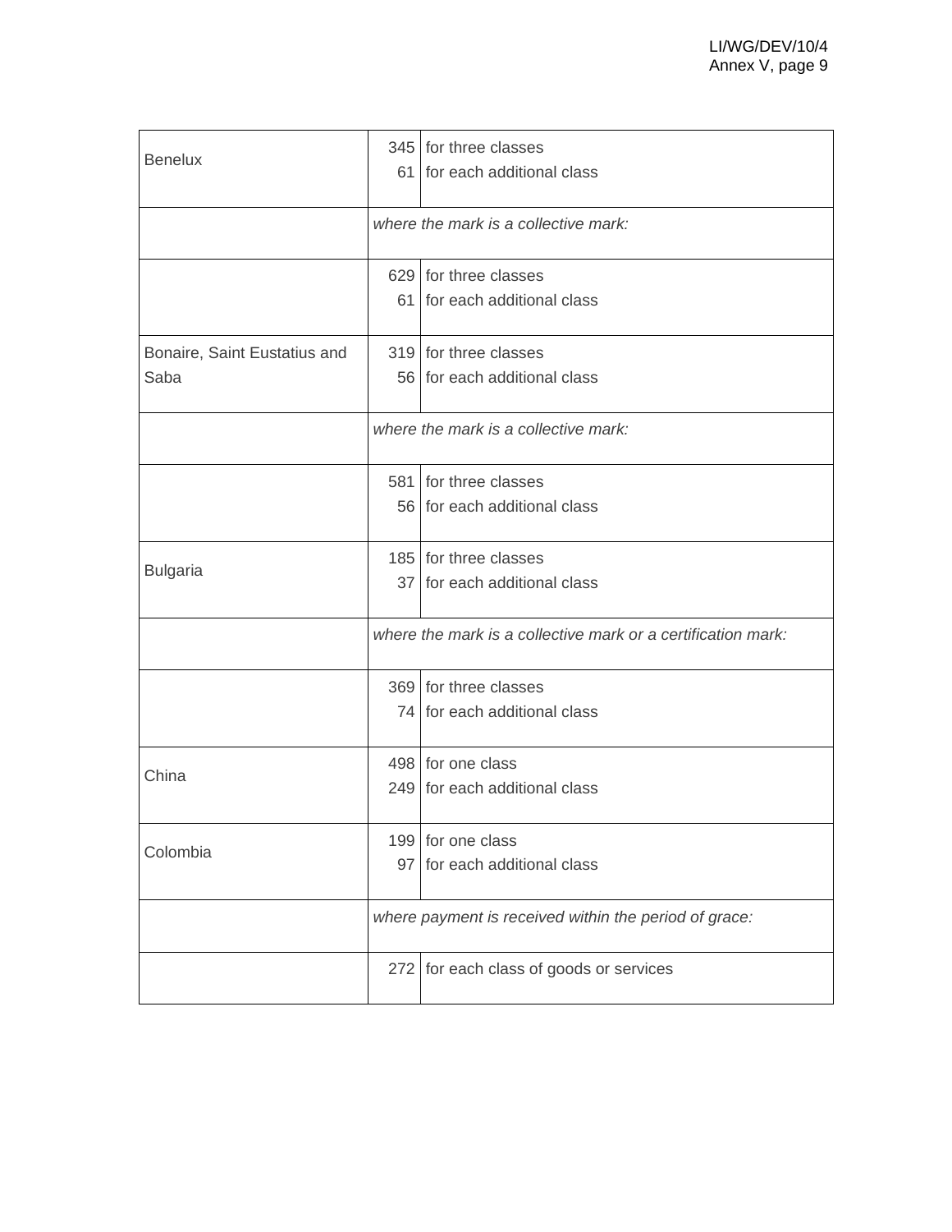| | | |
|---|---|---|
| Benelux | 345<br>61 | for three classes<br>for each additional class |
| | *where the mark is a collective mark:* | |
| | 629<br>61 | for three classes<br>for each additional class |
| Bonaire, Saint Eustatius and Saba | 319<br>56 | for three classes<br>for each additional class |
| | *where the mark is a collective mark:* | |
| | 581<br>56 | for three classes<br>for each additional class |
| Bulgaria | 185<br>37 | for three classes<br>for each additional class |
| | *where the mark is a collective mark or a certification mark:* | |
| | 369<br>74 | for three classes<br>for each additional class |
| China | 498<br>249 | for one class<br>for each additional class |
| Colombia | 199<br>97 | for one class<br>for each additional class |
| | *where payment is received within the period of grace:* | |
| | 272 | for each class of goods or services |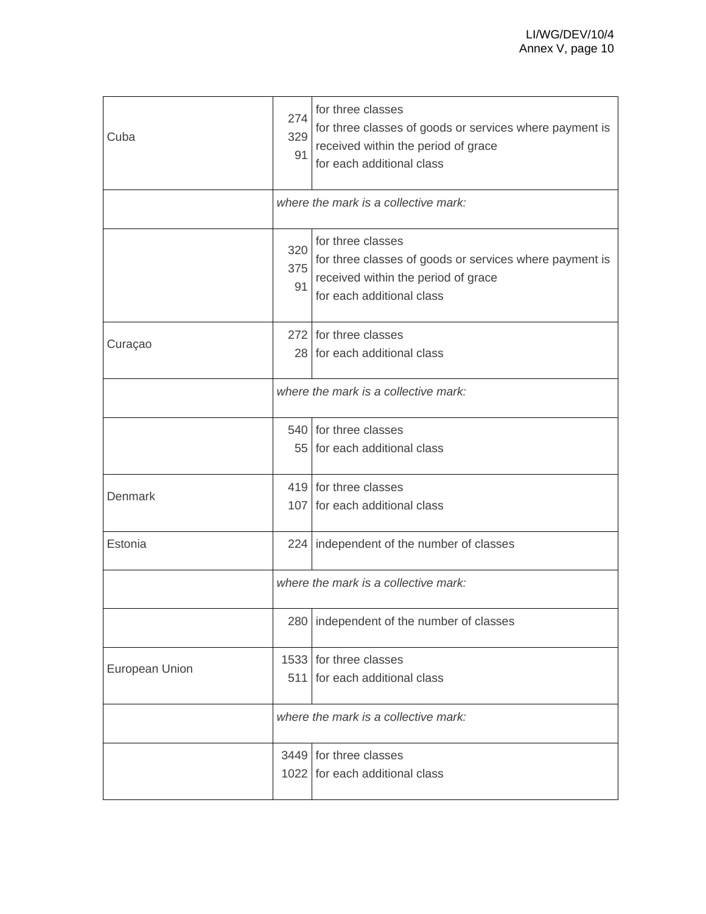| | | |
|---|---|---|
| Cuba | 274<br>329<br><br>91 | for three classes<br>for three classes of goods or services where payment is received within the period of grace<br>for each additional class |
| | *where the mark is a collective mark:* | |
| | 320<br>375<br><br>91 | for three classes<br>for three classes of goods or services where payment is received within the period of grace<br>for each additional class |
| Curaçao | 272<br>28 | for three classes<br>for each additional class |
| | *where the mark is a collective mark:* | |
| | 540<br>55 | for three classes<br>for each additional class |
| Denmark | 419<br>107 | for three classes<br>for each additional class |
| Estonia | 224 | independent of the number of classes |
| | *where the mark is a collective mark:* | |
| | 280 | independent of the number of classes |
| European Union | 1533<br>511 | for three classes<br>for each additional class |
| | *where the mark is a collective mark:* | |
| | 3449<br>1022 | for three classes<br>for each additional class |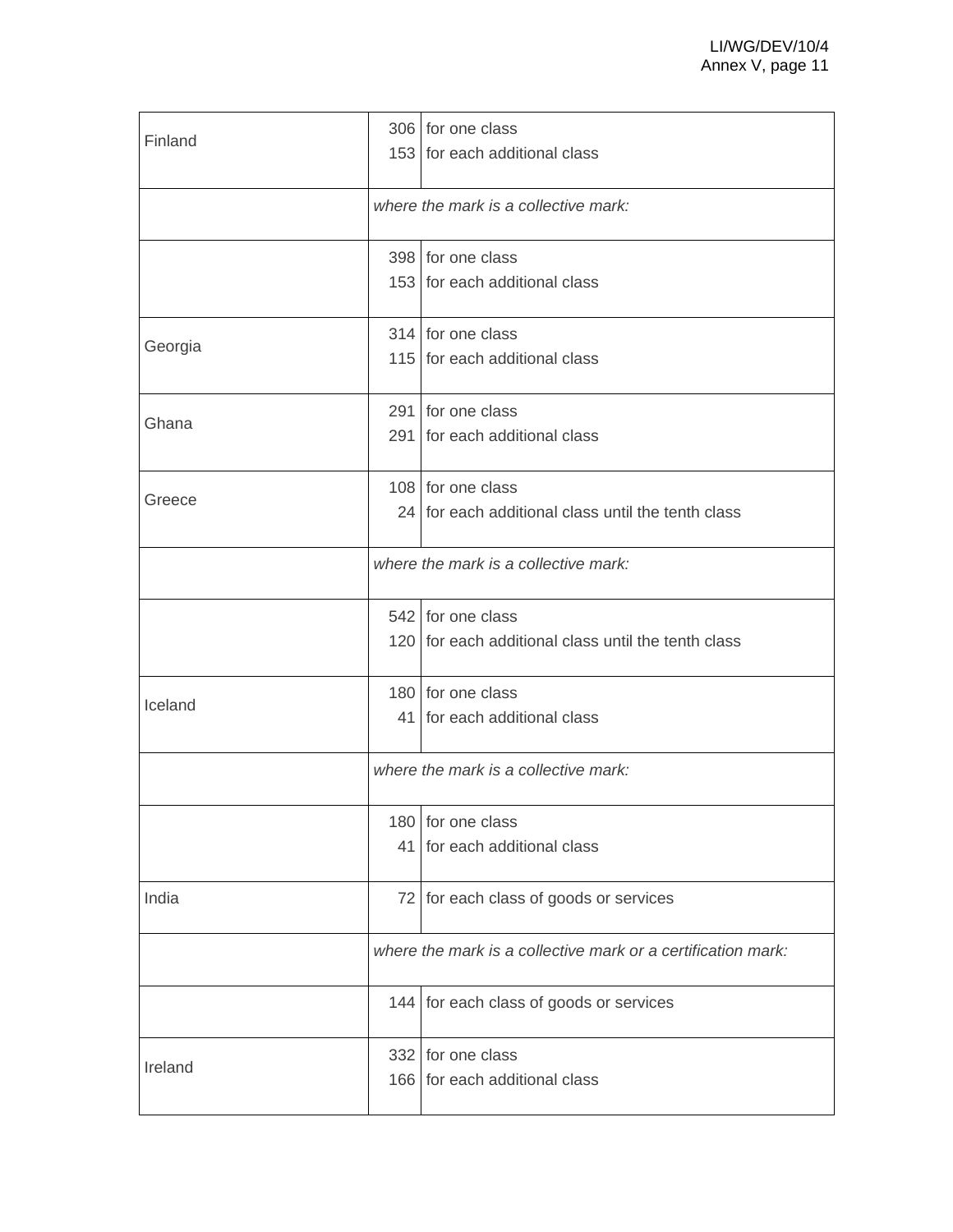| | | |
|---|---|---|
| Finland | 306<br>153 | for one class<br>for each additional class |
| | *where the mark is a collective mark:* | |
| | 398<br>153 | for one class<br>for each additional class |
| Georgia | 314<br>115 | for one class<br>for each additional class |
| Ghana | 291<br>291 | for one class<br>for each additional class |
| Greece | 108<br>24 | for one class<br>for each additional class until the tenth class |
| | *where the mark is a collective mark:* | |
| | 542<br>120 | for one class<br>for each additional class until the tenth class |
| Iceland | 180<br>41 | for one class<br>for each additional class |
| | *where the mark is a collective mark:* | |
| | 180<br>41 | for one class<br>for each additional class |
| India | 72 | for each class of goods or services |
| | *where the mark is a collective mark or a certification mark:* | |
| | 144 | for each class of goods or services |
| Ireland | 332<br>166 | for one class<br>for each additional class |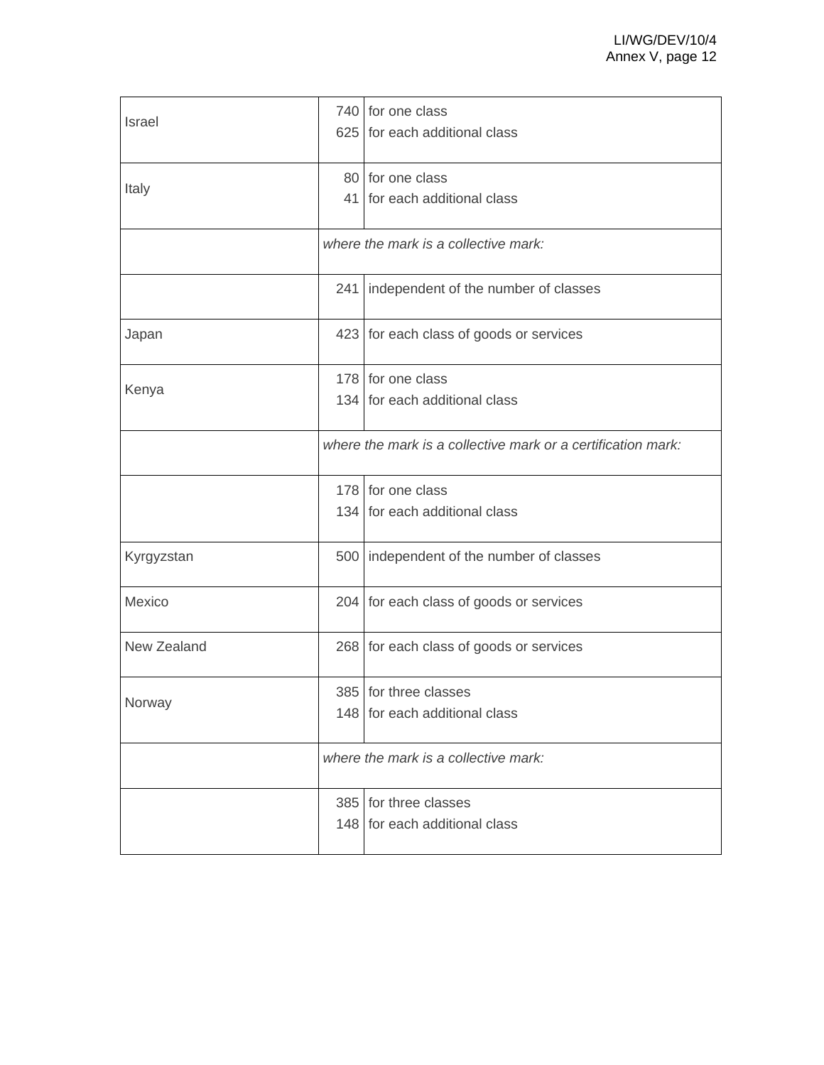| | | |
|---|---|---|
| Israel | 740<br>625 | for one class<br>for each additional class |
| Italy | 80<br>41 | for one class<br>for each additional class |
| | *where the mark is a collective mark:* | |
| | 241 | independent of the number of classes |
| Japan | 423 | for each class of goods or services |
| Kenya | 178<br>134 | for one class<br>for each additional class |
| | *where the mark is a collective mark or a certification mark:* | |
| | 178<br>134 | for one class<br>for each additional class |
| Kyrgyzstan | 500 | independent of the number of classes |
| Mexico | 204 | for each class of goods or services |
| New Zealand | 268 | for each class of goods or services |
| Norway | 385<br>148 | for three classes<br>for each additional class |
| | *where the mark is a collective mark:* | |
| | 385<br>148 | for three classes<br>for each additional class |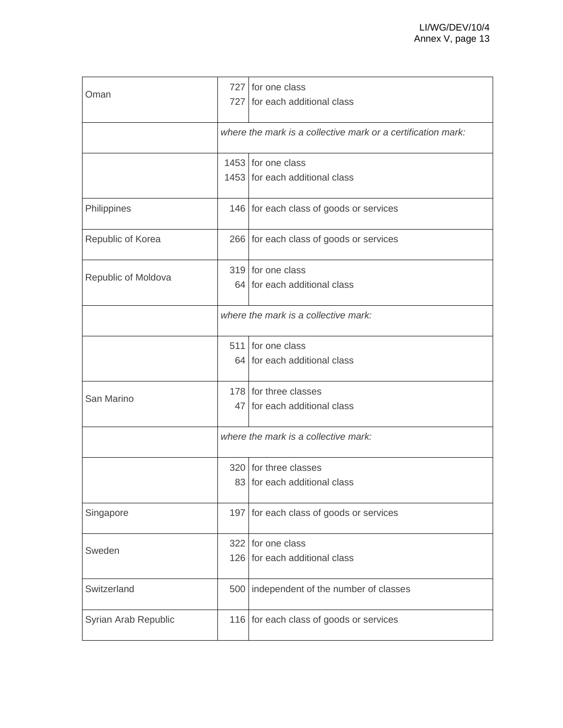| | | |
|---|---|---|
| Oman | 727<br>727 | for one class<br>for each additional class |
| | *where the mark is a collective mark or a certification mark:* | |
| | 1453<br>1453 | for one class<br>for each additional class |
| Philippines | 146 | for each class of goods or services |
| Republic of Korea | 266 | for each class of goods or services |
| Republic of Moldova | 319<br>64 | for one class<br>for each additional class |
| | *where the mark is a collective mark:* | |
| | 511<br>64 | for one class<br>for each additional class |
| San Marino | 178<br>47 | for three classes<br>for each additional class |
| | *where the mark is a collective mark:* | |
| | 320<br>83 | for three classes<br>for each additional class |
| Singapore | 197 | for each class of goods or services |
| Sweden | 322<br>126 | for one class<br>for each additional class |
| Switzerland | 500 | independent of the number of classes |
| Syrian Arab Republic | 116 | for each class of goods or services |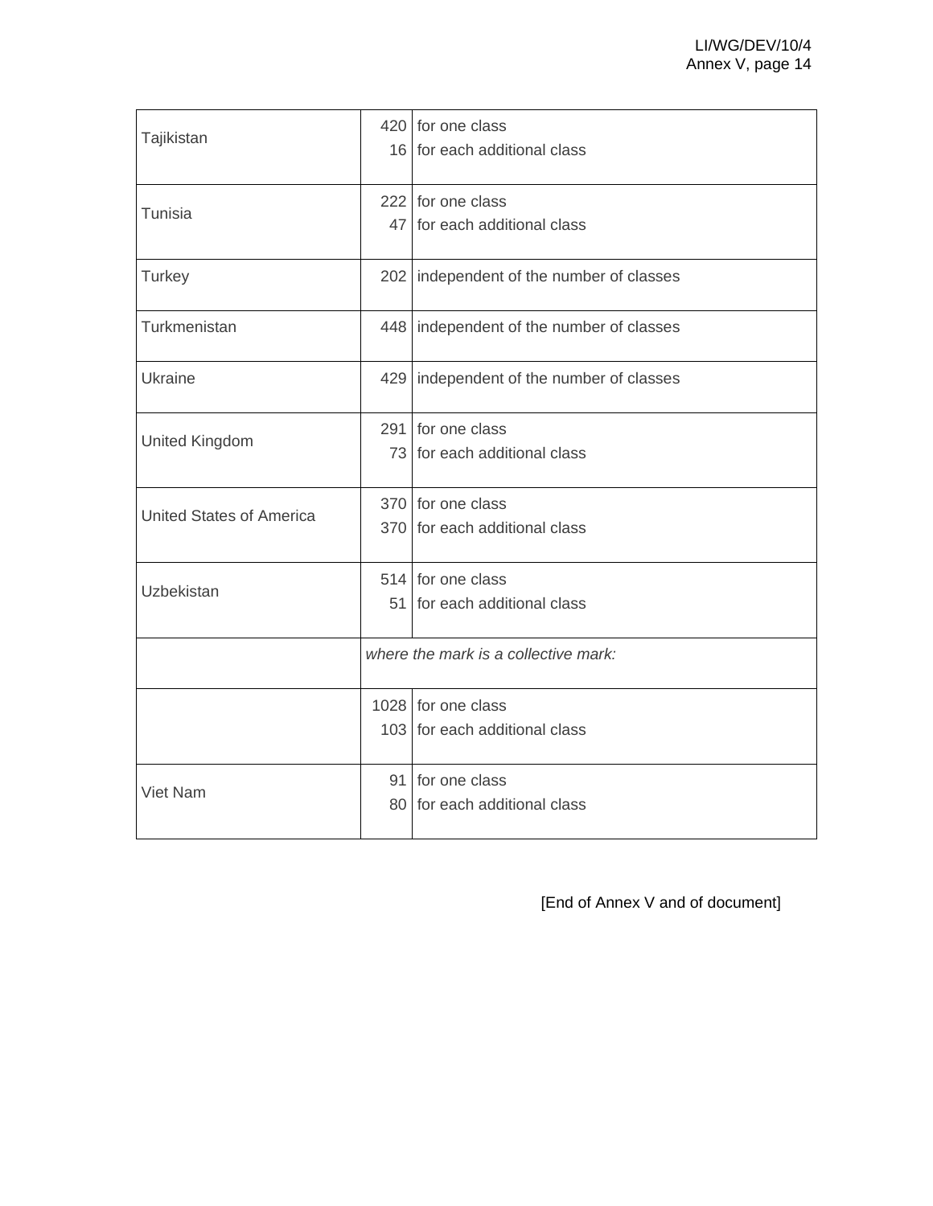| | | |
|---|---|---|
| Tajikistan | 420<br>16 | for one class<br>for each additional class |
| Tunisia | 222<br>47 | for one class<br>for each additional class |
| Turkey | 202 | independent of the number of classes |
| Turkmenistan | 448 | independent of the number of classes |
| Ukraine | 429 | independent of the number of classes |
| United Kingdom | 291<br>73 | for one class<br>for each additional class |
| United States of America | 370<br>370 | for one class<br>for each additional class |
| Uzbekistan | 514<br>51 | for one class<br>for each additional class |
| | *where the mark is a collective mark:* | |
| | 1028<br>103 | for one class<br>for each additional class |
| Viet Nam | 91<br>80 | for one class<br>for each additional class |

[End of Annex V and of document]